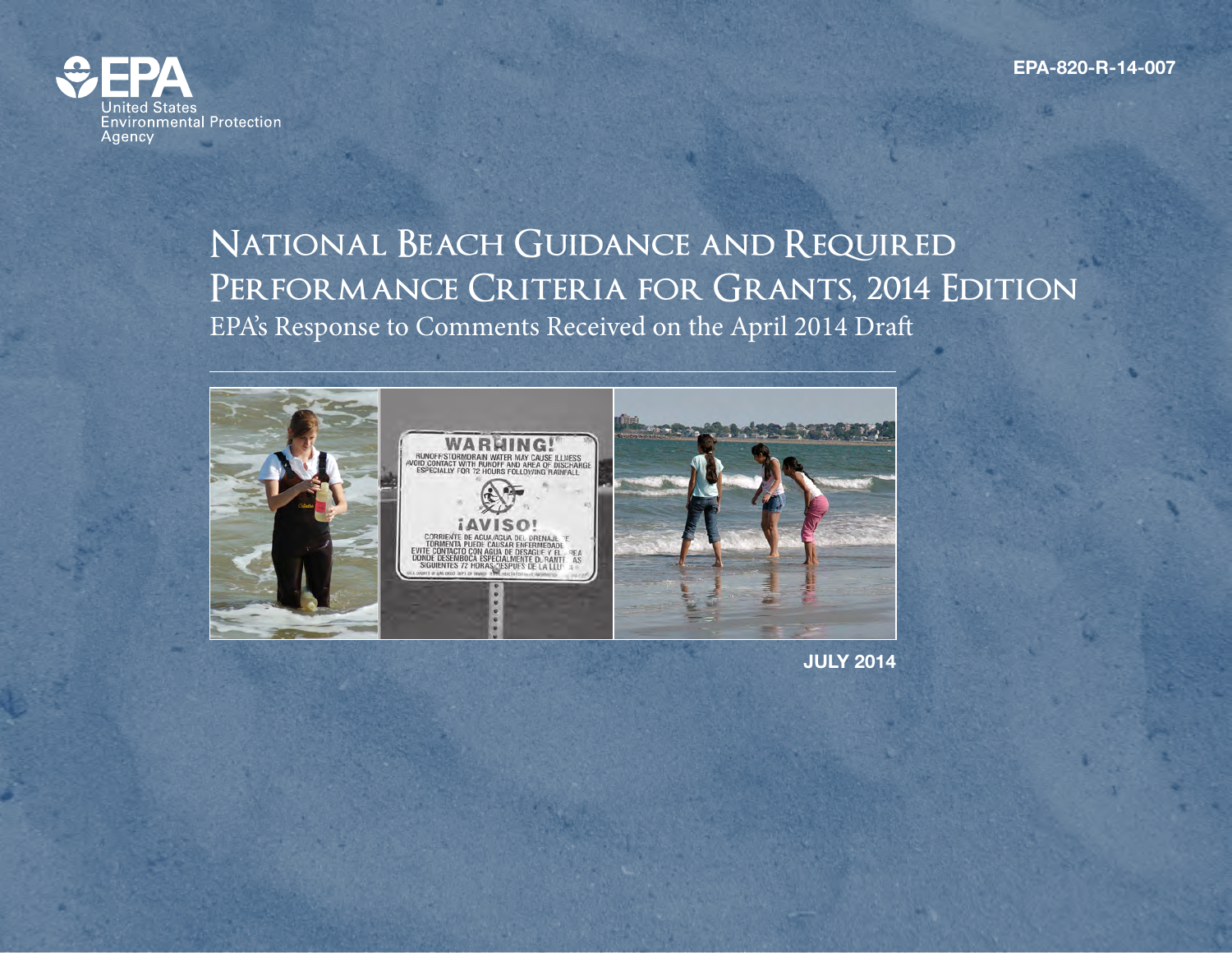EPA-820-R-14-007

United States Environmental Protection Agency

# National Beach Guidance and Required Performance Criteria for Grants, 2014 Edition

## EPA's Response to Comments Received on the April 2014 Draft

**JULY 2014**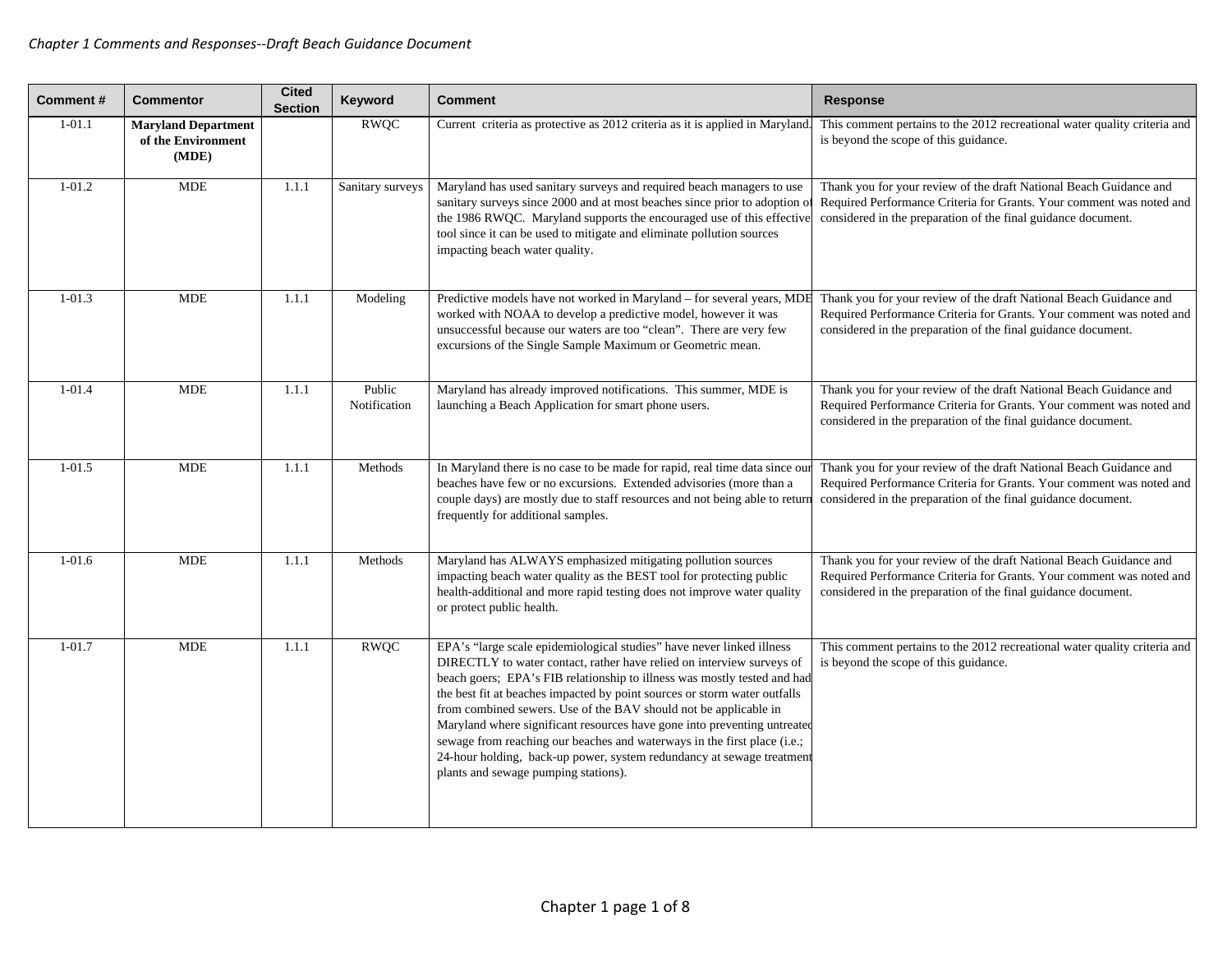*Chapter 1 Comments and Responses--Draft Beach Guidance Document*

| Comment # | Commentor | Cited Section | Keyword | Comment | Response |
|---|---|---|---|---|---|
| 1-01.1 | **Maryland Department of the Environment (MDE)** | | RWQC | Current criteria as protective as 2012 criteria as it is applied in Maryland. | This comment pertains to the 2012 recreational water quality criteria and is beyond the scope of this guidance. |
| 1-01.2 | MDE | 1.1.1 | Sanitary surveys | Maryland has used sanitary surveys and required beach managers to use sanitary surveys since 2000 and at most beaches since prior to adoption of the 1986 RWQC. Maryland supports the encouraged use of this effective tool since it can be used to mitigate and eliminate pollution sources impacting beach water quality. | Thank you for your review of the draft National Beach Guidance and Required Performance Criteria for Grants. Your comment was noted and considered in the preparation of the final guidance document. |
| 1-01.3 | MDE | 1.1.1 | Modeling | Predictive models have not worked in Maryland – for several years, MDE worked with NOAA to develop a predictive model, however it was unsuccessful because our waters are too "clean". There are very few excursions of the Single Sample Maximum or Geometric mean. | Thank you for your review of the draft National Beach Guidance and Required Performance Criteria for Grants. Your comment was noted and considered in the preparation of the final guidance document. |
| 1-01.4 | MDE | 1.1.1 | Public Notification | Maryland has already improved notifications. This summer, MDE is launching a Beach Application for smart phone users. | Thank you for your review of the draft National Beach Guidance and Required Performance Criteria for Grants. Your comment was noted and considered in the preparation of the final guidance document. |
| 1-01.5 | MDE | 1.1.1 | Methods | In Maryland there is no case to be made for rapid, real time data since our beaches have few or no excursions. Extended advisories (more than a couple days) are mostly due to staff resources and not being able to return frequently for additional samples. | Thank you for your review of the draft National Beach Guidance and Required Performance Criteria for Grants. Your comment was noted and considered in the preparation of the final guidance document. |
| 1-01.6 | MDE | 1.1.1 | Methods | Maryland has ALWAYS emphasized mitigating pollution sources impacting beach water quality as the BEST tool for protecting public health-additional and more rapid testing does not improve water quality or protect public health. | Thank you for your review of the draft National Beach Guidance and Required Performance Criteria for Grants. Your comment was noted and considered in the preparation of the final guidance document. |
| 1-01.7 | MDE | 1.1.1 | RWQC | EPA's "large scale epidemiological studies" have never linked illness DIRECTLY to water contact, rather have relied on interview surveys of beach goers; EPA's FIB relationship to illness was mostly tested and had the best fit at beaches impacted by point sources or storm water outfalls from combined sewers. Use of the BAV should not be applicable in Maryland where significant resources have gone into preventing untreated sewage from reaching our beaches and waterways in the first place (i.e.; 24-hour holding, back-up power, system redundancy at sewage treatment plants and sewage pumping stations). | This comment pertains to the 2012 recreational water quality criteria and is beyond the scope of this guidance. |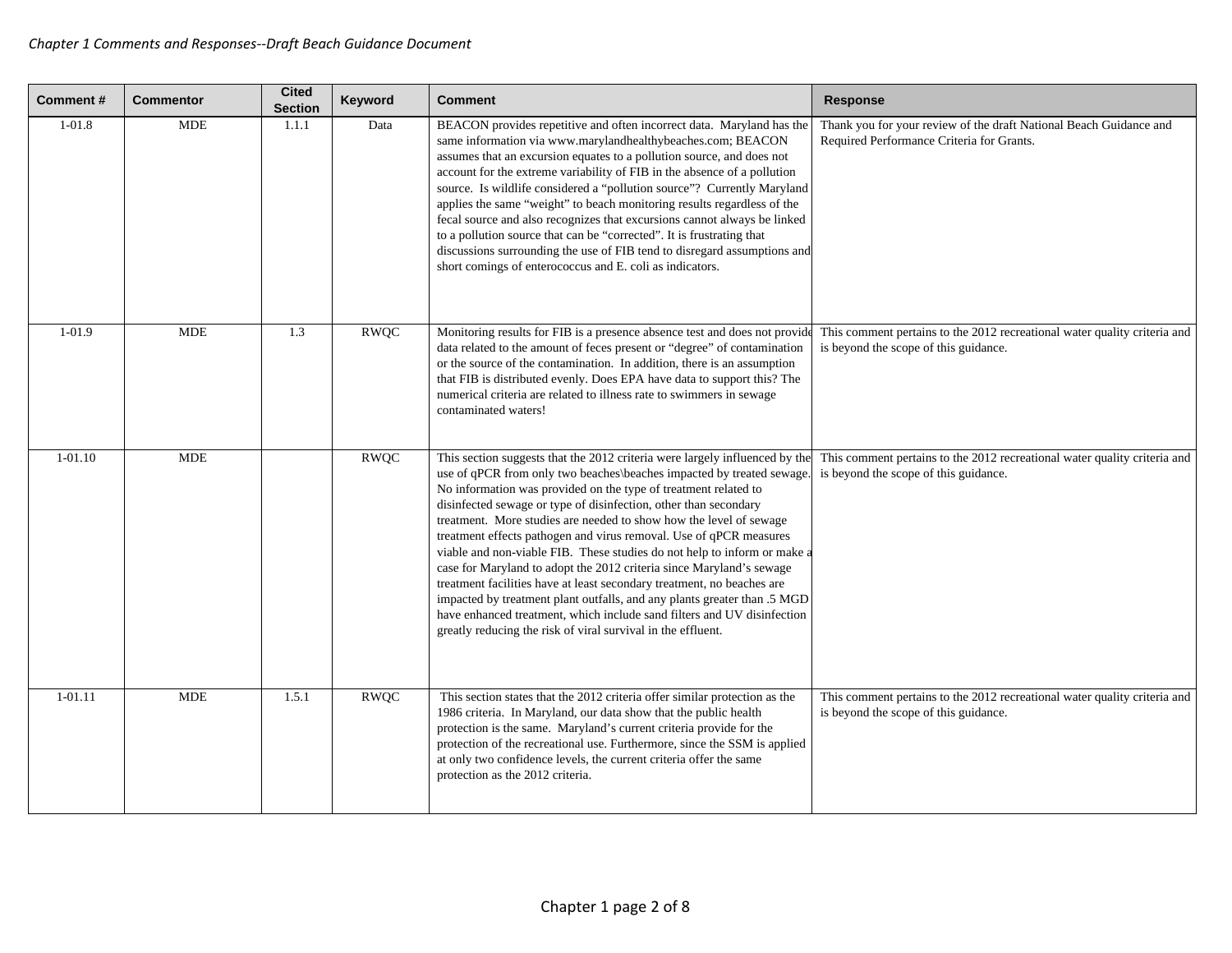| Comment # | Commentor | Cited Section | Keyword | Comment | Response |
|---|---|---|---|---|---|
| 1-01.8 | MDE | 1.1.1 | Data | BEACON provides repetitive and often incorrect data. Maryland has the same information via www.marylandhealthybeaches.com; BEACON assumes that an excursion equates to a pollution source, and does not account for the extreme variability of FIB in the absence of a pollution source. Is wildlife considered a "pollution source"? Currently Maryland applies the same "weight" to beach monitoring results regardless of the fecal source and also recognizes that excursions cannot always be linked to a pollution source that can be "corrected". It is frustrating that discussions surrounding the use of FIB tend to disregard assumptions and short comings of enterococcus and E. coli as indicators. | Thank you for your review of the draft National Beach Guidance and Required Performance Criteria for Grants. |
| 1-01.9 | MDE | 1.3 | RWQC | Monitoring results for FIB is a presence absence test and does not provide data related to the amount of feces present or "degree" of contamination or the source of the contamination. In addition, there is an assumption that FIB is distributed evenly. Does EPA have data to support this? The numerical criteria are related to illness rate to swimmers in sewage contaminated waters! | This comment pertains to the 2012 recreational water quality criteria and is beyond the scope of this guidance. |
| 1-01.10 | MDE | | RWQC | This section suggests that the 2012 criteria were largely influenced by the use of qPCR from only two beaches\beaches impacted by treated sewage. No information was provided on the type of treatment related to disinfected sewage or type of disinfection, other than secondary treatment. More studies are needed to show how the level of sewage treatment effects pathogen and virus removal. Use of qPCR measures viable and non-viable FIB. These studies do not help to inform or make a case for Maryland to adopt the 2012 criteria since Maryland's sewage treatment facilities have at least secondary treatment, no beaches are impacted by treatment plant outfalls, and any plants greater than .5 MGD have enhanced treatment, which include sand filters and UV disinfection greatly reducing the risk of viral survival in the effluent. | This comment pertains to the 2012 recreational water quality criteria and is beyond the scope of this guidance. |
| 1-01.11 | MDE | 1.5.1 | RWQC | This section states that the 2012 criteria offer similar protection as the 1986 criteria. In Maryland, our data show that the public health protection is the same. Maryland's current criteria provide for the protection of the recreational use. Furthermore, since the SSM is applied at only two confidence levels, the current criteria offer the same protection as the 2012 criteria. | This comment pertains to the 2012 recreational water quality criteria and is beyond the scope of this guidance. |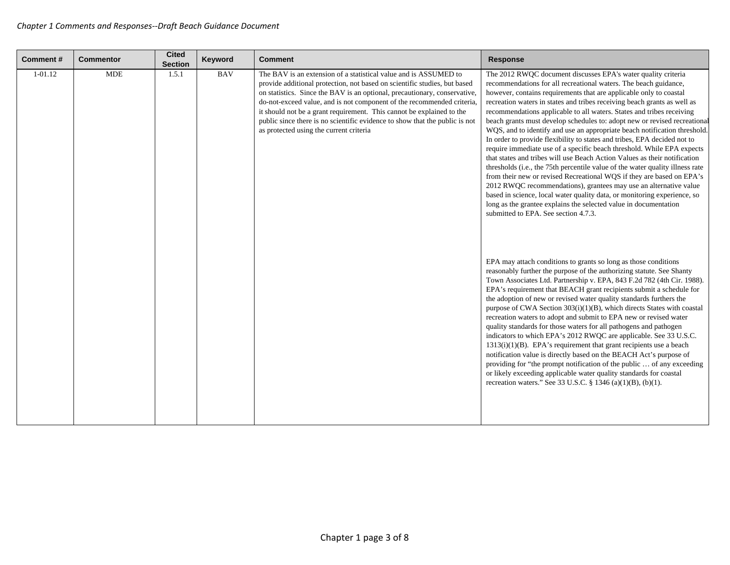| Comment # | Commentor | Cited Section | Keyword | Comment | Response |
|---|---|---|---|---|---|
| 1-01.12 | MDE | 1.5.1 | BAV | The BAV is an extension of a statistical value and is ASSUMED to provide additional protection, not based on scientific studies, but based on statistics. Since the BAV is an optional, precautionary, conservative, do-not-exceed value, and is not component of the recommended criteria, it should not be a grant requirement. This cannot be explained to the public since there is no scientific evidence to show that the public is not as protected using the current criteria | The 2012 RWQC document discusses EPA's water quality criteria recommendations for all recreational waters. The beach guidance, however, contains requirements that are applicable only to coastal recreation waters in states and tribes receiving beach grants as well as recommendations applicable to all waters. States and tribes receiving beach grants must develop schedules to: adopt new or revised recreational WQS, and to identify and use an appropriate beach notification threshold. In order to provide flexibility to states and tribes, EPA decided not to require immediate use of a specific beach threshold. While EPA expects that states and tribes will use Beach Action Values as their notification thresholds (i.e., the 75th percentile value of the water quality illness rate from their new or revised Recreational WQS if they are based on EPA's 2012 RWQC recommendations), grantees may use an alternative value based in science, local water quality data, or monitoring experience, so long as the grantee explains the selected value in documentation submitted to EPA. See section 4.7.3.<br><br>EPA may attach conditions to grants so long as those conditions reasonably further the purpose of the authorizing statute. See Shanty Town Associates Ltd. Partnership v. EPA, 843 F.2d 782 (4th Cir. 1988). EPA's requirement that BEACH grant recipients submit a schedule for the adoption of new or revised water quality standards furthers the purpose of CWA Section 303(i)(1)(B), which directs States with coastal recreation waters to adopt and submit to EPA new or revised water quality standards for those waters for all pathogens and pathogen indicators to which EPA's 2012 RWQC are applicable. See 33 U.S.C. 1313(i)(1)(B). EPA's requirement that grant recipients use a beach notification value is directly based on the BEACH Act's purpose of providing for "the prompt notification of the public … of any exceeding or likely exceeding applicable water quality standards for coastal recreation waters." See 33 U.S.C. § 1346 (a)(1)(B), (b)(1). |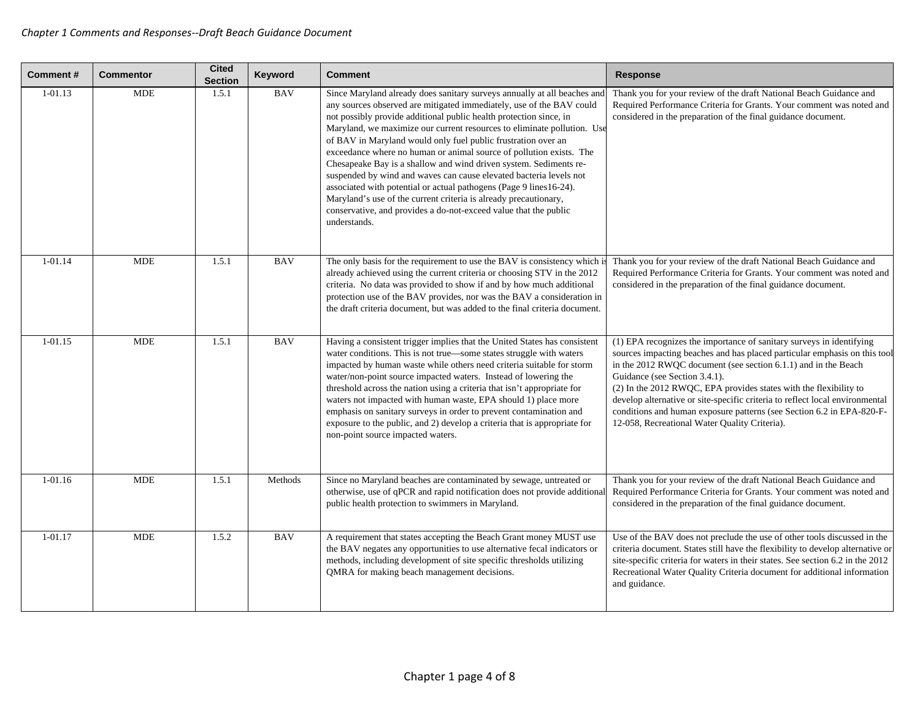| Comment # | Commentor | Cited Section | Keyword | Comment | Response |
|---|---|---|---|---|---|
| 1-01.13 | MDE | 1.5.1 | BAV | Since Maryland already does sanitary surveys annually at all beaches and any sources observed are mitigated immediately, use of the BAV could not possibly provide additional public health protection since, in Maryland, we maximize our current resources to eliminate pollution. Use of BAV in Maryland would only fuel public frustration over an exceedance where no human or animal source of pollution exists. The Chesapeake Bay is a shallow and wind driven system. Sediments re-suspended by wind and waves can cause elevated bacteria levels not associated with potential or actual pathogens (Page 9 lines16-24). Maryland's use of the current criteria is already precautionary, conservative, and provides a do-not-exceed value that the public understands. | Thank you for your review of the draft National Beach Guidance and Required Performance Criteria for Grants. Your comment was noted and considered in the preparation of the final guidance document. |
| 1-01.14 | MDE | 1.5.1 | BAV | The only basis for the requirement to use the BAV is consistency which is already achieved using the current criteria or choosing STV in the 2012 criteria. No data was provided to show if and by how much additional protection use of the BAV provides, nor was the BAV a consideration in the draft criteria document, but was added to the final criteria document. | Thank you for your review of the draft National Beach Guidance and Required Performance Criteria for Grants. Your comment was noted and considered in the preparation of the final guidance document. |
| 1-01.15 | MDE | 1.5.1 | BAV | Having a consistent trigger implies that the United States has consistent water conditions. This is not true—some states struggle with waters impacted by human waste while others need criteria suitable for storm water/non-point source impacted waters. Instead of lowering the threshold across the nation using a criteria that isn't appropriate for waters not impacted with human waste, EPA should 1) place more emphasis on sanitary surveys in order to prevent contamination and exposure to the public, and 2) develop a criteria that is appropriate for non-point source impacted waters. | (1) EPA recognizes the importance of sanitary surveys in identifying sources impacting beaches and has placed particular emphasis on this tool in the 2012 RWQC document (see section 6.1.1) and in the Beach Guidance (see Section 3.4.1).<br>(2) In the 2012 RWQC, EPA provides states with the flexibility to develop alternative or site-specific criteria to reflect local environmental conditions and human exposure patterns (see Section 6.2 in EPA-820-F-12-058, Recreational Water Quality Criteria). |
| 1-01.16 | MDE | 1.5.1 | Methods | Since no Maryland beaches are contaminated by sewage, untreated or otherwise, use of qPCR and rapid notification does not provide additional public health protection to swimmers in Maryland. | Thank you for your review of the draft National Beach Guidance and Required Performance Criteria for Grants. Your comment was noted and considered in the preparation of the final guidance document. |
| 1-01.17 | MDE | 1.5.2 | BAV | A requirement that states accepting the Beach Grant money MUST use the BAV negates any opportunities to use alternative fecal indicators or methods, including development of site specific thresholds utilizing QMRA for making beach management decisions. | Use of the BAV does not preclude the use of other tools discussed in the criteria document. States still have the flexibility to develop alternative or site-specific criteria for waters in their states. See section 6.2 in the 2012 Recreational Water Quality Criteria document for additional information and guidance. |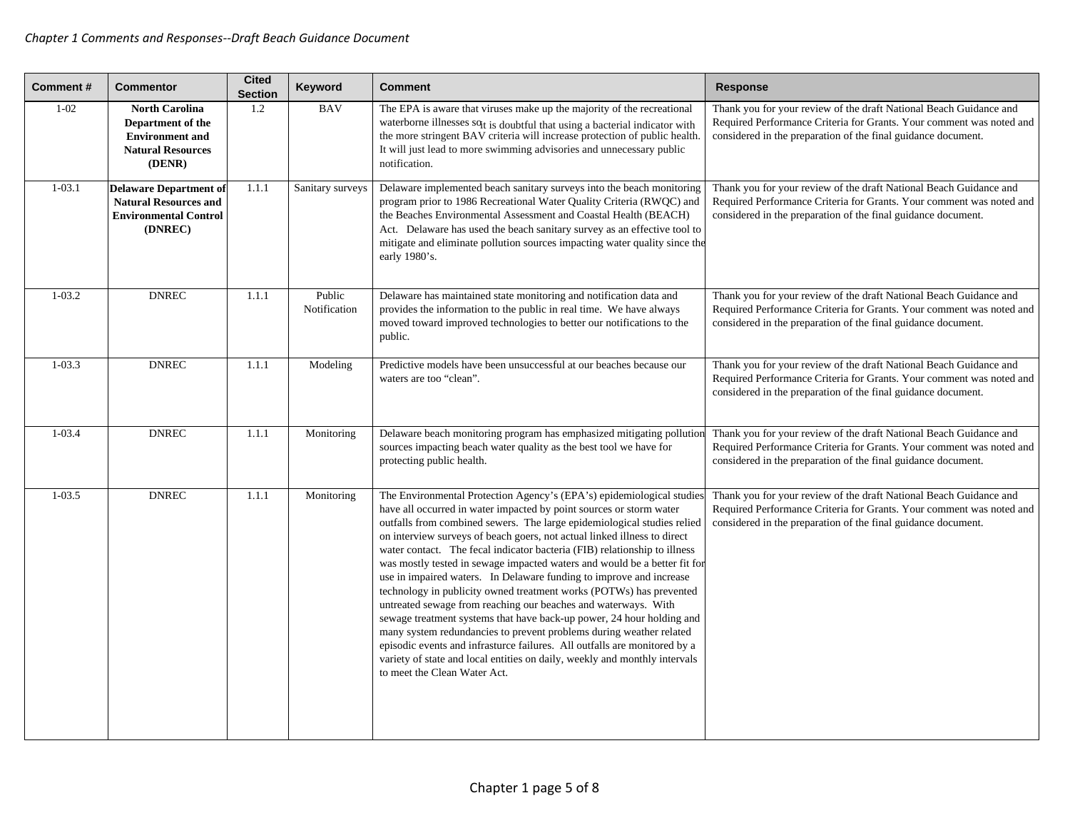| Comment # | Commentor | Cited Section | Keyword | Comment | Response |
|---|---|---|---|---|---|
| 1-02 | **North Carolina Department of the Environment and Natural Resources (DENR)** | 1.2 | BAV | The EPA is aware that viruses make up the majority of the recreational waterborne illnesses so it is doubtful that using a bacterial indicator with the more stringent BAV criteria will increase protection of public health. It will just lead to more swimming advisories and unnecessary public notification. | Thank you for your review of the draft National Beach Guidance and Required Performance Criteria for Grants. Your comment was noted and considered in the preparation of the final guidance document. |
| 1-03.1 | **Delaware Department of Natural Resources and Environmental Control (DNREC)** | 1.1.1 | Sanitary surveys | Delaware implemented beach sanitary surveys into the beach monitoring program prior to 1986 Recreational Water Quality Criteria (RWQC) and the Beaches Environmental Assessment and Coastal Health (BEACH) Act. Delaware has used the beach sanitary survey as an effective tool to mitigate and eliminate pollution sources impacting water quality since the early 1980's. | Thank you for your review of the draft National Beach Guidance and Required Performance Criteria for Grants. Your comment was noted and considered in the preparation of the final guidance document. |
| 1-03.2 | DNREC | 1.1.1 | Public Notification | Delaware has maintained state monitoring and notification data and provides the information to the public in real time. We have always moved toward improved technologies to better our notifications to the public. | Thank you for your review of the draft National Beach Guidance and Required Performance Criteria for Grants. Your comment was noted and considered in the preparation of the final guidance document. |
| 1-03.3 | DNREC | 1.1.1 | Modeling | Predictive models have been unsuccessful at our beaches because our waters are too "clean". | Thank you for your review of the draft National Beach Guidance and Required Performance Criteria for Grants. Your comment was noted and considered in the preparation of the final guidance document. |
| 1-03.4 | DNREC | 1.1.1 | Monitoring | Delaware beach monitoring program has emphasized mitigating pollution sources impacting beach water quality as the best tool we have for protecting public health. | Thank you for your review of the draft National Beach Guidance and Required Performance Criteria for Grants. Your comment was noted and considered in the preparation of the final guidance document. |
| 1-03.5 | DNREC | 1.1.1 | Monitoring | The Environmental Protection Agency's (EPA's) epidemiological studies have all occurred in water impacted by point sources or storm water outfalls from combined sewers. The large epidemiological studies relied on interview surveys of beach goers, not actual linked illness to direct water contact. The fecal indicator bacteria (FIB) relationship to illness was mostly tested in sewage impacted waters and would be a better fit for use in impaired waters. In Delaware funding to improve and increase technology in publicity owned treatment works (POTWs) has prevented untreated sewage from reaching our beaches and waterways. With sewage treatment systems that have back-up power, 24 hour holding and many system redundancies to prevent problems during weather related episodic events and infrasturce failures. All outfalls are monitored by a variety of state and local entities on daily, weekly and monthly intervals to meet the Clean Water Act. | Thank you for your review of the draft National Beach Guidance and Required Performance Criteria for Grants. Your comment was noted and considered in the preparation of the final guidance document. |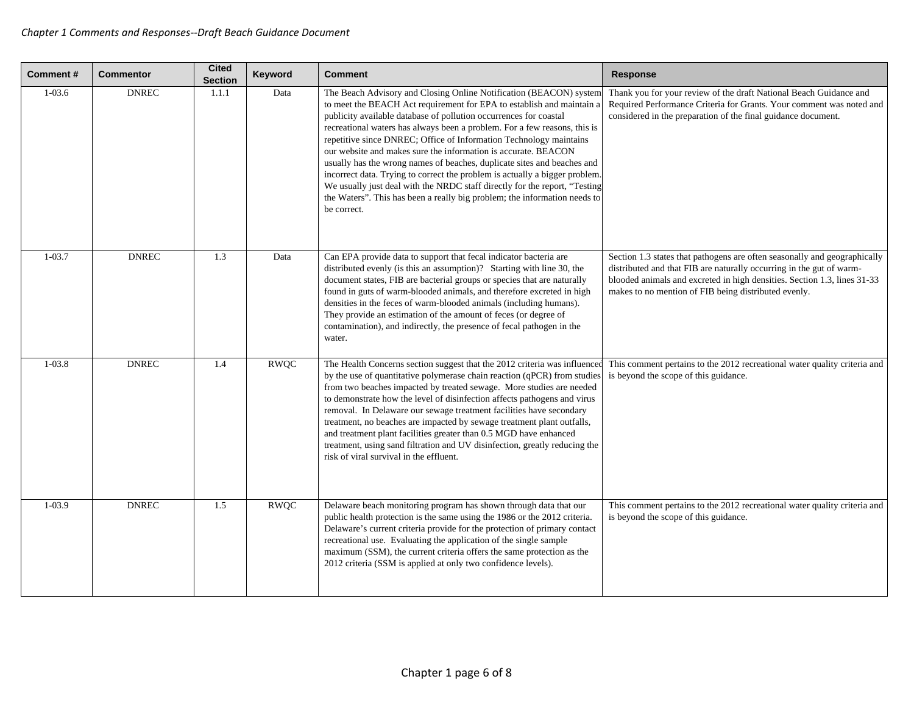| Comment # | Commentor | Cited Section | Keyword | Comment | Response |
|---|---|---|---|---|---|
| 1-03.6 | DNREC | 1.1.1 | Data | The Beach Advisory and Closing Online Notification (BEACON) system to meet the BEACH Act requirement for EPA to establish and maintain a publicity available database of pollution occurrences for coastal recreational waters has always been a problem. For a few reasons, this is repetitive since DNREC; Office of Information Technology maintains our website and makes sure the information is accurate. BEACON usually has the wrong names of beaches, duplicate sites and beaches and incorrect data. Trying to correct the problem is actually a bigger problem. We usually just deal with the NRDC staff directly for the report, "Testing the Waters". This has been a really big problem; the information needs to be correct. | Thank you for your review of the draft National Beach Guidance and Required Performance Criteria for Grants. Your comment was noted and considered in the preparation of the final guidance document. |
| 1-03.7 | DNREC | 1.3 | Data | Can EPA provide data to support that fecal indicator bacteria are distributed evenly (is this an assumption)? Starting with line 30, the document states, FIB are bacterial groups or species that are naturally found in guts of warm-blooded animals, and therefore excreted in high densities in the feces of warm-blooded animals (including humans). They provide an estimation of the amount of feces (or degree of contamination), and indirectly, the presence of fecal pathogen in the water. | Section 1.3 states that pathogens are often seasonally and geographically distributed and that FIB are naturally occurring in the gut of warm-blooded animals and excreted in high densities. Section 1.3, lines 31-33 makes to no mention of FIB being distributed evenly. |
| 1-03.8 | DNREC | 1.4 | RWQC | The Health Concerns section suggest that the 2012 criteria was influenced by the use of quantitative polymerase chain reaction (qPCR) from studies from two beaches impacted by treated sewage. More studies are needed to demonstrate how the level of disinfection affects pathogens and virus removal. In Delaware our sewage treatment facilities have secondary treatment, no beaches are impacted by sewage treatment plant outfalls, and treatment plant facilities greater than 0.5 MGD have enhanced treatment, using sand filtration and UV disinfection, greatly reducing the risk of viral survival in the effluent. | This comment pertains to the 2012 recreational water quality criteria and is beyond the scope of this guidance. |
| 1-03.9 | DNREC | 1.5 | RWQC | Delaware beach monitoring program has shown through data that our public health protection is the same using the 1986 or the 2012 criteria. Delaware's current criteria provide for the protection of primary contact recreational use. Evaluating the application of the single sample maximum (SSM), the current criteria offers the same protection as the 2012 criteria (SSM is applied at only two confidence levels). | This comment pertains to the 2012 recreational water quality criteria and is beyond the scope of this guidance. |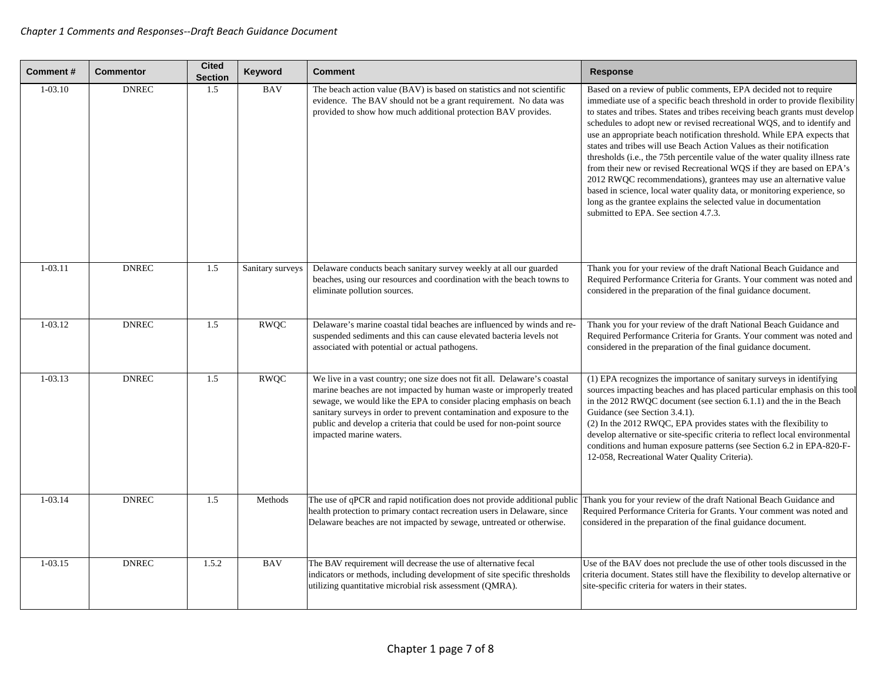| Comment # | Commentor | Cited Section | Keyword | Comment | Response |
|---|---|---|---|---|---|
| 1-03.10 | DNREC | 1.5 | BAV | The beach action value (BAV) is based on statistics and not scientific evidence. The BAV should not be a grant requirement. No data was provided to show how much additional protection BAV provides. | Based on a review of public comments, EPA decided not to require immediate use of a specific beach threshold in order to provide flexibility to states and tribes. States and tribes receiving beach grants must develop schedules to adopt new or revised recreational WQS, and to identify and use an appropriate beach notification threshold. While EPA expects that states and tribes will use Beach Action Values as their notification thresholds (i.e., the 75th percentile value of the water quality illness rate from their new or revised Recreational WQS if they are based on EPA's 2012 RWQC recommendations), grantees may use an alternative value based in science, local water quality data, or monitoring experience, so long as the grantee explains the selected value in documentation submitted to EPA. See section 4.7.3. |
| 1-03.11 | DNREC | 1.5 | Sanitary surveys | Delaware conducts beach sanitary survey weekly at all our guarded beaches, using our resources and coordination with the beach towns to eliminate pollution sources. | Thank you for your review of the draft National Beach Guidance and Required Performance Criteria for Grants. Your comment was noted and considered in the preparation of the final guidance document. |
| 1-03.12 | DNREC | 1.5 | RWQC | Delaware's marine coastal tidal beaches are influenced by winds and re-suspended sediments and this can cause elevated bacteria levels not associated with potential or actual pathogens. | Thank you for your review of the draft National Beach Guidance and Required Performance Criteria for Grants. Your comment was noted and considered in the preparation of the final guidance document. |
| 1-03.13 | DNREC | 1.5 | RWQC | We live in a vast country; one size does not fit all. Delaware's coastal marine beaches are not impacted by human waste or improperly treated sewage, we would like the EPA to consider placing emphasis on beach sanitary surveys in order to prevent contamination and exposure to the public and develop a criteria that could be used for non-point source impacted marine waters. | (1) EPA recognizes the importance of sanitary surveys in identifying sources impacting beaches and has placed particular emphasis on this tool in the 2012 RWQC document (see section 6.1.1) and the in the Beach Guidance (see Section 3.4.1).<br>(2) In the 2012 RWQC, EPA provides states with the flexibility to develop alternative or site-specific criteria to reflect local environmental conditions and human exposure patterns (see Section 6.2 in EPA-820-F-12-058, Recreational Water Quality Criteria). |
| 1-03.14 | DNREC | 1.5 | Methods | The use of qPCR and rapid notification does not provide additional public health protection to primary contact recreation users in Delaware, since Delaware beaches are not impacted by sewage, untreated or otherwise. | Thank you for your review of the draft National Beach Guidance and Required Performance Criteria for Grants. Your comment was noted and considered in the preparation of the final guidance document. |
| 1-03.15 | DNREC | 1.5.2 | BAV | The BAV requirement will decrease the use of alternative fecal indicators or methods, including development of site specific thresholds utilizing quantitative microbial risk assessment (QMRA). | Use of the BAV does not preclude the use of other tools discussed in the criteria document. States still have the flexibility to develop alternative or site-specific criteria for waters in their states. |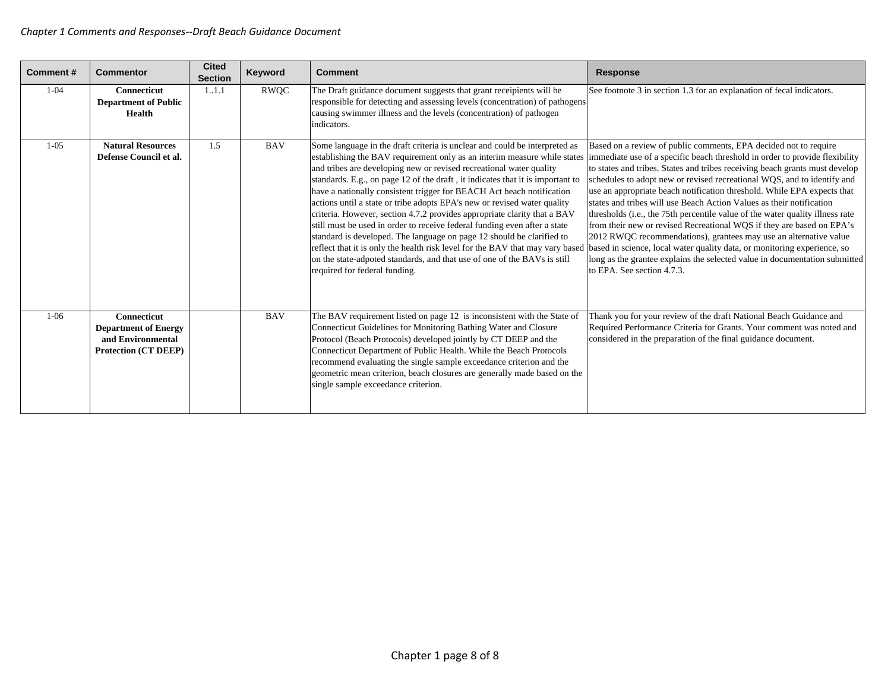| Comment # | Commentor | Cited Section | Keyword | Comment | Response |
|---|---|---|---|---|---|
| 1-04 | **Connecticut Department of Public Health** | 1..1.1 | RWQC | The Draft guidance document suggests that grant receipients will be responsible for detecting and assessing levels (concentration) of pathogens causing swimmer illness and the levels (concentration) of pathogen indicators. | See footnote 3 in section 1.3 for an explanation of fecal indicators. |
| 1-05 | **Natural Resources Defense Council et al.** | 1.5 | BAV | Some language in the draft criteria is unclear and could be interpreted as establishing the BAV requirement only as an interim measure while states and tribes are developing new or revised recreational water quality standards. E.g., on page 12 of the draft , it indicates that it is important to have a nationally consistent trigger for BEACH Act beach notification actions until a state or tribe adopts EPA's new or revised water quality criteria. However, section 4.7.2 provides appropriate clarity that a BAV still must be used in order to receive federal funding even after a state standard is developed. The language on page 12 should be clarified to reflect that it is only the health risk level for the BAV that may vary based on the state-adpoted standards, and that use of one of the BAVs is still required for federal funding. | Based on a review of public comments, EPA decided not to require immediate use of a specific beach threshold in order to provide flexibility to states and tribes. States and tribes receiving beach grants must develop schedules to adopt new or revised recreational WQS, and to identify and use an appropriate beach notification threshold. While EPA expects that states and tribes will use Beach Action Values as their notification thresholds (i.e., the 75th percentile value of the water quality illness rate from their new or revised Recreational WQS if they are based on EPA's 2012 RWQC recommendations), grantees may use an alternative value based in science, local water quality data, or monitoring experience, so long as the grantee explains the selected value in documentation submitted to EPA. See section 4.7.3. |
| 1-06 | **Connecticut Department of Energy and Environmental Protection (CT DEEP)** | | BAV | The BAV requirement listed on page 12 is inconsistent with the State of Connecticut Guidelines for Monitoring Bathing Water and Closure Protocol (Beach Protocols) developed jointly by CT DEEP and the Connecticut Department of Public Health. While the Beach Protocols recommend evaluating the single sample exceedance criterion and the geometric mean criterion, beach closures are generally made based on the single sample exceedance criterion. | Thank you for your review of the draft National Beach Guidance and Required Performance Criteria for Grants. Your comment was noted and considered in the preparation of the final guidance document. |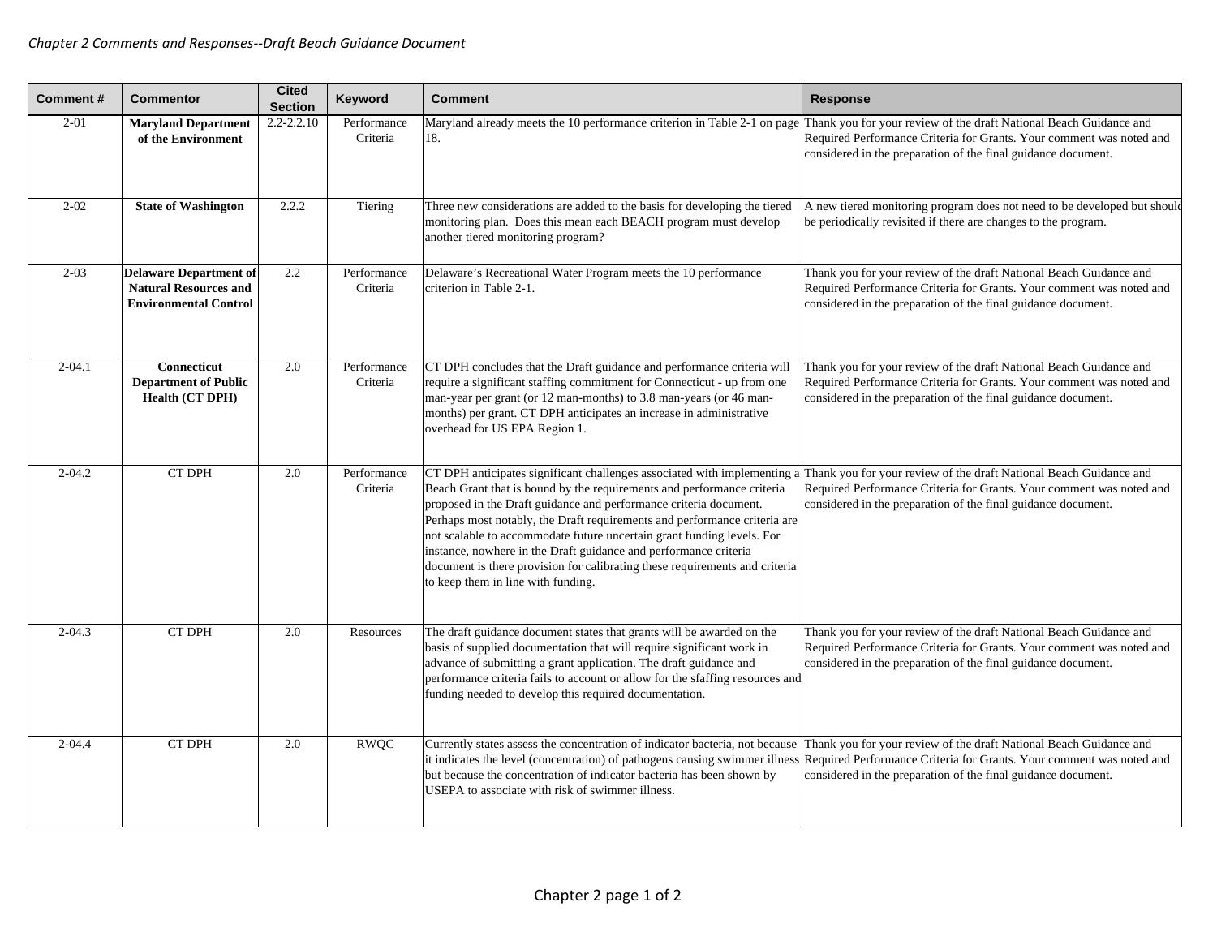*Chapter 2 Comments and Responses--Draft Beach Guidance Document*

| Comment # | Commentor | Cited Section | Keyword | Comment | Response |
|---|---|---|---|---|---|
| 2-01 | **Maryland Department of the Environment** | 2.2-2.2.10 | Performance Criteria | Maryland already meets the 10 performance criterion in Table 2-1 on page 18. | Thank you for your review of the draft National Beach Guidance and Required Performance Criteria for Grants. Your comment was noted and considered in the preparation of the final guidance document. |
| 2-02 | **State of Washington** | 2.2.2 | Tiering | Three new considerations are added to the basis for developing the tiered monitoring plan. Does this mean each BEACH program must develop another tiered monitoring program? | A new tiered monitoring program does not need to be developed but should be periodically revisited if there are changes to the program. |
| 2-03 | **Delaware Department of Natural Resources and Environmental Control** | 2.2 | Performance Criteria | Delaware's Recreational Water Program meets the 10 performance criterion in Table 2-1. | Thank you for your review of the draft National Beach Guidance and Required Performance Criteria for Grants. Your comment was noted and considered in the preparation of the final guidance document. |
| 2-04.1 | **Connecticut Department of Public Health (CT DPH)** | 2.0 | Performance Criteria | CT DPH concludes that the Draft guidance and performance criteria will require a significant staffing commitment for Connecticut - up from one man-year per grant (or 12 man-months) to 3.8 man-years (or 46 man-months) per grant. CT DPH anticipates an increase in administrative overhead for US EPA Region 1. | Thank you for your review of the draft National Beach Guidance and Required Performance Criteria for Grants. Your comment was noted and considered in the preparation of the final guidance document. |
| 2-04.2 | CT DPH | 2.0 | Performance Criteria | CT DPH anticipates significant challenges associated with implementing a Beach Grant that is bound by the requirements and performance criteria proposed in the Draft guidance and performance criteria document. Perhaps most notably, the Draft requirements and performance criteria are not scalable to accommodate future uncertain grant funding levels. For instance, nowhere in the Draft guidance and performance criteria document is there provision for calibrating these requirements and criteria to keep them in line with funding. | Thank you for your review of the draft National Beach Guidance and Required Performance Criteria for Grants. Your comment was noted and considered in the preparation of the final guidance document. |
| 2-04.3 | CT DPH | 2.0 | Resources | The draft guidance document states that grants will be awarded on the basis of supplied documentation that will require significant work in advance of submitting a grant application. The draft guidance and performance criteria fails to account or allow for the sfaffing resources and funding needed to develop this required documentation. | Thank you for your review of the draft National Beach Guidance and Required Performance Criteria for Grants. Your comment was noted and considered in the preparation of the final guidance document. |
| 2-04.4 | CT DPH | 2.0 | RWQC | Currently states assess the concentration of indicator bacteria, not because it indicates the level (concentration) of pathogens causing swimmer illness but because the concentration of indicator bacteria has been shown by USEPA to associate with risk of swimmer illness. | Thank you for your review of the draft National Beach Guidance and Required Performance Criteria for Grants. Your comment was noted and considered in the preparation of the final guidance document. |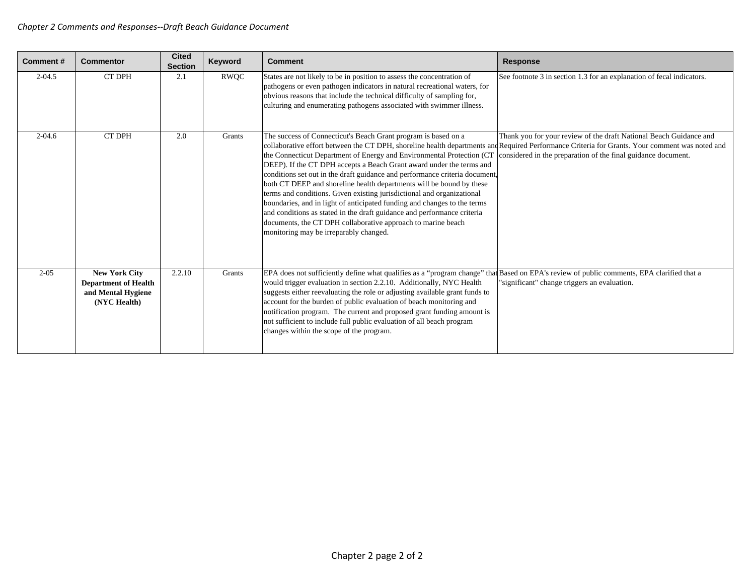*Chapter 2 Comments and Responses--Draft Beach Guidance Document*

| Comment # | Commentor | Cited Section | Keyword | Comment | Response |
|---|---|---|---|---|---|
| 2-04.5 | CT DPH | 2.1 | RWQC | States are not likely to be in position to assess the concentration of pathogens or even pathogen indicators in natural recreational waters, for obvious reasons that include the technical difficulty of sampling for, culturing and enumerating pathogens associated with swimmer illness. | See footnote 3 in section 1.3 for an explanation of fecal indicators. |
| 2-04.6 | CT DPH | 2.0 | Grants | The success of Connecticut's Beach Grant program is based on a collaborative effort between the CT DPH, shoreline health departments and the Connecticut Department of Energy and Environmental Protection (CT DEEP). If the CT DPH accepts a Beach Grant award under the terms and conditions set out in the draft guidance and performance criteria document, both CT DEEP and shoreline health departments will be bound by these terms and conditions. Given existing jurisdictional and organizational boundaries, and in light of anticipated funding and changes to the terms and conditions as stated in the draft guidance and performance criteria documents, the CT DPH collaborative approach to marine beach monitoring may be irreparably changed. | Thank you for your review of the draft National Beach Guidance and Required Performance Criteria for Grants. Your comment was noted and considered in the preparation of the final guidance document. |
| 2-05 | **New York City Department of Health and Mental Hygiene (NYC Health)** | 2.2.10 | Grants | EPA does not sufficiently define what qualifies as a "program change" that would trigger evaluation in section 2.2.10. Additionally, NYC Health suggests either reevaluating the role or adjusting available grant funds to account for the burden of public evaluation of beach monitoring and notification program. The current and proposed grant funding amount is not sufficient to include full public evaluation of all beach program changes within the scope of the program. | Based on EPA's review of public comments, EPA clarified that a "significant" change triggers an evaluation. |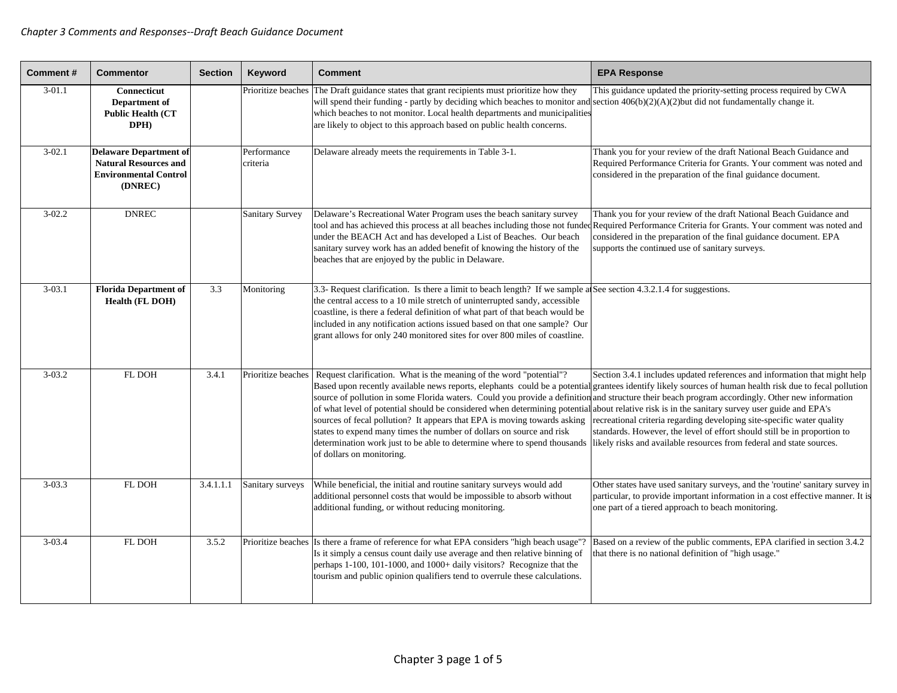*Chapter 3 Comments and Responses--Draft Beach Guidance Document*

| Comment # | Commentor | Section | Keyword | Comment | EPA Response |
|---|---|---|---|---|---|
| 3-01.1 | **Connecticut Department of Public Health (CT DPH)** | | Prioritize beaches | The Draft guidance states that grant recipients must prioritize how they will spend their funding - partly by deciding which beaches to monitor and which beaches to not monitor. Local health departments and municipalities are likely to object to this approach based on public health concerns. | This guidance updated the priority-setting process required by CWA section 406(b)(2)(A)(2)but did not fundamentally change it. |
| 3-02.1 | **Delaware Department of Natural Resources and Environmental Control (DNREC)** | | Performance criteria | Delaware already meets the requirements in Table 3-1. | Thank you for your review of the draft National Beach Guidance and Required Performance Criteria for Grants. Your comment was noted and considered in the preparation of the final guidance document. |
| 3-02.2 | DNREC | | Sanitary Survey | Delaware's Recreational Water Program uses the beach sanitary survey tool and has achieved this process at all beaches including those not funded under the BEACH Act and has developed a List of Beaches. Our beach sanitary survey work has an added benefit of knowing the history of the beaches that are enjoyed by the public in Delaware. | Thank you for your review of the draft National Beach Guidance and Required Performance Criteria for Grants. Your comment was noted and considered in the preparation of the final guidance document. EPA supports the continued use of sanitary surveys. |
| 3-03.1 | **Florida Department of Health (FL DOH)** | 3.3 | Monitoring | 3.3- Request clarification. Is there a limit to beach length? If we sample at the central access to a 10 mile stretch of uninterrupted sandy, accessible coastline, is there a federal definition of what part of that beach would be included in any notification actions issued based on that one sample? Our grant allows for only 240 monitored sites for over 800 miles of coastline. | See section 4.3.2.1.4 for suggestions. |
| 3-03.2 | FL DOH | 3.4.1 | Prioritize beaches | Request clarification. What is the meaning of the word "potential"? Based upon recently available news reports, elephants could be a potential source of pollution in some Florida waters. Could you provide a definition of what level of potential should be considered when determining potential sources of fecal pollution? It appears that EPA is moving towards asking states to expend many times the number of dollars on source and risk determination work just to be able to determine where to spend thousands of dollars on monitoring. | Section 3.4.1 includes updated references and information that might help grantees identify likely sources of human health risk due to fecal pollution and structure their beach program accordingly. Other new information about relative risk is in the sanitary survey user guide and EPA's recreational criteria regarding developing site-specific water quality standards. However, the level of effort should still be in proportion to likely risks and available resources from federal and state sources. |
| 3-03.3 | FL DOH | 3.4.1.1.1 | Sanitary surveys | While beneficial, the initial and routine sanitary surveys would add additional personnel costs that would be impossible to absorb without additional funding, or without reducing monitoring. | Other states have used sanitary surveys, and the 'routine' sanitary survey in particular, to provide important information in a cost effective manner. It is one part of a tiered approach to beach monitoring. |
| 3-03.4 | FL DOH | 3.5.2 | Prioritize beaches | Is there a frame of reference for what EPA considers "high beach usage"? Is it simply a census count daily use average and then relative binning of perhaps 1-100, 101-1000, and 1000+ daily visitors? Recognize that the tourism and public opinion qualifiers tend to overrule these calculations. | Based on a review of the public comments, EPA clarified in section 3.4.2 that there is no national definition of "high usage." |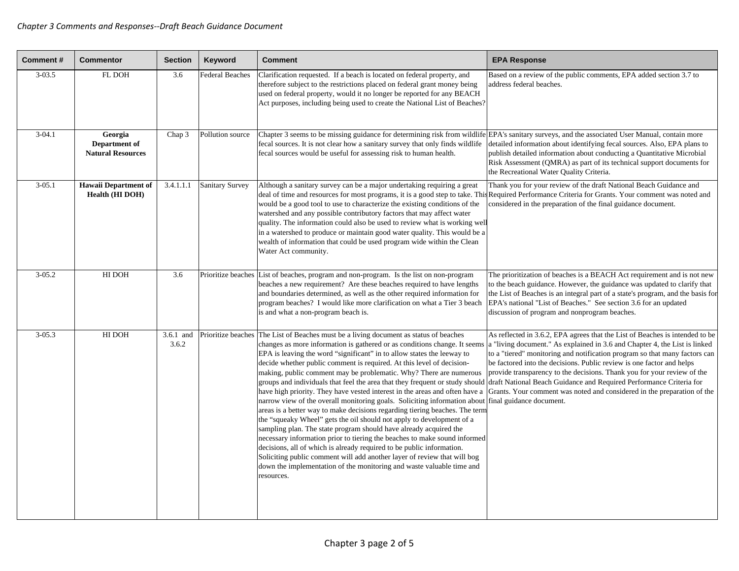| Comment # | Commentor | Section | Keyword | Comment | EPA Response |
|---|---|---|---|---|---|
| 3-03.5 | FL DOH | 3.6 | Federal Beaches | Clarification requested. If a beach is located on federal property, and therefore subject to the restrictions placed on federal grant money being used on federal property, would it no longer be reported for any BEACH Act purposes, including being used to create the National List of Beaches? | Based on a review of the public comments, EPA added section 3.7 to address federal beaches. |
| 3-04.1 | **Georgia Department of Natural Resources** | Chap 3 | Pollution source | Chapter 3 seems to be missing guidance for determining risk from wildlife fecal sources. It is not clear how a sanitary survey that only finds wildlife fecal sources would be useful for assessing risk to human health. | EPA's sanitary surveys, and the associated User Manual, contain more detailed information about identifying fecal sources. Also, EPA plans to publish detailed information about conducting a Quantitative Microbial Risk Assessment (QMRA) as part of its technical support documents for the Recreational Water Quality Criteria. |
| 3-05.1 | **Hawaii Department of Health (HI DOH)** | 3.4.1.1.1 | Sanitary Survey | Although a sanitary survey can be a major undertaking requiring a great deal of time and resources for most programs, it is a good step to take. This would be a good tool to use to characterize the existing conditions of the watershed and any possible contributory factors that may affect water quality. The information could also be used to review what is working well in a watershed to produce or maintain good water quality. This would be a wealth of information that could be used program wide within the Clean Water Act community. | Thank you for your review of the draft National Beach Guidance and Required Performance Criteria for Grants. Your comment was noted and considered in the preparation of the final guidance document. |
| 3-05.2 | HI DOH | 3.6 | Prioritize beaches | List of beaches, program and non-program. Is the list on non-program beaches a new requirement? Are these beaches required to have lengths and boundaries determined, as well as the other required information for program beaches? I would like more clarification on what a Tier 3 beach is and what a non-program beach is. | The prioritization of beaches is a BEACH Act requirement and is not new to the beach guidance. However, the guidance was updated to clarify that the List of Beaches is an integral part of a state's program, and the basis for EPA's national "List of Beaches." See section 3.6 for an updated discussion of program and nonprogram beaches. |
| 3-05.3 | HI DOH | 3.6.1 and 3.6.2 | Prioritize beaches | The List of Beaches must be a living document as status of beaches changes as more information is gathered or as conditions change. It seems EPA is leaving the word "significant" in to allow states the leeway to decide whether public comment is required. At this level of decision-making, public comment may be problematic. Why? There are numerous groups and individuals that feel the area that they frequent or study should have high priority. They have vested interest in the areas and often have a narrow view of the overall monitoring goals. Soliciting information about areas is a better way to make decisions regarding tiering beaches. The term the "squeaky Wheel" gets the oil should not apply to development of a sampling plan. The state program should have already acquired the necessary information prior to tiering the beaches to make sound informed decisions, all of which is already required to be public information. Soliciting public comment will add another layer of review that will bog down the implementation of the monitoring and waste valuable time and resources. | As reflected in 3.6.2, EPA agrees that the List of Beaches is intended to be a "living document." As explained in 3.6 and Chapter 4, the List is linked to a "tiered" monitoring and notification program so that many factors can be factored into the decisions. Public review is one factor and helps provide transparency to the decisions. Thank you for your review of the draft National Beach Guidance and Required Performance Criteria for Grants. Your comment was noted and considered in the preparation of the final guidance document. |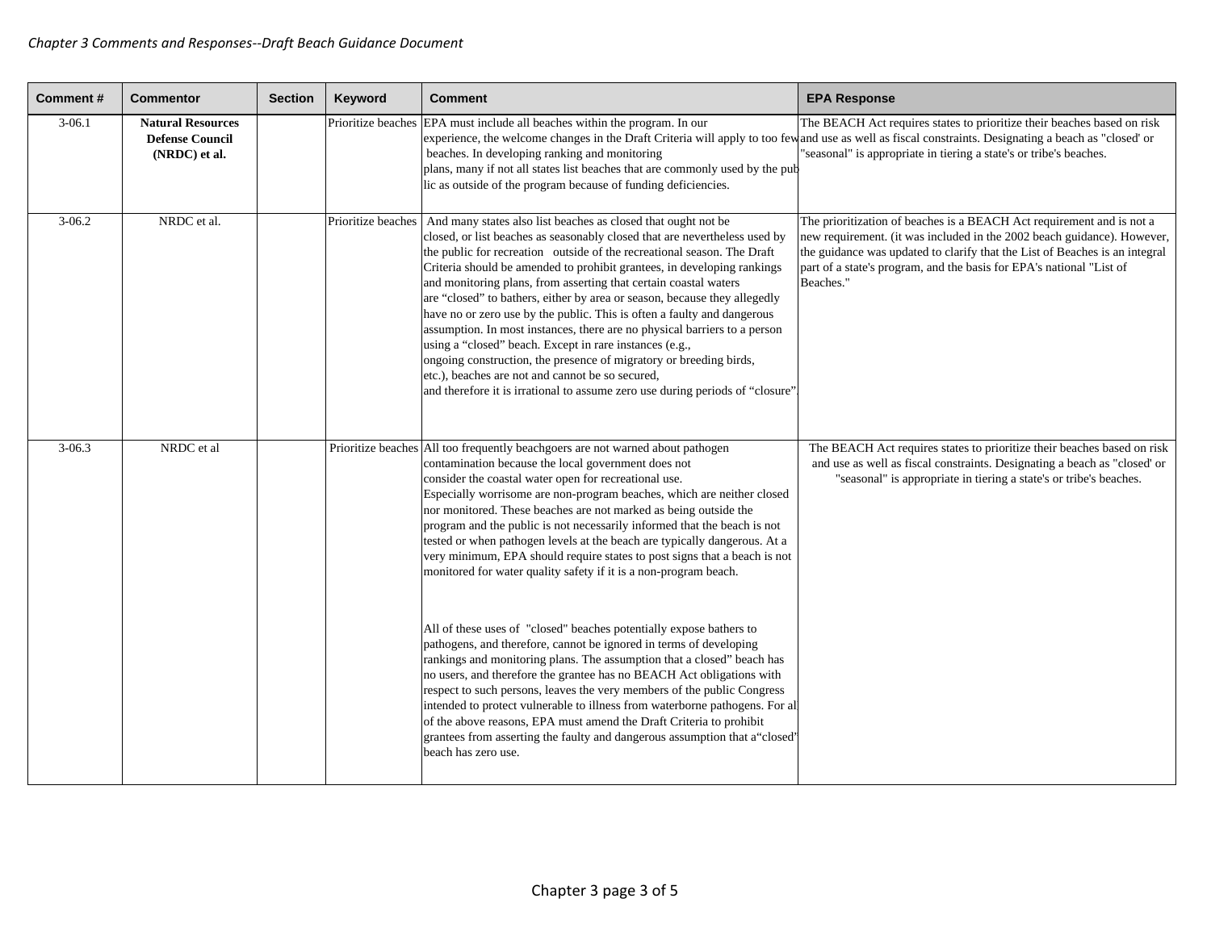*Chapter 3 Comments and Responses--Draft Beach Guidance Document*

| Comment # | Commentor | Section | Keyword | Comment | EPA Response |
|---|---|---|---|---|---|
| 3-06.1 | **Natural Resources Defense Council (NRDC) et al.** | | Prioritize beaches | EPA must include all beaches within the program. In our experience, the welcome changes in the Draft Criteria will apply to too few beaches. In developing ranking and monitoring plans, many if not all states list beaches that are commonly used by the public as outside of the program because of funding deficiencies. | The BEACH Act requires states to prioritize their beaches based on risk and use as well as fiscal constraints. Designating a beach as "closed' or "seasonal" is appropriate in tiering a state's or tribe's beaches. |
| 3-06.2 | NRDC et al. | | Prioritize beaches | And many states also list beaches as closed that ought not be closed, or list beaches as seasonably closed that are nevertheless used by the public for recreation outside of the recreational season. The Draft Criteria should be amended to prohibit grantees, in developing rankings and monitoring plans, from asserting that certain coastal waters are "closed" to bathers, either by area or season, because they allegedly have no or zero use by the public. This is often a faulty and dangerous assumption. In most instances, there are no physical barriers to a person using a "closed" beach. Except in rare instances (e.g., ongoing construction, the presence of migratory or breeding birds, etc.), beaches are not and cannot be so secured, and therefore it is irrational to assume zero use during periods of "closure". | The prioritization of beaches is a BEACH Act requirement and is not a new requirement. (it was included in the 2002 beach guidance). However, the guidance was updated to clarify that the List of Beaches is an integral part of a state's program, and the basis for EPA's national "List of Beaches." |
| 3-06.3 | NRDC et al | | Prioritize beaches | All too frequently beachgoers are not warned about pathogen contamination because the local government does not consider the coastal water open for recreational use. Especially worrisome are non-program beaches, which are neither closed nor monitored. These beaches are not marked as being outside the program and the public is not necessarily informed that the beach is not tested or when pathogen levels at the beach are typically dangerous. At a very minimum, EPA should require states to post signs that a beach is not monitored for water quality safety if it is a non-program beach.<br><br>All of these uses of "closed" beaches potentially expose bathers to pathogens, and therefore, cannot be ignored in terms of developing rankings and monitoring plans. The assumption that a closed" beach has no users, and therefore the grantee has no BEACH Act obligations with respect to such persons, leaves the very members of the public Congress intended to protect vulnerable to illness from waterborne pathogens. For all of the above reasons, EPA must amend the Draft Criteria to prohibit grantees from asserting the faulty and dangerous assumption that a"closed" beach has zero use. | The BEACH Act requires states to prioritize their beaches based on risk and use as well as fiscal constraints. Designating a beach as "closed' or "seasonal" is appropriate in tiering a state's or tribe's beaches. |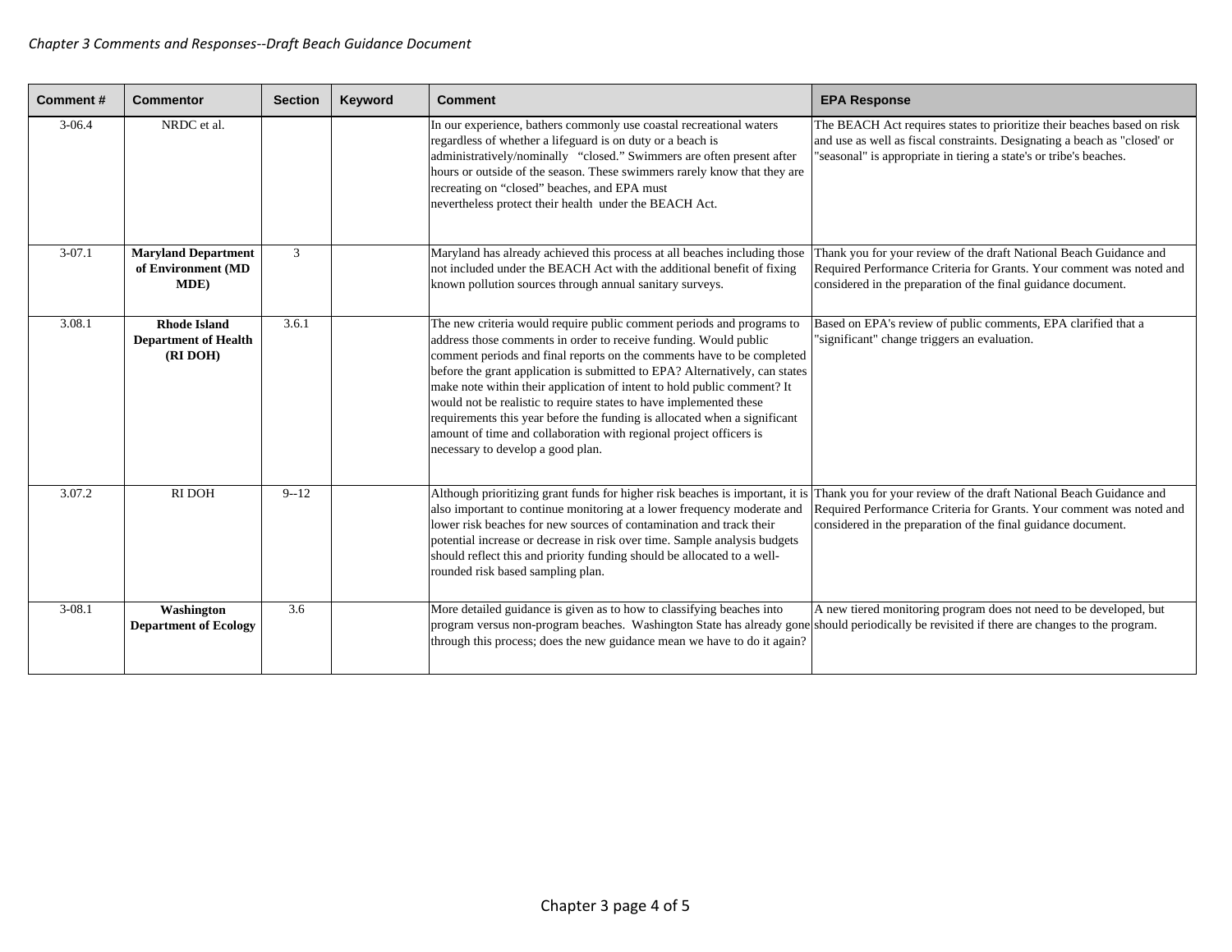*Chapter 3 Comments and Responses--Draft Beach Guidance Document*

| Comment # | Commentor | Section | Keyword | Comment | EPA Response |
|---|---|---|---|---|---|
| 3-06.4 | NRDC et al. | | | In our experience, bathers commonly use coastal recreational waters regardless of whether a lifeguard is on duty or a beach is administratively/nominally "closed." Swimmers are often present after hours or outside of the season. These swimmers rarely know that they are recreating on "closed" beaches, and EPA must nevertheless protect their health under the BEACH Act. | The BEACH Act requires states to prioritize their beaches based on risk and use as well as fiscal constraints. Designating a beach as "closed' or "seasonal" is appropriate in tiering a state's or tribe's beaches. |
| 3-07.1 | **Maryland Department of Environment (MD MDE)** | 3 | | Maryland has already achieved this process at all beaches including those not included under the BEACH Act with the additional benefit of fixing known pollution sources through annual sanitary surveys. | Thank you for your review of the draft National Beach Guidance and Required Performance Criteria for Grants. Your comment was noted and considered in the preparation of the final guidance document. |
| 3.08.1 | **Rhode Island Department of Health (RI DOH)** | 3.6.1 | | The new criteria would require public comment periods and programs to address those comments in order to receive funding. Would public comment periods and final reports on the comments have to be completed before the grant application is submitted to EPA? Alternatively, can states make note within their application of intent to hold public comment? It would not be realistic to require states to have implemented these requirements this year before the funding is allocated when a significant amount of time and collaboration with regional project officers is necessary to develop a good plan. | Based on EPA's review of public comments, EPA clarified that a "significant" change triggers an evaluation. |
| 3.07.2 | RI DOH | 9--12 | | Although prioritizing grant funds for higher risk beaches is important, it is also important to continue monitoring at a lower frequency moderate and lower risk beaches for new sources of contamination and track their potential increase or decrease in risk over time. Sample analysis budgets should reflect this and priority funding should be allocated to a well-rounded risk based sampling plan. | Thank you for your review of the draft National Beach Guidance and Required Performance Criteria for Grants. Your comment was noted and considered in the preparation of the final guidance document. |
| 3-08.1 | **Washington Department of Ecology** | 3.6 | | More detailed guidance is given as to how to classifying beaches into program versus non-program beaches. Washington State has already gone through this process; does the new guidance mean we have to do it again? | A new tiered monitoring program does not need to be developed, but should periodically be revisited if there are changes to the program. |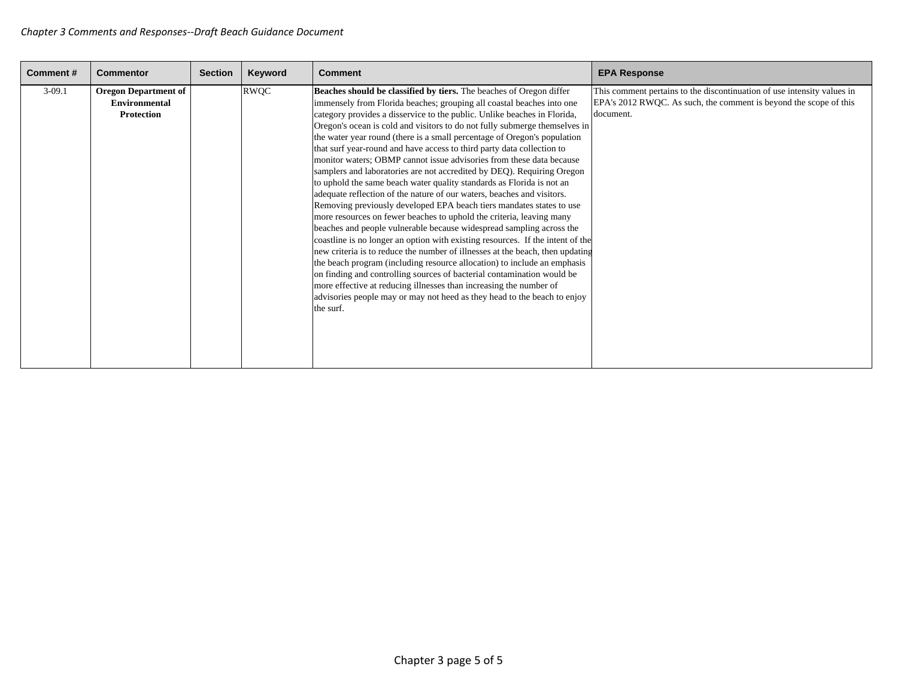| Comment # | Commentor | Section | Keyword | Comment | EPA Response |
|---|---|---|---|---|---|
| 3-09.1 | **Oregon Department of Environmental Protection** | | RWQC | **Beaches should be classified by tiers.** The beaches of Oregon differ immensely from Florida beaches; grouping all coastal beaches into one category provides a disservice to the public. Unlike beaches in Florida, Oregon's ocean is cold and visitors to do not fully submerge themselves in the water year round (there is a small percentage of Oregon's population that surf year-round and have access to third party data collection to monitor waters; OBMP cannot issue advisories from these data because samplers and laboratories are not accredited by DEQ). Requiring Oregon to uphold the same beach water quality standards as Florida is not an adequate reflection of the nature of our waters, beaches and visitors. Removing previously developed EPA beach tiers mandates states to use more resources on fewer beaches to uphold the criteria, leaving many beaches and people vulnerable because widespread sampling across the coastline is no longer an option with existing resources. If the intent of the new criteria is to reduce the number of illnesses at the beach, then updating the beach program (including resource allocation) to include an emphasis on finding and controlling sources of bacterial contamination would be more effective at reducing illnesses than increasing the number of advisories people may or may not heed as they head to the beach to enjoy the surf. | This comment pertains to the discontinuation of use intensity values in EPA's 2012 RWQC. As such, the comment is beyond the scope of this document. |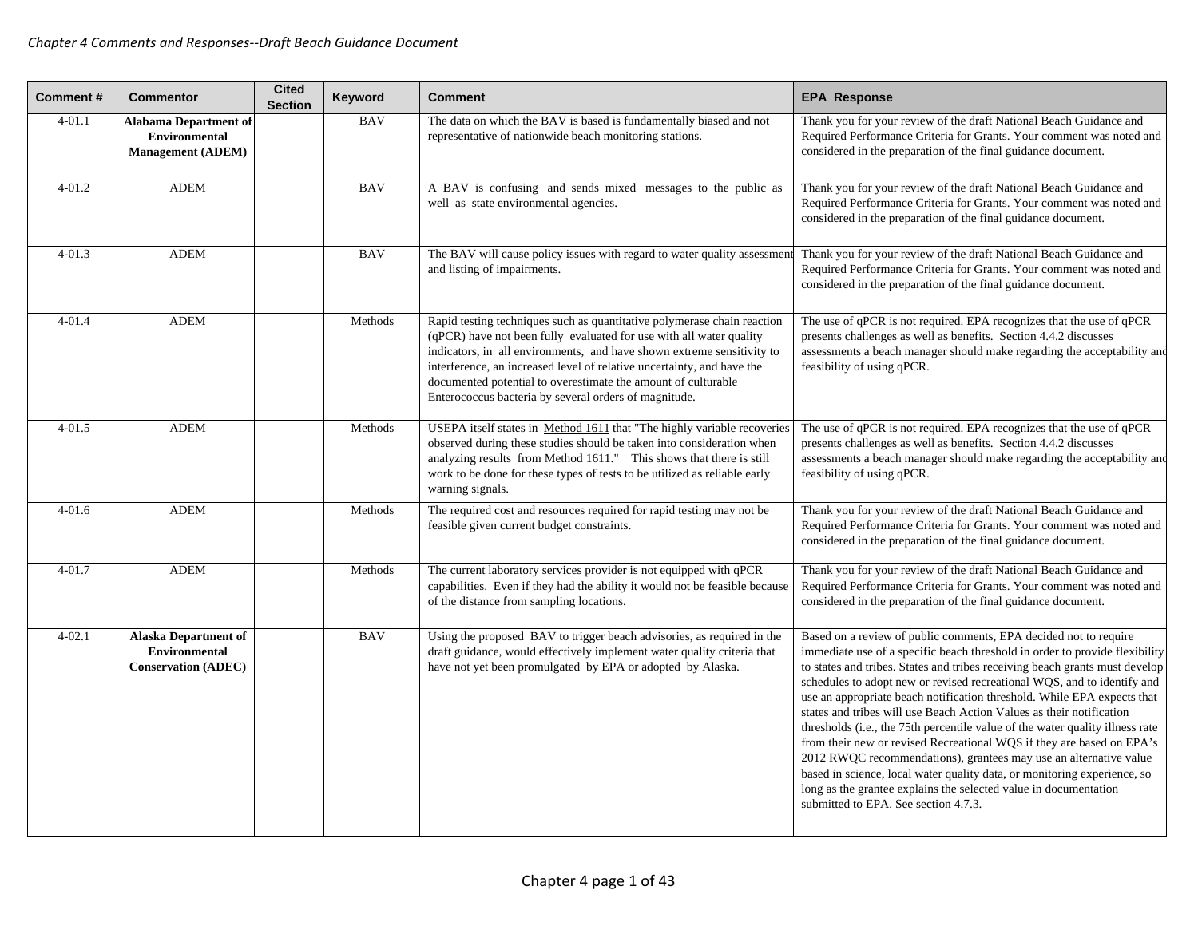*Chapter 4 Comments and Responses--Draft Beach Guidance Document*

| Comment # | Commentor | Cited Section | Keyword | Comment | EPA Response |
|---|---|---|---|---|---|
| 4-01.1 | **Alabama Department of Environmental Management (ADEM)** | | BAV | The data on which the BAV is based is fundamentally biased and not representative of nationwide beach monitoring stations. | Thank you for your review of the draft National Beach Guidance and Required Performance Criteria for Grants. Your comment was noted and considered in the preparation of the final guidance document. |
| 4-01.2 | ADEM | | BAV | A BAV is confusing and sends mixed messages to the public as well as state environmental agencies. | Thank you for your review of the draft National Beach Guidance and Required Performance Criteria for Grants. Your comment was noted and considered in the preparation of the final guidance document. |
| 4-01.3 | ADEM | | BAV | The BAV will cause policy issues with regard to water quality assessment and listing of impairments. | Thank you for your review of the draft National Beach Guidance and Required Performance Criteria for Grants. Your comment was noted and considered in the preparation of the final guidance document. |
| 4-01.4 | ADEM | | Methods | Rapid testing techniques such as quantitative polymerase chain reaction (qPCR) have not been fully evaluated for use with all water quality indicators, in all environments, and have shown extreme sensitivity to interference, an increased level of relative uncertainty, and have the documented potential to overestimate the amount of culturable Enterococcus bacteria by several orders of magnitude. | The use of qPCR is not required. EPA recognizes that the use of qPCR presents challenges as well as benefits. Section 4.4.2 discusses assessments a beach manager should make regarding the acceptability and feasibility of using qPCR. |
| 4-01.5 | ADEM | | Methods | USEPA itself states in Method 1611 that "The highly variable recoveries observed during these studies should be taken into consideration when analyzing results from Method 1611." This shows that there is still work to be done for these types of tests to be utilized as reliable early warning signals. | The use of qPCR is not required. EPA recognizes that the use of qPCR presents challenges as well as benefits. Section 4.4.2 discusses assessments a beach manager should make regarding the acceptability and feasibility of using qPCR. |
| 4-01.6 | ADEM | | Methods | The required cost and resources required for rapid testing may not be feasible given current budget constraints. | Thank you for your review of the draft National Beach Guidance and Required Performance Criteria for Grants. Your comment was noted and considered in the preparation of the final guidance document. |
| 4-01.7 | ADEM | | Methods | The current laboratory services provider is not equipped with qPCR capabilities. Even if they had the ability it would not be feasible because of the distance from sampling locations. | Thank you for your review of the draft National Beach Guidance and Required Performance Criteria for Grants. Your comment was noted and considered in the preparation of the final guidance document. |
| 4-02.1 | **Alaska Department of Environmental Conservation (ADEC)** | | BAV | Using the proposed BAV to trigger beach advisories, as required in the draft guidance, would effectively implement water quality criteria that have not yet been promulgated by EPA or adopted by Alaska. | Based on a review of public comments, EPA decided not to require immediate use of a specific beach threshold in order to provide flexibility to states and tribes. States and tribes receiving beach grants must develop schedules to adopt new or revised recreational WQS, and to identify and use an appropriate beach notification threshold. While EPA expects that states and tribes will use Beach Action Values as their notification thresholds (i.e., the 75th percentile value of the water quality illness rate from their new or revised Recreational WQS if they are based on EPA's 2012 RWQC recommendations), grantees may use an alternative value based in science, local water quality data, or monitoring experience, so long as the grantee explains the selected value in documentation submitted to EPA. See section 4.7.3. |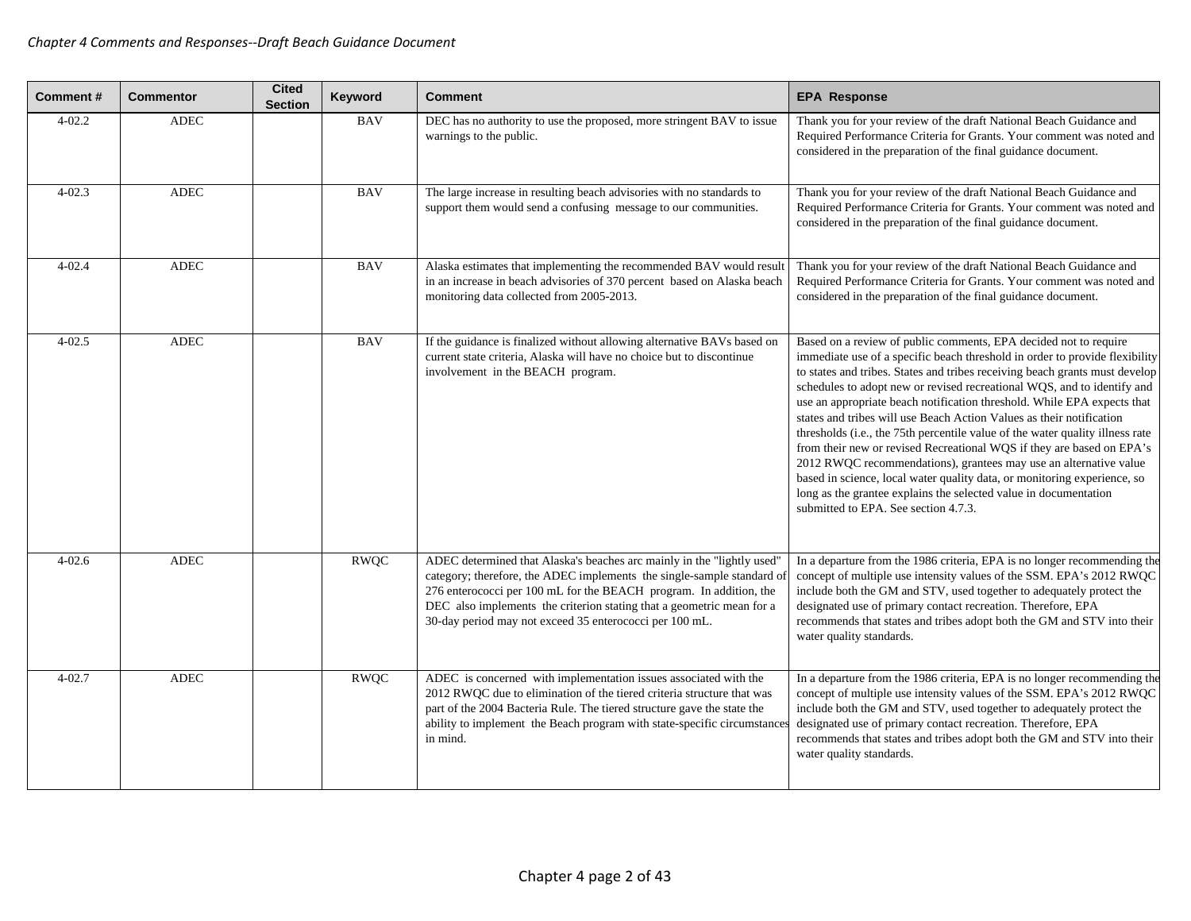| Comment # | Commentor | Cited Section | Keyword | Comment | EPA Response |
|---|---|---|---|---|---|
| 4-02.2 | ADEC | | BAV | DEC has no authority to use the proposed, more stringent BAV to issue warnings to the public. | Thank you for your review of the draft National Beach Guidance and Required Performance Criteria for Grants. Your comment was noted and considered in the preparation of the final guidance document. |
| 4-02.3 | ADEC | | BAV | The large increase in resulting beach advisories with no standards to support them would send a confusing message to our communities. | Thank you for your review of the draft National Beach Guidance and Required Performance Criteria for Grants. Your comment was noted and considered in the preparation of the final guidance document. |
| 4-02.4 | ADEC | | BAV | Alaska estimates that implementing the recommended BAV would result in an increase in beach advisories of 370 percent based on Alaska beach monitoring data collected from 2005-2013. | Thank you for your review of the draft National Beach Guidance and Required Performance Criteria for Grants. Your comment was noted and considered in the preparation of the final guidance document. |
| 4-02.5 | ADEC | | BAV | If the guidance is finalized without allowing alternative BAVs based on current state criteria, Alaska will have no choice but to discontinue involvement in the BEACH program. | Based on a review of public comments, EPA decided not to require immediate use of a specific beach threshold in order to provide flexibility to states and tribes. States and tribes receiving beach grants must develop schedules to adopt new or revised recreational WQS, and to identify and use an appropriate beach notification threshold. While EPA expects that states and tribes will use Beach Action Values as their notification thresholds (i.e., the 75th percentile value of the water quality illness rate from their new or revised Recreational WQS if they are based on EPA's 2012 RWQC recommendations), grantees may use an alternative value based in science, local water quality data, or monitoring experience, so long as the grantee explains the selected value in documentation submitted to EPA. See section 4.7.3. |
| 4-02.6 | ADEC | | RWQC | ADEC determined that Alaska's beaches arc mainly in the "lightly used" category; therefore, the ADEC implements the single-sample standard of 276 enterococci per 100 mL for the BEACH program. In addition, the DEC also implements the criterion stating that a geometric mean for a 30-day period may not exceed 35 enterococci per 100 mL. | In a departure from the 1986 criteria, EPA is no longer recommending the concept of multiple use intensity values of the SSM. EPA's 2012 RWQC include both the GM and STV, used together to adequately protect the designated use of primary contact recreation. Therefore, EPA recommends that states and tribes adopt both the GM and STV into their water quality standards. |
| 4-02.7 | ADEC | | RWQC | ADEC is concerned with implementation issues associated with the 2012 RWQC due to elimination of the tiered criteria structure that was part of the 2004 Bacteria Rule. The tiered structure gave the state the ability to implement the Beach program with state-specific circumstances in mind. | In a departure from the 1986 criteria, EPA is no longer recommending the concept of multiple use intensity values of the SSM. EPA's 2012 RWQC include both the GM and STV, used together to adequately protect the designated use of primary contact recreation. Therefore, EPA recommends that states and tribes adopt both the GM and STV into their water quality standards. |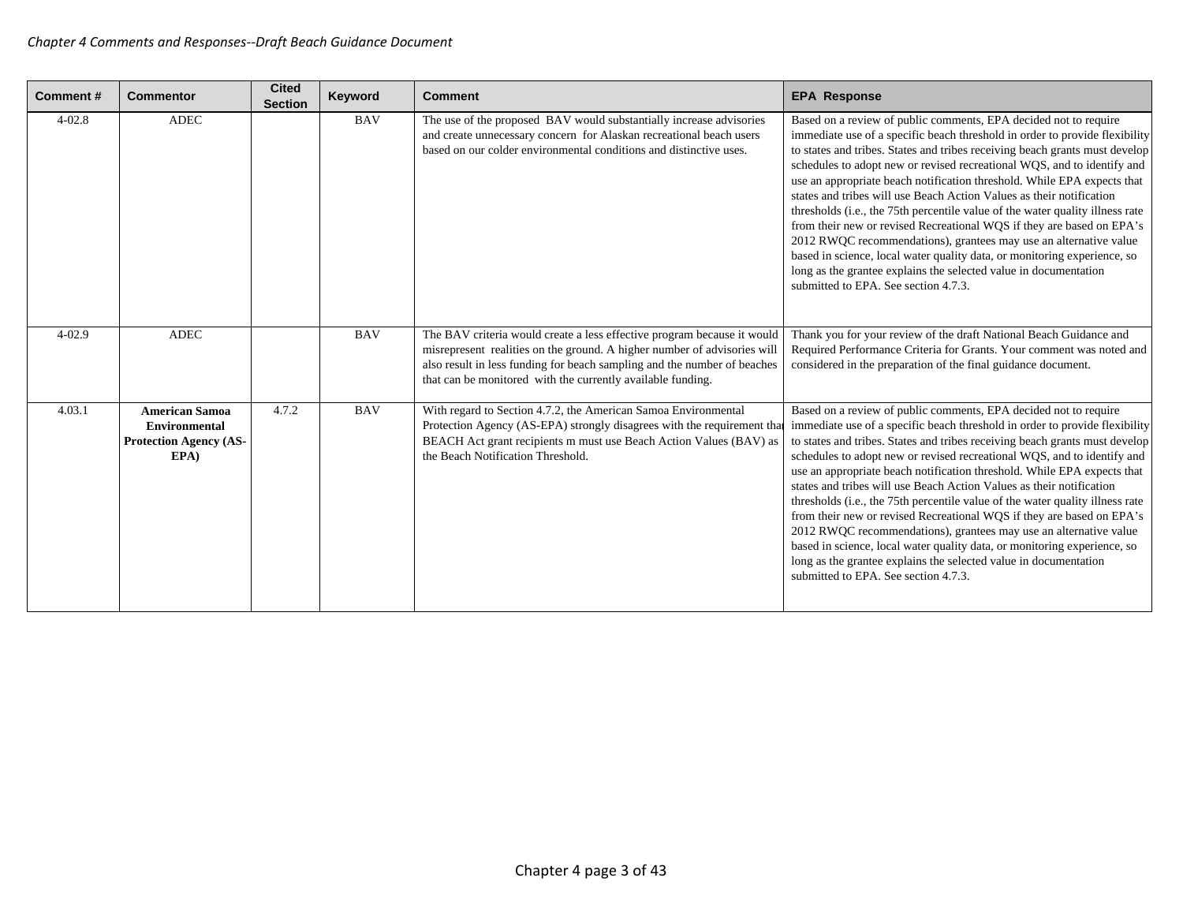| Comment # | Commentor | Cited Section | Keyword | Comment | EPA Response |
|---|---|---|---|---|---|
| 4-02.8 | ADEC | | BAV | The use of the proposed BAV would substantially increase advisories and create unnecessary concern for Alaskan recreational beach users based on our colder environmental conditions and distinctive uses. | Based on a review of public comments, EPA decided not to require immediate use of a specific beach threshold in order to provide flexibility to states and tribes. States and tribes receiving beach grants must develop schedules to adopt new or revised recreational WQS, and to identify and use an appropriate beach notification threshold. While EPA expects that states and tribes will use Beach Action Values as their notification thresholds (i.e., the 75th percentile value of the water quality illness rate from their new or revised Recreational WQS if they are based on EPA's 2012 RWQC recommendations), grantees may use an alternative value based in science, local water quality data, or monitoring experience, so long as the grantee explains the selected value in documentation submitted to EPA. See section 4.7.3. |
| 4-02.9 | ADEC | | BAV | The BAV criteria would create a less effective program because it would misrepresent realities on the ground. A higher number of advisories will also result in less funding for beach sampling and the number of beaches that can be monitored with the currently available funding. | Thank you for your review of the draft National Beach Guidance and Required Performance Criteria for Grants. Your comment was noted and considered in the preparation of the final guidance document. |
| 4.03.1 | **American Samoa Environmental Protection Agency (AS-EPA)** | 4.7.2 | BAV | With regard to Section 4.7.2, the American Samoa Environmental Protection Agency (AS-EPA) strongly disagrees with the requirement that BEACH Act grant recipients m must use Beach Action Values (BAV) as the Beach Notification Threshold. | Based on a review of public comments, EPA decided not to require immediate use of a specific beach threshold in order to provide flexibility to states and tribes. States and tribes receiving beach grants must develop schedules to adopt new or revised recreational WQS, and to identify and use an appropriate beach notification threshold. While EPA expects that states and tribes will use Beach Action Values as their notification thresholds (i.e., the 75th percentile value of the water quality illness rate from their new or revised Recreational WQS if they are based on EPA's 2012 RWQC recommendations), grantees may use an alternative value based in science, local water quality data, or monitoring experience, so long as the grantee explains the selected value in documentation submitted to EPA. See section 4.7.3. |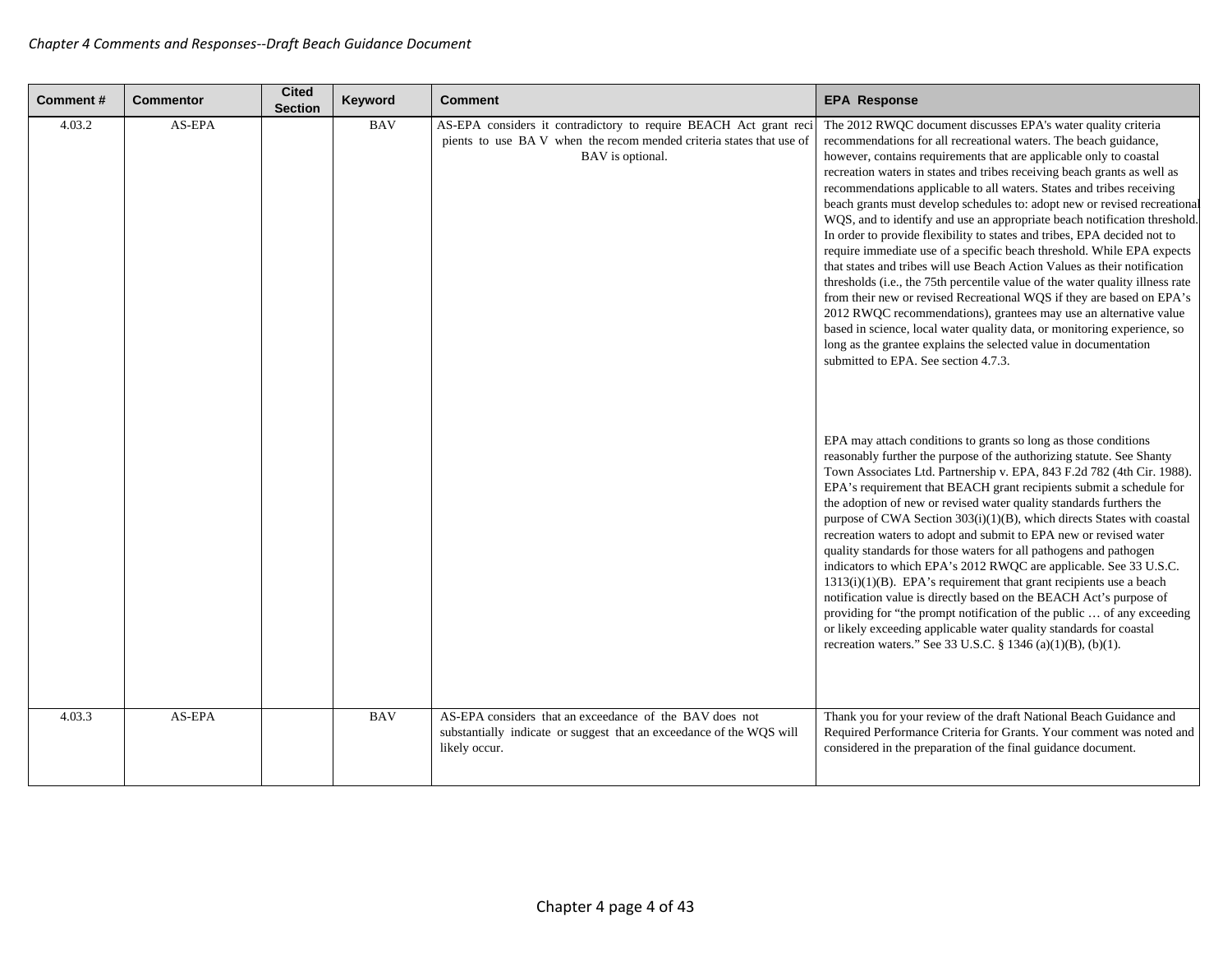| Comment # | Commentor | Cited Section | Keyword | Comment | EPA Response |
|---|---|---|---|---|---|
| 4.03.2 | AS-EPA | | BAV | AS-EPA considers it contradictory to require BEACH Act grant recipients to use BA V when the recom mended criteria states that use of BAV is optional. | The 2012 RWQC document discusses EPA's water quality criteria recommendations for all recreational waters. The beach guidance, however, contains requirements that are applicable only to coastal recreation waters in states and tribes receiving beach grants as well as recommendations applicable to all waters. States and tribes receiving beach grants must develop schedules to: adopt new or revised recreational WQS, and to identify and use an appropriate beach notification threshold. In order to provide flexibility to states and tribes, EPA decided not to require immediate use of a specific beach threshold. While EPA expects that states and tribes will use Beach Action Values as their notification thresholds (i.e., the 75th percentile value of the water quality illness rate from their new or revised Recreational WQS if they are based on EPA's 2012 RWQC recommendations), grantees may use an alternative value based in science, local water quality data, or monitoring experience, so long as the grantee explains the selected value in documentation submitted to EPA. See section 4.7.3.<br><br>EPA may attach conditions to grants so long as those conditions reasonably further the purpose of the authorizing statute. See Shanty Town Associates Ltd. Partnership v. EPA, 843 F.2d 782 (4th Cir. 1988). EPA's requirement that BEACH grant recipients submit a schedule for the adoption of new or revised water quality standards furthers the purpose of CWA Section 303(i)(1)(B), which directs States with coastal recreation waters to adopt and submit to EPA new or revised water quality standards for those waters for all pathogens and pathogen indicators to which EPA's 2012 RWQC are applicable. See 33 U.S.C. 1313(i)(1)(B). EPA's requirement that grant recipients use a beach notification value is directly based on the BEACH Act's purpose of providing for "the prompt notification of the public … of any exceeding or likely exceeding applicable water quality standards for coastal recreation waters." See 33 U.S.C. § 1346 (a)(1)(B), (b)(1). |
| 4.03.3 | AS-EPA | | BAV | AS-EPA considers that an exceedance of the BAV does not substantially indicate or suggest that an exceedance of the WQS will likely occur. | Thank you for your review of the draft National Beach Guidance and Required Performance Criteria for Grants. Your comment was noted and considered in the preparation of the final guidance document. |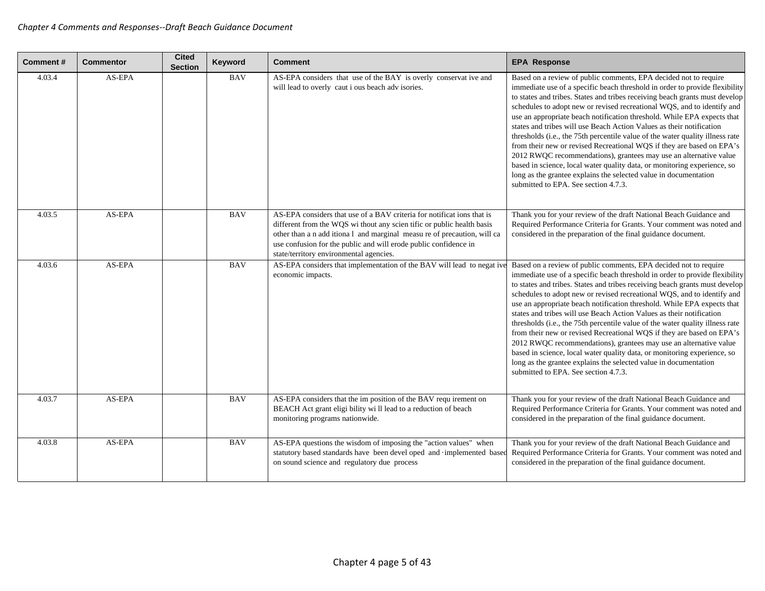| Comment # | Commentor | Cited Section | Keyword | Comment | EPA Response |
|---|---|---|---|---|---|
| 4.03.4 | AS-EPA | | BAV | AS-EPA considers that use of the BAY is overly conservat ive and will lead to overly caut i ous beach adv isories. | Based on a review of public comments, EPA decided not to require immediate use of a specific beach threshold in order to provide flexibility to states and tribes. States and tribes receiving beach grants must develop schedules to adopt new or revised recreational WQS, and to identify and use an appropriate beach notification threshold. While EPA expects that states and tribes will use Beach Action Values as their notification thresholds (i.e., the 75th percentile value of the water quality illness rate from their new or revised Recreational WQS if they are based on EPA's 2012 RWQC recommendations), grantees may use an alternative value based in science, local water quality data, or monitoring experience, so long as the grantee explains the selected value in documentation submitted to EPA. See section 4.7.3. |
| 4.03.5 | AS-EPA | | BAV | AS-EPA considers that use of a BAV criteria for notificat ions that is different from the WQS wi thout any scien tific or public health basis other than a n add itiona l and marginal measu re of precaution, will ca use confusion for the public and will erode public confidence in state/territory environmental agencies. | Thank you for your review of the draft National Beach Guidance and Required Performance Criteria for Grants. Your comment was noted and considered in the preparation of the final guidance document. |
| 4.03.6 | AS-EPA | | BAV | AS-EPA considers that implementation of the BAV will lead to negat ive economic impacts. | Based on a review of public comments, EPA decided not to require immediate use of a specific beach threshold in order to provide flexibility to states and tribes. States and tribes receiving beach grants must develop schedules to adopt new or revised recreational WQS, and to identify and use an appropriate beach notification threshold. While EPA expects that states and tribes will use Beach Action Values as their notification thresholds (i.e., the 75th percentile value of the water quality illness rate from their new or revised Recreational WQS if they are based on EPA's 2012 RWQC recommendations), grantees may use an alternative value based in science, local water quality data, or monitoring experience, so long as the grantee explains the selected value in documentation submitted to EPA. See section 4.7.3. |
| 4.03.7 | AS-EPA | | BAV | AS-EPA considers that the im position of the BAV requ irement on BEACH Act grant eligi bility wi ll lead to a reduction of beach monitoring programs nationwide. | Thank you for your review of the draft National Beach Guidance and Required Performance Criteria for Grants. Your comment was noted and considered in the preparation of the final guidance document. |
| 4.03.8 | AS-EPA | | BAV | AS-EPA questions the wisdom of imposing the "action values" when statutory based standards have been devel oped and ·implemented based on sound science and regulatory due process | Thank you for your review of the draft National Beach Guidance and Required Performance Criteria for Grants. Your comment was noted and considered in the preparation of the final guidance document. |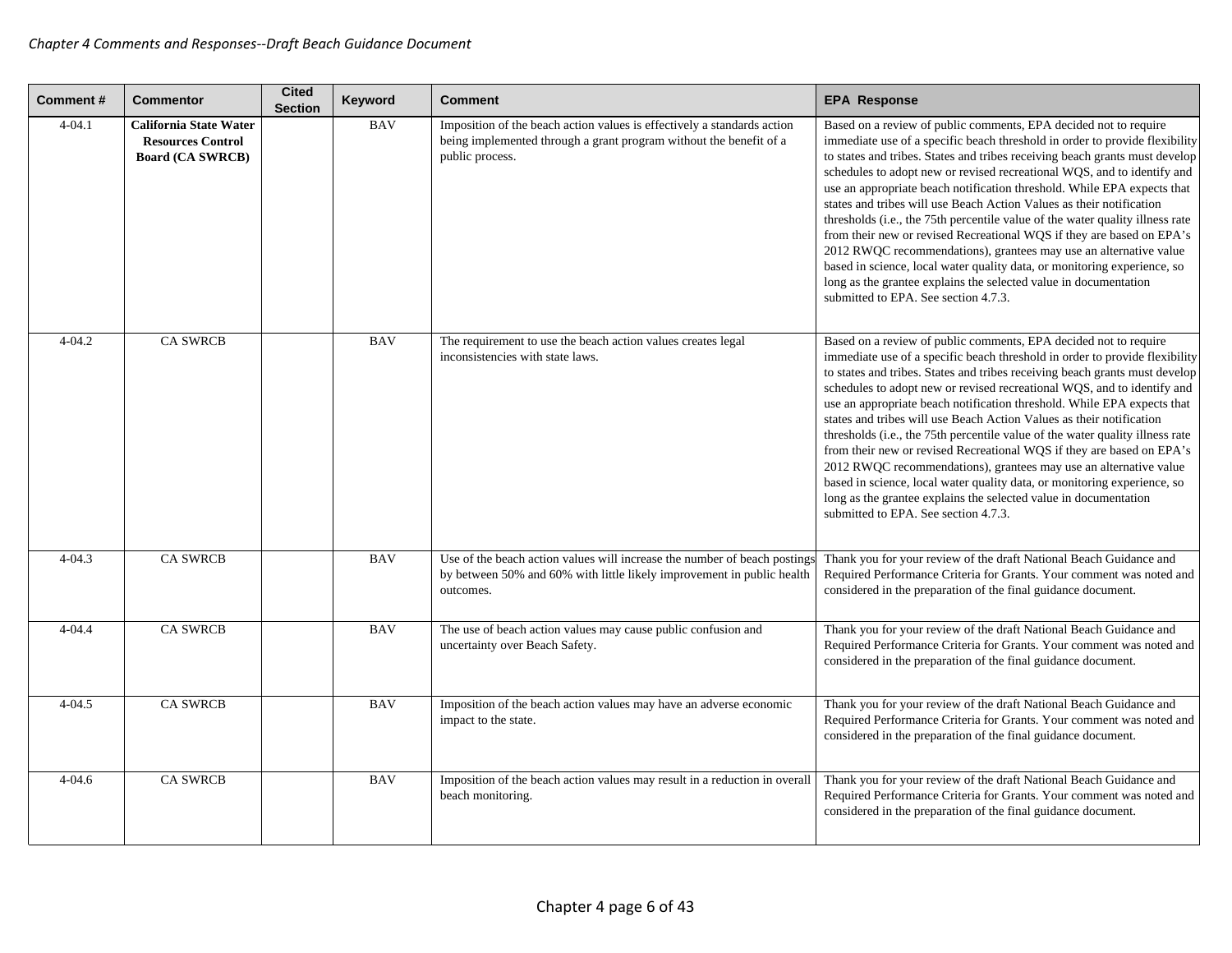| Comment # | Commentor | Cited Section | Keyword | Comment | EPA Response |
|---|---|---|---|---|---|
| 4-04.1 | **California State Water Resources Control Board (CA SWRCB)** | | BAV | Imposition of the beach action values is effectively a standards action being implemented through a grant program without the benefit of a public process. | Based on a review of public comments, EPA decided not to require immediate use of a specific beach threshold in order to provide flexibility to states and tribes. States and tribes receiving beach grants must develop schedules to adopt new or revised recreational WQS, and to identify and use an appropriate beach notification threshold. While EPA expects that states and tribes will use Beach Action Values as their notification thresholds (i.e., the 75th percentile value of the water quality illness rate from their new or revised Recreational WQS if they are based on EPA's 2012 RWQC recommendations), grantees may use an alternative value based in science, local water quality data, or monitoring experience, so long as the grantee explains the selected value in documentation submitted to EPA. See section 4.7.3. |
| 4-04.2 | CA SWRCB | | BAV | The requirement to use the beach action values creates legal inconsistencies with state laws. | Based on a review of public comments, EPA decided not to require immediate use of a specific beach threshold in order to provide flexibility to states and tribes. States and tribes receiving beach grants must develop schedules to adopt new or revised recreational WQS, and to identify and use an appropriate beach notification threshold. While EPA expects that states and tribes will use Beach Action Values as their notification thresholds (i.e., the 75th percentile value of the water quality illness rate from their new or revised Recreational WQS if they are based on EPA's 2012 RWQC recommendations), grantees may use an alternative value based in science, local water quality data, or monitoring experience, so long as the grantee explains the selected value in documentation submitted to EPA. See section 4.7.3. |
| 4-04.3 | CA SWRCB | | BAV | Use of the beach action values will increase the number of beach postings by between 50% and 60% with little likely improvement in public health outcomes. | Thank you for your review of the draft National Beach Guidance and Required Performance Criteria for Grants. Your comment was noted and considered in the preparation of the final guidance document. |
| 4-04.4 | CA SWRCB | | BAV | The use of beach action values may cause public confusion and uncertainty over Beach Safety. | Thank you for your review of the draft National Beach Guidance and Required Performance Criteria for Grants. Your comment was noted and considered in the preparation of the final guidance document. |
| 4-04.5 | CA SWRCB | | BAV | Imposition of the beach action values may have an adverse economic impact to the state. | Thank you for your review of the draft National Beach Guidance and Required Performance Criteria for Grants. Your comment was noted and considered in the preparation of the final guidance document. |
| 4-04.6 | CA SWRCB | | BAV | Imposition of the beach action values may result in a reduction in overall beach monitoring. | Thank you for your review of the draft National Beach Guidance and Required Performance Criteria for Grants. Your comment was noted and considered in the preparation of the final guidance document. |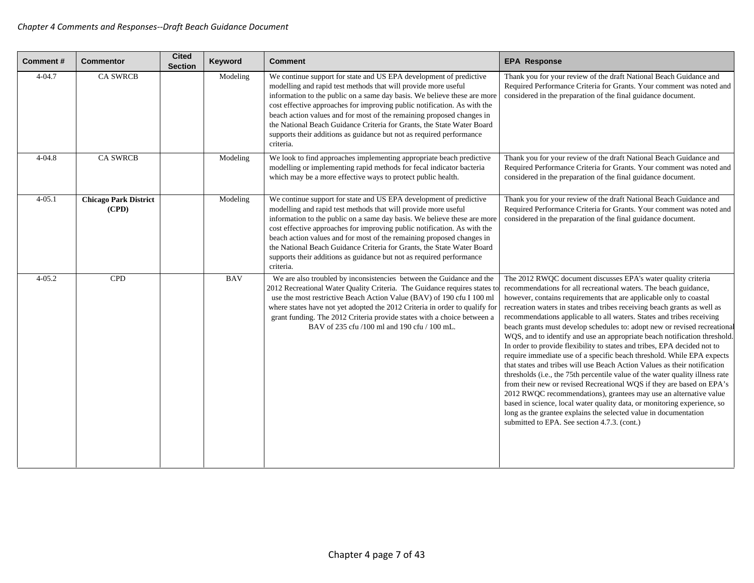| Comment # | Commentor | Cited Section | Keyword | Comment | EPA Response |
|---|---|---|---|---|---|
| 4-04.7 | CA SWRCB | | Modeling | We continue support for state and US EPA development of predictive modelling and rapid test methods that will provide more useful information to the public on a same day basis. We believe these are more cost effective approaches for improving public notification. As with the beach action values and for most of the remaining proposed changes in the National Beach Guidance Criteria for Grants, the State Water Board supports their additions as guidance but not as required performance criteria. | Thank you for your review of the draft National Beach Guidance and Required Performance Criteria for Grants. Your comment was noted and considered in the preparation of the final guidance document. |
| 4-04.8 | CA SWRCB | | Modeling | We look to find approaches implementing appropriate beach predictive modelling or implementing rapid methods for fecal indicator bacteria which may be a more effective ways to protect public health. | Thank you for your review of the draft National Beach Guidance and Required Performance Criteria for Grants. Your comment was noted and considered in the preparation of the final guidance document. |
| 4-05.1 | **Chicago Park District (CPD)** | | Modeling | We continue support for state and US EPA development of predictive modelling and rapid test methods that will provide more useful information to the public on a same day basis. We believe these are more cost effective approaches for improving public notification. As with the beach action values and for most of the remaining proposed changes in the National Beach Guidance Criteria for Grants, the State Water Board supports their additions as guidance but not as required performance criteria. | Thank you for your review of the draft National Beach Guidance and Required Performance Criteria for Grants. Your comment was noted and considered in the preparation of the final guidance document. |
| 4-05.2 | CPD | | BAV | We are also troubled by inconsistencies between the Guidance and the 2012 Recreational Water Quality Criteria. The Guidance requires states to use the most restrictive Beach Action Value (BAV) of 190 cfu I 100 ml where states have not yet adopted the 2012 Criteria in order to qualify for grant funding. The 2012 Criteria provide states with a choice between a BAV of 235 cfu /100 ml and 190 cfu / 100 mL. | The 2012 RWQC document discusses EPA's water quality criteria recommendations for all recreational waters. The beach guidance, however, contains requirements that are applicable only to coastal recreation waters in states and tribes receiving beach grants as well as recommendations applicable to all waters. States and tribes receiving beach grants must develop schedules to: adopt new or revised recreational WQS, and to identify and use an appropriate beach notification threshold. In order to provide flexibility to states and tribes, EPA decided not to require immediate use of a specific beach threshold. While EPA expects that states and tribes will use Beach Action Values as their notification thresholds (i.e., the 75th percentile value of the water quality illness rate from their new or revised Recreational WQS if they are based on EPA's 2012 RWQC recommendations), grantees may use an alternative value based in science, local water quality data, or monitoring experience, so long as the grantee explains the selected value in documentation submitted to EPA. See section 4.7.3. (cont.) |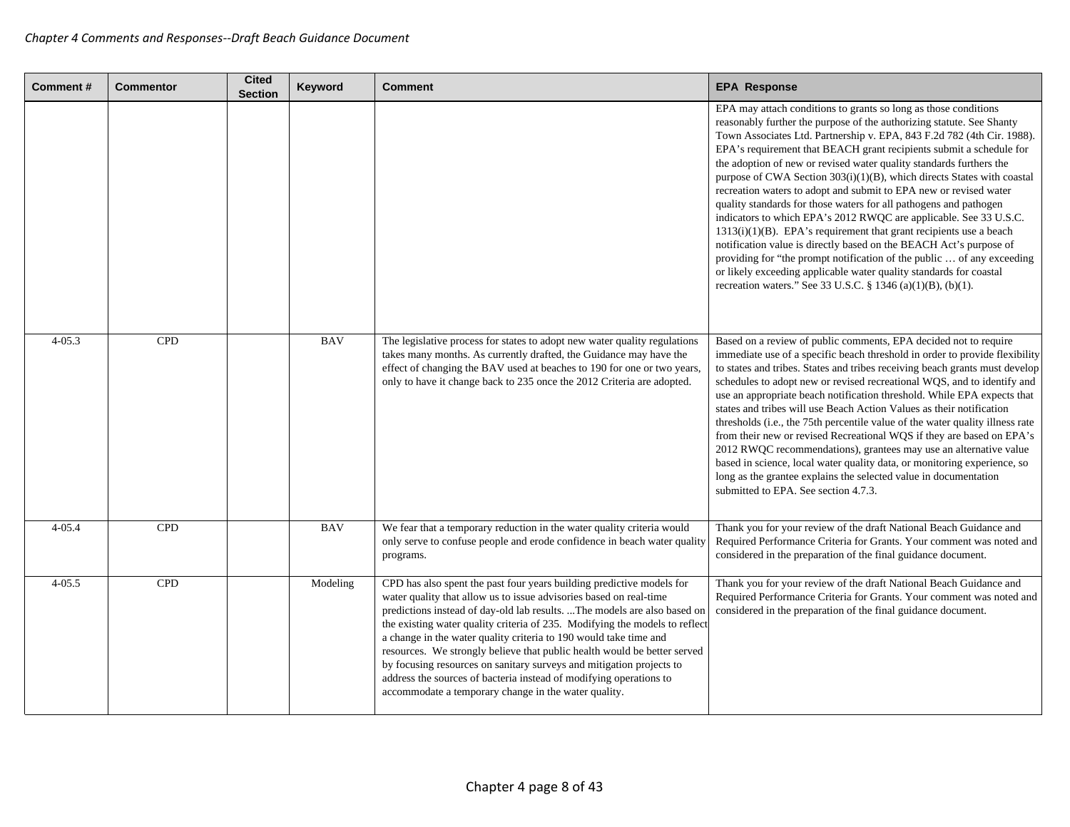| Comment # | Commentor | Cited Section | Keyword | Comment | EPA Response |
|---|---|---|---|---|---|
| | | | | | EPA may attach conditions to grants so long as those conditions reasonably further the purpose of the authorizing statute. See Shanty Town Associates Ltd. Partnership v. EPA, 843 F.2d 782 (4th Cir. 1988). EPA's requirement that BEACH grant recipients submit a schedule for the adoption of new or revised water quality standards furthers the purpose of CWA Section 303(i)(1)(B), which directs States with coastal recreation waters to adopt and submit to EPA new or revised water quality standards for those waters for all pathogens and pathogen indicators to which EPA's 2012 RWQC are applicable. See 33 U.S.C. 1313(i)(1)(B). EPA's requirement that grant recipients use a beach notification value is directly based on the BEACH Act's purpose of providing for "the prompt notification of the public … of any exceeding or likely exceeding applicable water quality standards for coastal recreation waters." See 33 U.S.C. § 1346 (a)(1)(B), (b)(1). |
| 4-05.3 | CPD | | BAV | The legislative process for states to adopt new water quality regulations takes many months. As currently drafted, the Guidance may have the effect of changing the BAV used at beaches to 190 for one or two years, only to have it change back to 235 once the 2012 Criteria are adopted. | Based on a review of public comments, EPA decided not to require immediate use of a specific beach threshold in order to provide flexibility to states and tribes. States and tribes receiving beach grants must develop schedules to adopt new or revised recreational WQS, and to identify and use an appropriate beach notification threshold. While EPA expects that states and tribes will use Beach Action Values as their notification thresholds (i.e., the 75th percentile value of the water quality illness rate from their new or revised Recreational WQS if they are based on EPA's 2012 RWQC recommendations), grantees may use an alternative value based in science, local water quality data, or monitoring experience, so long as the grantee explains the selected value in documentation submitted to EPA. See section 4.7.3. |
| 4-05.4 | CPD | | BAV | We fear that a temporary reduction in the water quality criteria would only serve to confuse people and erode confidence in beach water quality programs. | Thank you for your review of the draft National Beach Guidance and Required Performance Criteria for Grants. Your comment was noted and considered in the preparation of the final guidance document. |
| 4-05.5 | CPD | | Modeling | CPD has also spent the past four years building predictive models for water quality that allow us to issue advisories based on real-time predictions instead of day-old lab results. ...The models are also based on the existing water quality criteria of 235. Modifying the models to reflect a change in the water quality criteria to 190 would take time and resources. We strongly believe that public health would be better served by focusing resources on sanitary surveys and mitigation projects to address the sources of bacteria instead of modifying operations to accommodate a temporary change in the water quality. | Thank you for your review of the draft National Beach Guidance and Required Performance Criteria for Grants. Your comment was noted and considered in the preparation of the final guidance document. |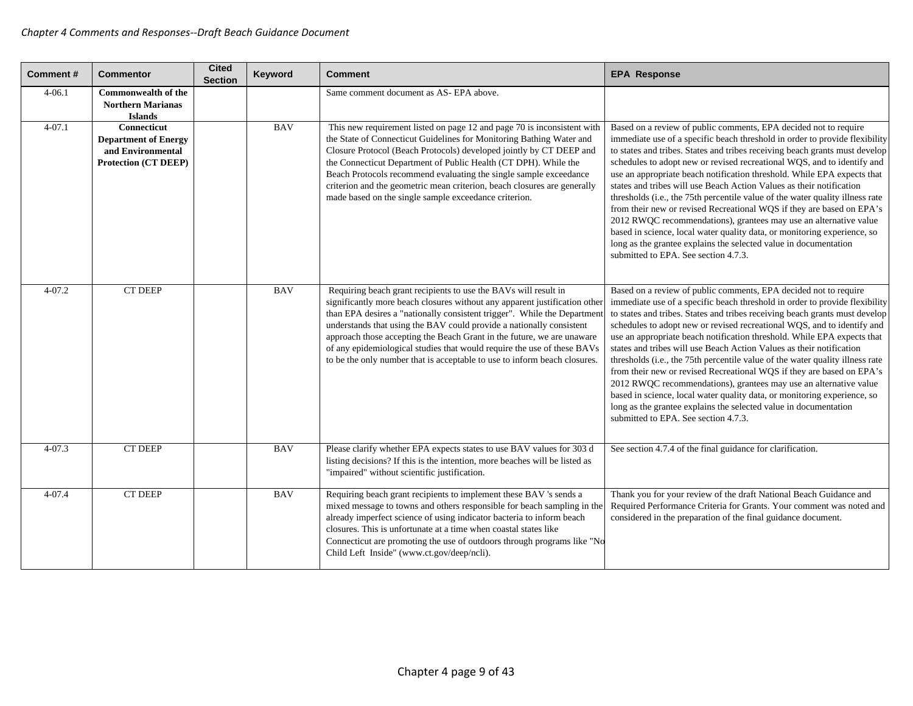| Comment # | Commentor | Cited Section | Keyword | Comment | EPA Response |
|---|---|---|---|---|---|
| 4-06.1 | **Commonwealth of the Northern Marianas Islands** | | | Same comment document as AS- EPA above. | |
| 4-07.1 | **Connecticut Department of Energy and Environmental Protection (CT DEEP)** | | BAV | This new requirement listed on page 12 and page 70 is inconsistent with the State of Connecticut Guidelines for Monitoring Bathing Water and Closure Protocol (Beach Protocols) developed jointly by CT DEEP and the Connecticut Department of Public Health (CT DPH). While the Beach Protocols recommend evaluating the single sample exceedance criterion and the geometric mean criterion, beach closures are generally made based on the single sample exceedance criterion. | Based on a review of public comments, EPA decided not to require immediate use of a specific beach threshold in order to provide flexibility to states and tribes. States and tribes receiving beach grants must develop schedules to adopt new or revised recreational WQS, and to identify and use an appropriate beach notification threshold. While EPA expects that states and tribes will use Beach Action Values as their notification thresholds (i.e., the 75th percentile value of the water quality illness rate from their new or revised Recreational WQS if they are based on EPA's 2012 RWQC recommendations), grantees may use an alternative value based in science, local water quality data, or monitoring experience, so long as the grantee explains the selected value in documentation submitted to EPA. See section 4.7.3. |
| 4-07.2 | CT DEEP | | BAV | Requiring beach grant recipients to use the BAVs will result in significantly more beach closures without any apparent justification other than EPA desires a "nationally consistent trigger". While the Department understands that using the BAV could provide a nationally consistent approach those accepting the Beach Grant in the future, we are unaware of any epidemiological studies that would require the use of these BAVs to be the only number that is acceptable to use to inform beach closures. | Based on a review of public comments, EPA decided not to require immediate use of a specific beach threshold in order to provide flexibility to states and tribes. States and tribes receiving beach grants must develop schedules to adopt new or revised recreational WQS, and to identify and use an appropriate beach notification threshold. While EPA expects that states and tribes will use Beach Action Values as their notification thresholds (i.e., the 75th percentile value of the water quality illness rate from their new or revised Recreational WQS if they are based on EPA's 2012 RWQC recommendations), grantees may use an alternative value based in science, local water quality data, or monitoring experience, so long as the grantee explains the selected value in documentation submitted to EPA. See section 4.7.3. |
| 4-07.3 | CT DEEP | | BAV | Please clarify whether EPA expects states to use BAV values for 303 d listing decisions? If this is the intention, more beaches will be listed as "impaired" without scientific justification. | See section 4.7.4 of the final guidance for clarification. |
| 4-07.4 | CT DEEP | | BAV | Requiring beach grant recipients to implement these BAV 's sends a mixed message to towns and others responsible for beach sampling in the already imperfect science of using indicator bacteria to inform beach closures. This is unfortunate at a time when coastal states like Connecticut are promoting the use of outdoors through programs like "No Child Left Inside" (www.ct.gov/deep/ncli). | Thank you for your review of the draft National Beach Guidance and Required Performance Criteria for Grants. Your comment was noted and considered in the preparation of the final guidance document. |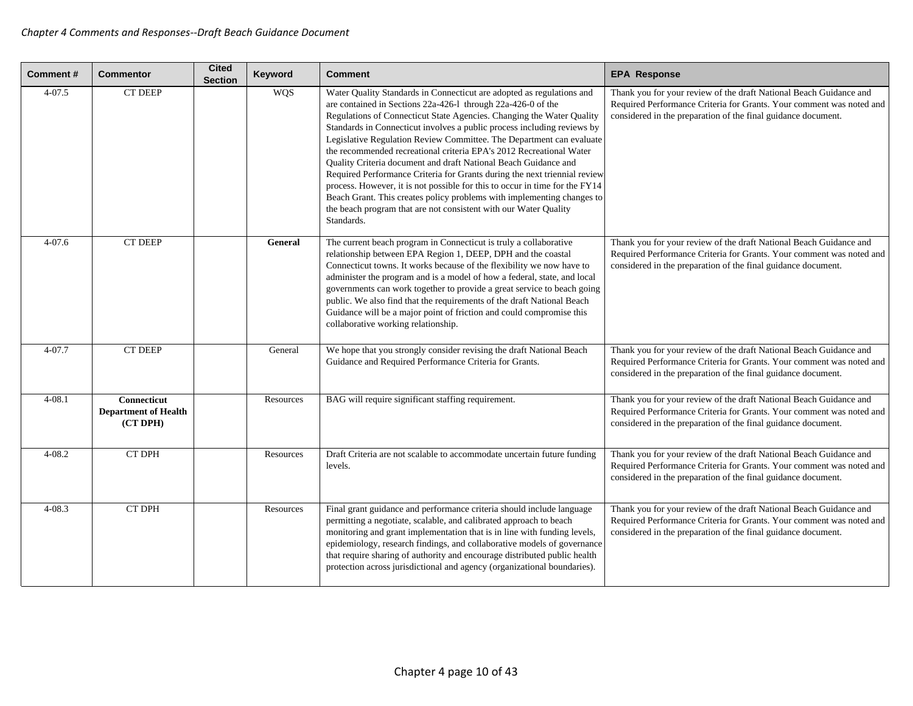| Comment # | Commentor | Cited Section | Keyword | Comment | EPA Response |
|---|---|---|---|---|---|
| 4-07.5 | CT DEEP | | WQS | Water Quality Standards in Connecticut are adopted as regulations and are contained in Sections 22a-426-l through 22a-426-0 of the Regulations of Connecticut State Agencies. Changing the Water Quality Standards in Connecticut involves a public process including reviews by Legislative Regulation Review Committee. The Department can evaluate the recommended recreational criteria EPA's 2012 Recreational Water Quality Criteria document and draft National Beach Guidance and Required Performance Criteria for Grants during the next triennial review process. However, it is not possible for this to occur in time for the FY14 Beach Grant. This creates policy problems with implementing changes to the beach program that are not consistent with our Water Quality Standards. | Thank you for your review of the draft National Beach Guidance and Required Performance Criteria for Grants. Your comment was noted and considered in the preparation of the final guidance document. |
| 4-07.6 | CT DEEP | | **General** | The current beach program in Connecticut is truly a collaborative relationship between EPA Region 1, DEEP, DPH and the coastal Connecticut towns. It works because of the flexibility we now have to administer the program and is a model of how a federal, state, and local governments can work together to provide a great service to beach going public. We also find that the requirements of the draft National Beach Guidance will be a major point of friction and could compromise this collaborative working relationship. | Thank you for your review of the draft National Beach Guidance and Required Performance Criteria for Grants. Your comment was noted and considered in the preparation of the final guidance document. |
| 4-07.7 | CT DEEP | | General | We hope that you strongly consider revising the draft National Beach Guidance and Required Performance Criteria for Grants. | Thank you for your review of the draft National Beach Guidance and Required Performance Criteria for Grants. Your comment was noted and considered in the preparation of the final guidance document. |
| 4-08.1 | **Connecticut Department of Health (CT DPH)** | | Resources | BAG will require significant staffing requirement. | Thank you for your review of the draft National Beach Guidance and Required Performance Criteria for Grants. Your comment was noted and considered in the preparation of the final guidance document. |
| 4-08.2 | CT DPH | | Resources | Draft Criteria are not scalable to accommodate uncertain future funding levels. | Thank you for your review of the draft National Beach Guidance and Required Performance Criteria for Grants. Your comment was noted and considered in the preparation of the final guidance document. |
| 4-08.3 | CT DPH | | Resources | Final grant guidance and performance criteria should include language permitting a negotiate, scalable, and calibrated approach to beach monitoring and grant implementation that is in line with funding levels, epidemiology, research findings, and collaborative models of governance that require sharing of authority and encourage distributed public health protection across jurisdictional and agency (organizational boundaries). | Thank you for your review of the draft National Beach Guidance and Required Performance Criteria for Grants. Your comment was noted and considered in the preparation of the final guidance document. |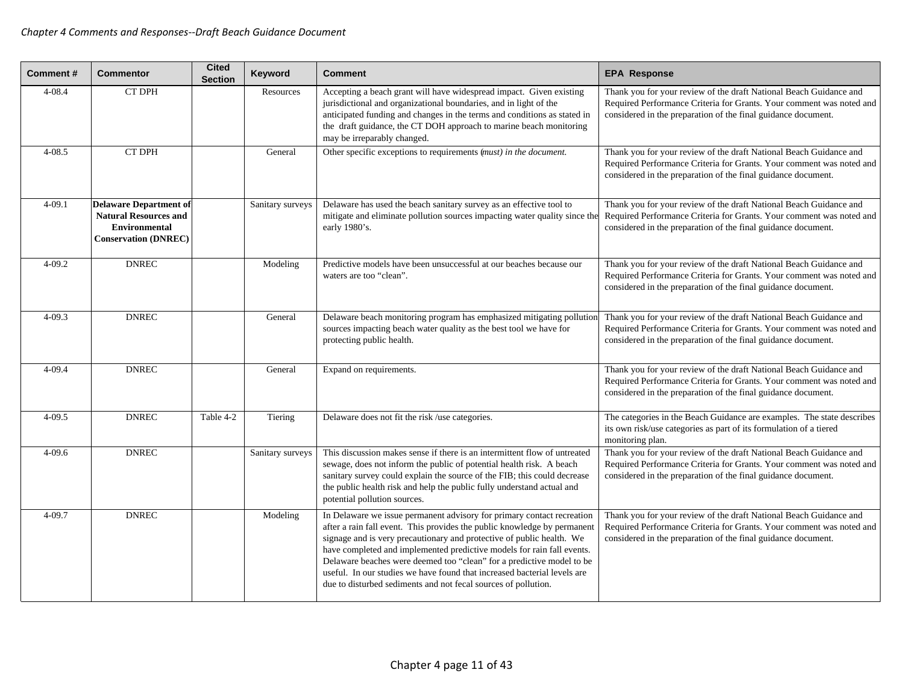| Comment # | Commentor | Cited Section | Keyword | Comment | EPA Response |
|---|---|---|---|---|---|
| 4-08.4 | CT DPH | | Resources | Accepting a beach grant will have widespread impact. Given existing jurisdictional and organizational boundaries, and in light of the anticipated funding and changes in the terms and conditions as stated in the draft guidance, the CT DOH approach to marine beach monitoring may be irreparably changed. | Thank you for your review of the draft National Beach Guidance and Required Performance Criteria for Grants. Your comment was noted and considered in the preparation of the final guidance document. |
| 4-08.5 | CT DPH | | General | Other specific exceptions to requirements (*must) in the document.* | Thank you for your review of the draft National Beach Guidance and Required Performance Criteria for Grants. Your comment was noted and considered in the preparation of the final guidance document. |
| 4-09.1 | **Delaware Department of Natural Resources and Environmental Conservation (DNREC)** | | Sanitary surveys | Delaware has used the beach sanitary survey as an effective tool to mitigate and eliminate pollution sources impacting water quality since the early 1980's. | Thank you for your review of the draft National Beach Guidance and Required Performance Criteria for Grants. Your comment was noted and considered in the preparation of the final guidance document. |
| 4-09.2 | DNREC | | Modeling | Predictive models have been unsuccessful at our beaches because our waters are too "clean". | Thank you for your review of the draft National Beach Guidance and Required Performance Criteria for Grants. Your comment was noted and considered in the preparation of the final guidance document. |
| 4-09.3 | DNREC | | General | Delaware beach monitoring program has emphasized mitigating pollution sources impacting beach water quality as the best tool we have for protecting public health. | Thank you for your review of the draft National Beach Guidance and Required Performance Criteria for Grants. Your comment was noted and considered in the preparation of the final guidance document. |
| 4-09.4 | DNREC | | General | Expand on requirements. | Thank you for your review of the draft National Beach Guidance and Required Performance Criteria for Grants. Your comment was noted and considered in the preparation of the final guidance document. |
| 4-09.5 | DNREC | Table 4-2 | Tiering | Delaware does not fit the risk /use categories. | The categories in the Beach Guidance are examples. The state describes its own risk/use categories as part of its formulation of a tiered monitoring plan. |
| 4-09.6 | DNREC | | Sanitary surveys | This discussion makes sense if there is an intermittent flow of untreated sewage, does not inform the public of potential health risk. A beach sanitary survey could explain the source of the FIB; this could decrease the public health risk and help the public fully understand actual and potential pollution sources. | Thank you for your review of the draft National Beach Guidance and Required Performance Criteria for Grants. Your comment was noted and considered in the preparation of the final guidance document. |
| 4-09.7 | DNREC | | Modeling | In Delaware we issue permanent advisory for primary contact recreation after a rain fall event. This provides the public knowledge by permanent signage and is very precautionary and protective of public health. We have completed and implemented predictive models for rain fall events. Delaware beaches were deemed too "clean" for a predictive model to be useful. In our studies we have found that increased bacterial levels are due to disturbed sediments and not fecal sources of pollution. | Thank you for your review of the draft National Beach Guidance and Required Performance Criteria for Grants. Your comment was noted and considered in the preparation of the final guidance document. |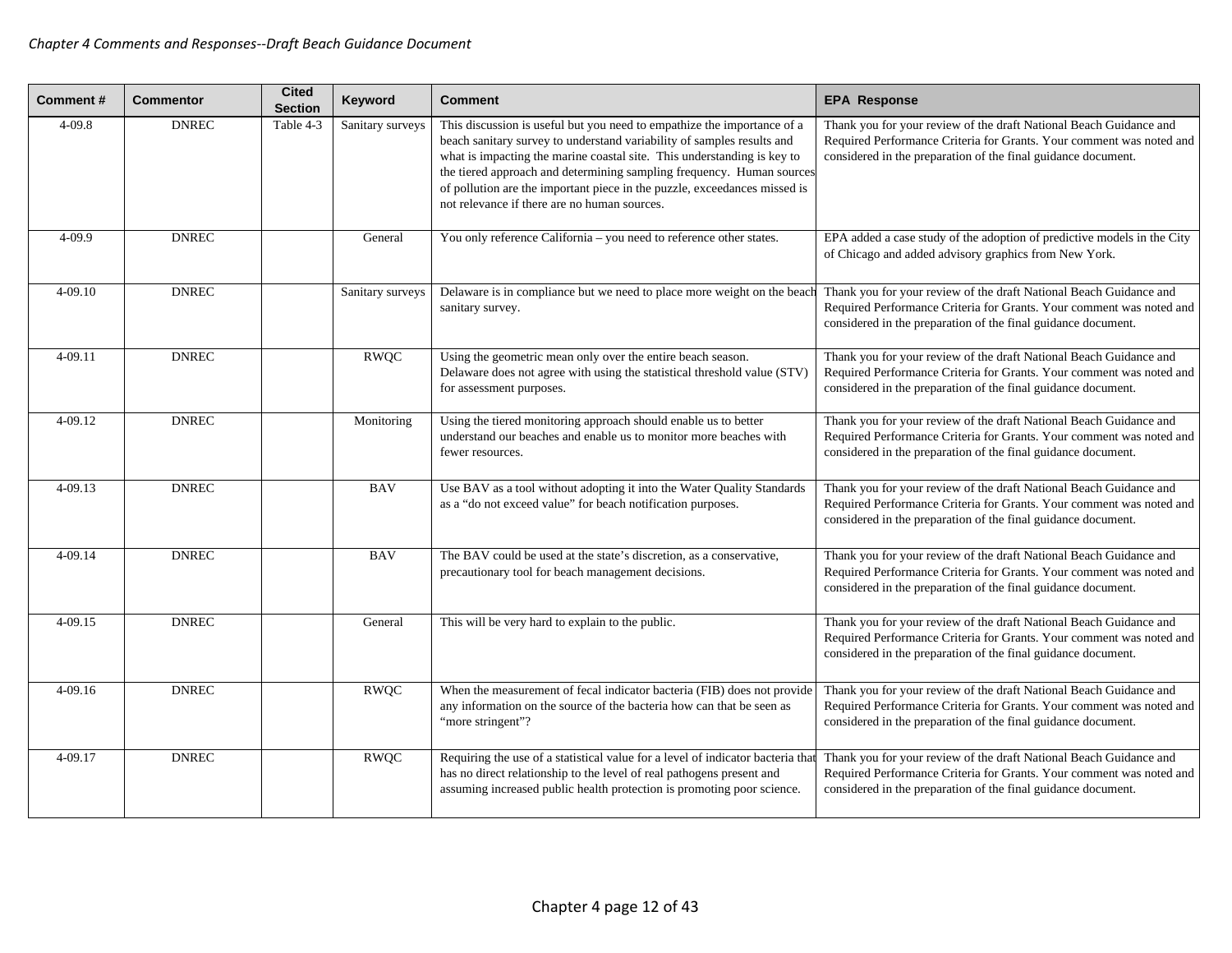| Comment # | Commentor | Cited Section | Keyword | Comment | EPA Response |
|---|---|---|---|---|---|
| 4-09.8 | DNREC | Table 4-3 | Sanitary surveys | This discussion is useful but you need to empathize the importance of a beach sanitary survey to understand variability of samples results and what is impacting the marine coastal site. This understanding is key to the tiered approach and determining sampling frequency. Human sources of pollution are the important piece in the puzzle, exceedances missed is not relevance if there are no human sources. | Thank you for your review of the draft National Beach Guidance and Required Performance Criteria for Grants. Your comment was noted and considered in the preparation of the final guidance document. |
| 4-09.9 | DNREC | | General | You only reference California – you need to reference other states. | EPA added a case study of the adoption of predictive models in the City of Chicago and added advisory graphics from New York. |
| 4-09.10 | DNREC | | Sanitary surveys | Delaware is in compliance but we need to place more weight on the beach sanitary survey. | Thank you for your review of the draft National Beach Guidance and Required Performance Criteria for Grants. Your comment was noted and considered in the preparation of the final guidance document. |
| 4-09.11 | DNREC | | RWQC | Using the geometric mean only over the entire beach season. Delaware does not agree with using the statistical threshold value (STV) for assessment purposes. | Thank you for your review of the draft National Beach Guidance and Required Performance Criteria for Grants. Your comment was noted and considered in the preparation of the final guidance document. |
| 4-09.12 | DNREC | | Monitoring | Using the tiered monitoring approach should enable us to better understand our beaches and enable us to monitor more beaches with fewer resources. | Thank you for your review of the draft National Beach Guidance and Required Performance Criteria for Grants. Your comment was noted and considered in the preparation of the final guidance document. |
| 4-09.13 | DNREC | | BAV | Use BAV as a tool without adopting it into the Water Quality Standards as a "do not exceed value" for beach notification purposes. | Thank you for your review of the draft National Beach Guidance and Required Performance Criteria for Grants. Your comment was noted and considered in the preparation of the final guidance document. |
| 4-09.14 | DNREC | | BAV | The BAV could be used at the state's discretion, as a conservative, precautionary tool for beach management decisions. | Thank you for your review of the draft National Beach Guidance and Required Performance Criteria for Grants. Your comment was noted and considered in the preparation of the final guidance document. |
| 4-09.15 | DNREC | | General | This will be very hard to explain to the public. | Thank you for your review of the draft National Beach Guidance and Required Performance Criteria for Grants. Your comment was noted and considered in the preparation of the final guidance document. |
| 4-09.16 | DNREC | | RWQC | When the measurement of fecal indicator bacteria (FIB) does not provide any information on the source of the bacteria how can that be seen as "more stringent"? | Thank you for your review of the draft National Beach Guidance and Required Performance Criteria for Grants. Your comment was noted and considered in the preparation of the final guidance document. |
| 4-09.17 | DNREC | | RWQC | Requiring the use of a statistical value for a level of indicator bacteria that has no direct relationship to the level of real pathogens present and assuming increased public health protection is promoting poor science. | Thank you for your review of the draft National Beach Guidance and Required Performance Criteria for Grants. Your comment was noted and considered in the preparation of the final guidance document. |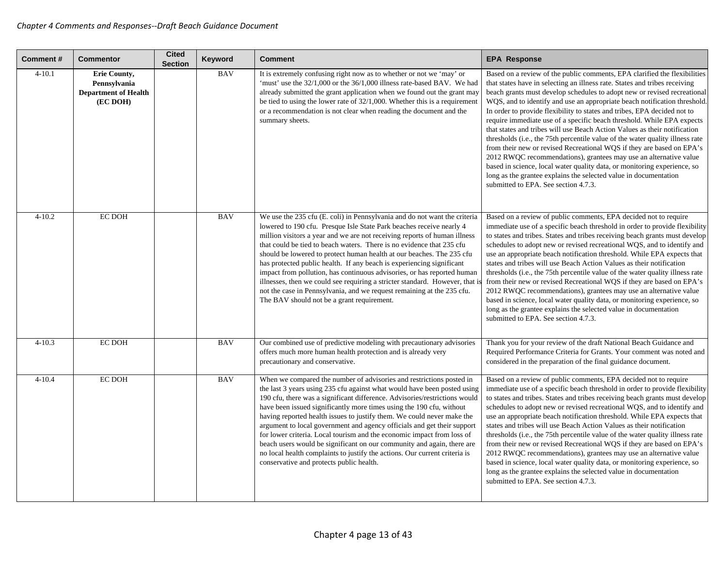| Comment # | Commentor | Cited Section | Keyword | Comment | EPA Response |
|---|---|---|---|---|---|
| 4-10.1 | **Erie County, Pennsylvania Department of Health (EC DOH)** | | BAV | It is extremely confusing right now as to whether or not we 'may' or 'must' use the 32/1,000 or the 36/1,000 illness rate-based BAV. We had already submitted the grant application when we found out the grant may be tied to using the lower rate of 32/1,000. Whether this is a requirement or a recommendation is not clear when reading the document and the summary sheets. | Based on a review of the public comments, EPA clarified the flexibilities that states have in selecting an illness rate. States and tribes receiving beach grants must develop schedules to adopt new or revised recreational WQS, and to identify and use an appropriate beach notification threshold. In order to provide flexibility to states and tribes, EPA decided not to require immediate use of a specific beach threshold. While EPA expects that states and tribes will use Beach Action Values as their notification thresholds (i.e., the 75th percentile value of the water quality illness rate from their new or revised Recreational WQS if they are based on EPA's 2012 RWQC recommendations), grantees may use an alternative value based in science, local water quality data, or monitoring experience, so long as the grantee explains the selected value in documentation submitted to EPA. See section 4.7.3. |
| 4-10.2 | EC DOH | | BAV | We use the 235 cfu (E. coli) in Pennsylvania and do not want the criteria lowered to 190 cfu. Presque Isle State Park beaches receive nearly 4 million visitors a year and we are not receiving reports of human illness that could be tied to beach waters. There is no evidence that 235 cfu should be lowered to protect human health at our beaches. The 235 cfu has protected public health. If any beach is experiencing significant impact from pollution, has continuous advisories, or has reported human illnesses, then we could see requiring a stricter standard. However, that is not the case in Pennsylvania, and we request remaining at the 235 cfu. The BAV should not be a grant requirement. | Based on a review of public comments, EPA decided not to require immediate use of a specific beach threshold in order to provide flexibility to states and tribes. States and tribes receiving beach grants must develop schedules to adopt new or revised recreational WQS, and to identify and use an appropriate beach notification threshold. While EPA expects that states and tribes will use Beach Action Values as their notification thresholds (i.e., the 75th percentile value of the water quality illness rate from their new or revised Recreational WQS if they are based on EPA's 2012 RWQC recommendations), grantees may use an alternative value based in science, local water quality data, or monitoring experience, so long as the grantee explains the selected value in documentation submitted to EPA. See section 4.7.3. |
| 4-10.3 | EC DOH | | BAV | Our combined use of predictive modeling with precautionary advisories offers much more human health protection and is already very precautionary and conservative. | Thank you for your review of the draft National Beach Guidance and Required Performance Criteria for Grants. Your comment was noted and considered in the preparation of the final guidance document. |
| 4-10.4 | EC DOH | | BAV | When we compared the number of advisories and restrictions posted in the last 3 years using 235 cfu against what would have been posted using 190 cfu, there was a significant difference. Advisories/restrictions would have been issued significantly more times using the 190 cfu, without having reported health issues to justify them. We could never make the argument to local government and agency officials and get their support for lower criteria. Local tourism and the economic impact from loss of beach users would be significant on our community and again, there are no local health complaints to justify the actions. Our current criteria is conservative and protects public health. | Based on a review of public comments, EPA decided not to require immediate use of a specific beach threshold in order to provide flexibility to states and tribes. States and tribes receiving beach grants must develop schedules to adopt new or revised recreational WQS, and to identify and use an appropriate beach notification threshold. While EPA expects that states and tribes will use Beach Action Values as their notification thresholds (i.e., the 75th percentile value of the water quality illness rate from their new or revised Recreational WQS if they are based on EPA's 2012 RWQC recommendations), grantees may use an alternative value based in science, local water quality data, or monitoring experience, so long as the grantee explains the selected value in documentation submitted to EPA. See section 4.7.3. |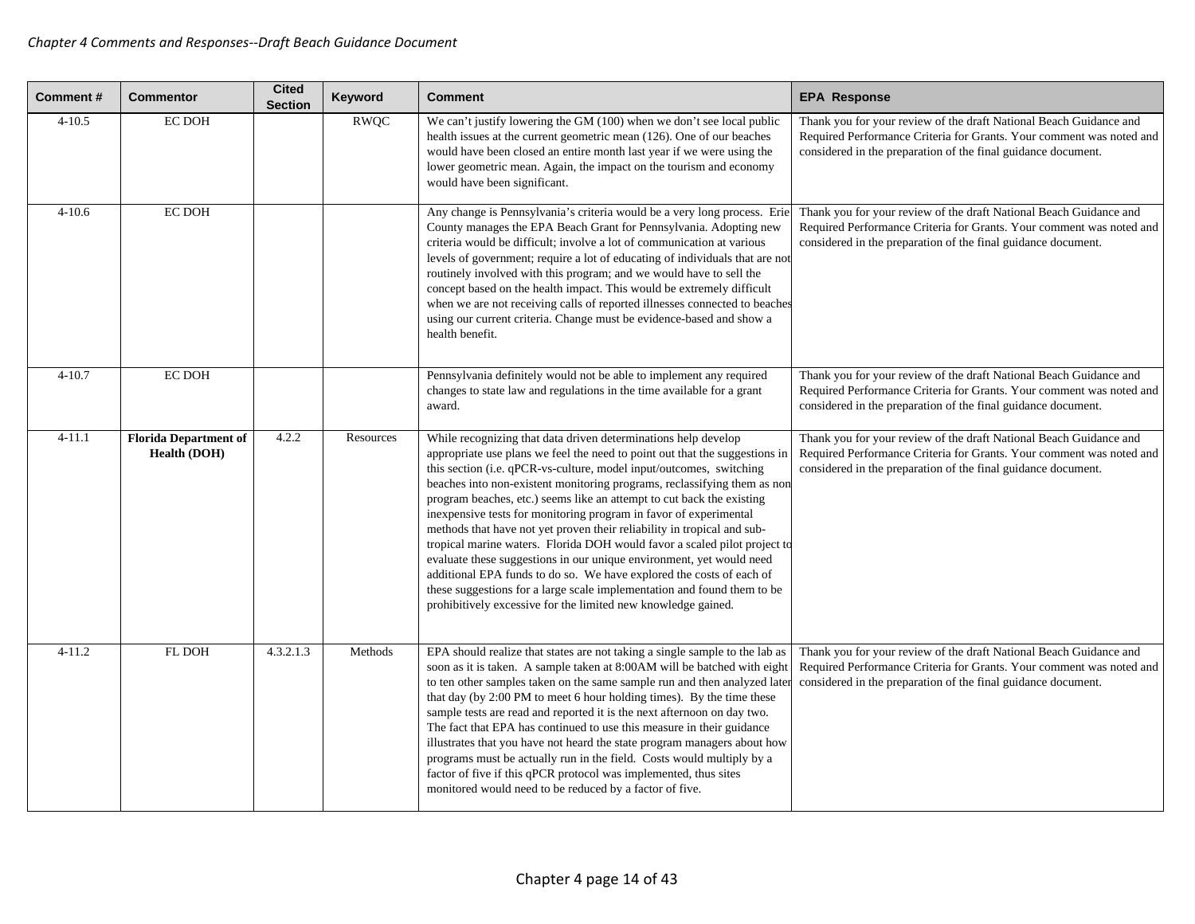| Comment # | Commentor | Cited Section | Keyword | Comment | EPA Response |
|---|---|---|---|---|---|
| 4-10.5 | EC DOH | | RWQC | We can't justify lowering the GM (100) when we don't see local public health issues at the current geometric mean (126). One of our beaches would have been closed an entire month last year if we were using the lower geometric mean. Again, the impact on the tourism and economy would have been significant. | Thank you for your review of the draft National Beach Guidance and Required Performance Criteria for Grants. Your comment was noted and considered in the preparation of the final guidance document. |
| 4-10.6 | EC DOH | | | Any change is Pennsylvania's criteria would be a very long process. Erie County manages the EPA Beach Grant for Pennsylvania. Adopting new criteria would be difficult; involve a lot of communication at various levels of government; require a lot of educating of individuals that are not routinely involved with this program; and we would have to sell the concept based on the health impact. This would be extremely difficult when we are not receiving calls of reported illnesses connected to beaches using our current criteria. Change must be evidence-based and show a health benefit. | Thank you for your review of the draft National Beach Guidance and Required Performance Criteria for Grants. Your comment was noted and considered in the preparation of the final guidance document. |
| 4-10.7 | EC DOH | | | Pennsylvania definitely would not be able to implement any required changes to state law and regulations in the time available for a grant award. | Thank you for your review of the draft National Beach Guidance and Required Performance Criteria for Grants. Your comment was noted and considered in the preparation of the final guidance document. |
| 4-11.1 | **Florida Department of Health (DOH)** | 4.2.2 | Resources | While recognizing that data driven determinations help develop appropriate use plans we feel the need to point out that the suggestions in this section (i.e. qPCR-vs-culture, model input/outcomes, switching beaches into non-existent monitoring programs, reclassifying them as non program beaches, etc.) seems like an attempt to cut back the existing inexpensive tests for monitoring program in favor of experimental methods that have not yet proven their reliability in tropical and sub-tropical marine waters. Florida DOH would favor a scaled pilot project to evaluate these suggestions in our unique environment, yet would need additional EPA funds to do so. We have explored the costs of each of these suggestions for a large scale implementation and found them to be prohibitively excessive for the limited new knowledge gained. | Thank you for your review of the draft National Beach Guidance and Required Performance Criteria for Grants. Your comment was noted and considered in the preparation of the final guidance document. |
| 4-11.2 | FL DOH | 4.3.2.1.3 | Methods | EPA should realize that states are not taking a single sample to the lab as soon as it is taken. A sample taken at 8:00AM will be batched with eight to ten other samples taken on the same sample run and then analyzed later that day (by 2:00 PM to meet 6 hour holding times). By the time these sample tests are read and reported it is the next afternoon on day two. The fact that EPA has continued to use this measure in their guidance illustrates that you have not heard the state program managers about how programs must be actually run in the field. Costs would multiply by a factor of five if this qPCR protocol was implemented, thus sites monitored would need to be reduced by a factor of five. | Thank you for your review of the draft National Beach Guidance and Required Performance Criteria for Grants. Your comment was noted and considered in the preparation of the final guidance document. |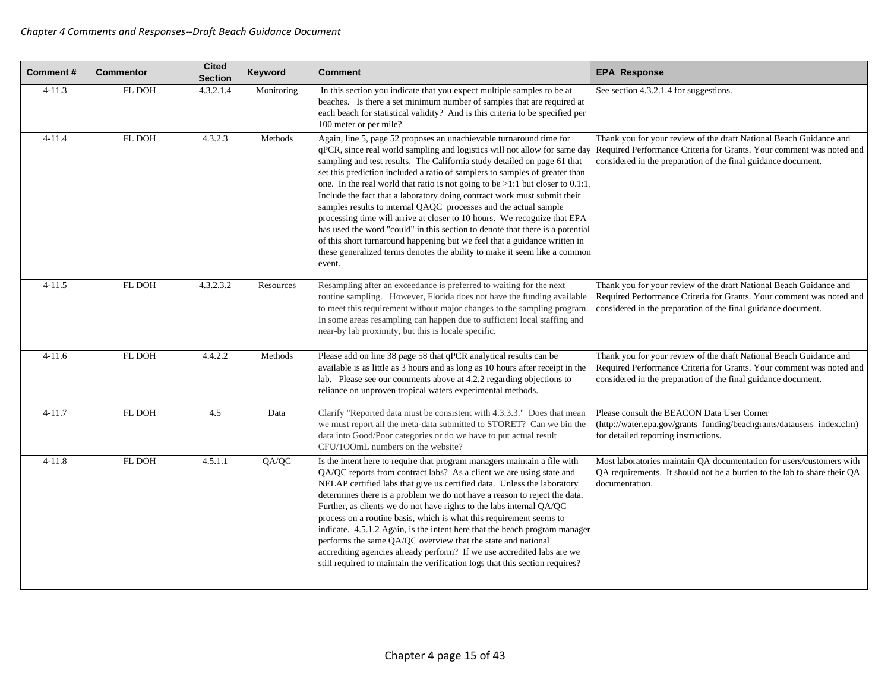| Comment # | Commentor | Cited Section | Keyword | Comment | EPA Response |
|---|---|---|---|---|---|
| 4-11.3 | FL DOH | 4.3.2.1.4 | Monitoring | In this section you indicate that you expect multiple samples to be at beaches. Is there a set minimum number of samples that are required at each beach for statistical validity? And is this criteria to be specified per 100 meter or per mile? | See section 4.3.2.1.4 for suggestions. |
| 4-11.4 | FL DOH | 4.3.2.3 | Methods | Again, line 5, page 52 proposes an unachievable turnaround time for qPCR, since real world sampling and logistics will not allow for same day sampling and test results. The California study detailed on page 61 that set this prediction included a ratio of samplers to samples of greater than one. In the real world that ratio is not going to be >1:1 but closer to 0.1:1. Include the fact that a laboratory doing contract work must submit their samples results to internal QAQC processes and the actual sample processing time will arrive at closer to 10 hours. We recognize that EPA has used the word "could" in this section to denote that there is a potential of this short turnaround happening but we feel that a guidance written in these generalized terms denotes the ability to make it seem like a common event. | Thank you for your review of the draft National Beach Guidance and Required Performance Criteria for Grants. Your comment was noted and considered in the preparation of the final guidance document. |
| 4-11.5 | FL DOH | 4.3.2.3.2 | Resources | Resampling after an exceedance is preferred to waiting for the next routine sampling. However, Florida does not have the funding available to meet this requirement without major changes to the sampling program. In some areas resampling can happen due to sufficient local staffing and near-by lab proximity, but this is locale specific. | Thank you for your review of the draft National Beach Guidance and Required Performance Criteria for Grants. Your comment was noted and considered in the preparation of the final guidance document. |
| 4-11.6 | FL DOH | 4.4.2.2 | Methods | Please add on line 38 page 58 that qPCR analytical results can be available is as little as 3 hours and as long as 10 hours after receipt in the lab. Please see our comments above at 4.2.2 regarding objections to reliance on unproven tropical waters experimental methods. | Thank you for your review of the draft National Beach Guidance and Required Performance Criteria for Grants. Your comment was noted and considered in the preparation of the final guidance document. |
| 4-11.7 | FL DOH | 4.5 | Data | Clarify "Reported data must be consistent with 4.3.3.3." Does that mean we must report all the meta-data submitted to STORET? Can we bin the data into Good/Poor categories or do we have to put actual result CFU/1OOmL numbers on the website? | Please consult the BEACON Data User Corner (http://water.epa.gov/grants_funding/beachgrants/datausers_index.cfm) for detailed reporting instructions. |
| 4-11.8 | FL DOH | 4.5.1.1 | QA/QC | Is the intent here to require that program managers maintain a file with QA/QC reports from contract labs? As a client we are using state and NELAP certified labs that give us certified data. Unless the laboratory determines there is a problem we do not have a reason to reject the data. Further, as clients we do not have rights to the labs internal QA/QC process on a routine basis, which is what this requirement seems to indicate. 4.5.1.2 Again, is the intent here that the beach program manager performs the same QA/QC overview that the state and national accrediting agencies already perform? If we use accredited labs are we still required to maintain the verification logs that this section requires? | Most laboratories maintain QA documentation for users/customers with QA requirements. It should not be a burden to the lab to share their QA documentation. |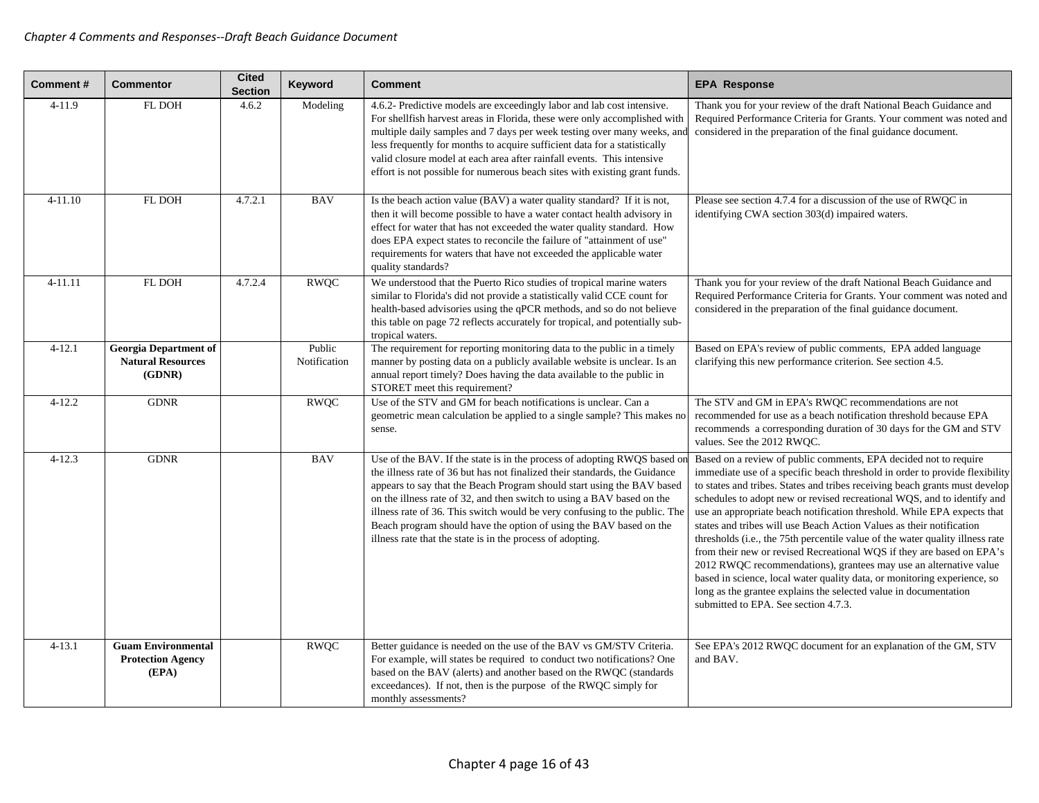| Comment # | Commentor | Cited Section | Keyword | Comment | EPA Response |
|---|---|---|---|---|---|
| 4-11.9 | FL DOH | 4.6.2 | Modeling | 4.6.2- Predictive models are exceedingly labor and lab cost intensive. For shellfish harvest areas in Florida, these were only accomplished with multiple daily samples and 7 days per week testing over many weeks, and less frequently for months to acquire sufficient data for a statistically valid closure model at each area after rainfall events. This intensive effort is not possible for numerous beach sites with existing grant funds. | Thank you for your review of the draft National Beach Guidance and Required Performance Criteria for Grants. Your comment was noted and considered in the preparation of the final guidance document. |
| 4-11.10 | FL DOH | 4.7.2.1 | BAV | Is the beach action value (BAV) a water quality standard? If it is not, then it will become possible to have a water contact health advisory in effect for water that has not exceeded the water quality standard. How does EPA expect states to reconcile the failure of "attainment of use" requirements for waters that have not exceeded the applicable water quality standards? | Please see section 4.7.4 for a discussion of the use of RWQC in identifying CWA section 303(d) impaired waters. |
| 4-11.11 | FL DOH | 4.7.2.4 | RWQC | We understood that the Puerto Rico studies of tropical marine waters similar to Florida's did not provide a statistically valid CCE count for health-based advisories using the qPCR methods, and so do not believe this table on page 72 reflects accurately for tropical, and potentially sub-tropical waters. | Thank you for your review of the draft National Beach Guidance and Required Performance Criteria for Grants. Your comment was noted and considered in the preparation of the final guidance document. |
| 4-12.1 | **Georgia Department of Natural Resources (GDNR)** | | Public Notification | The requirement for reporting monitoring data to the public in a timely manner by posting data on a publicly available website is unclear. Is an annual report timely? Does having the data available to the public in STORET meet this requirement? | Based on EPA's review of public comments, EPA added language clarifying this new performance criterion. See section 4.5. |
| 4-12.2 | GDNR | | RWQC | Use of the STV and GM for beach notifications is unclear. Can a geometric mean calculation be applied to a single sample? This makes no sense. | The STV and GM in EPA's RWQC recommendations are not recommended for use as a beach notification threshold because EPA recommends a corresponding duration of 30 days for the GM and STV values. See the 2012 RWQC. |
| 4-12.3 | GDNR | | BAV | Use of the BAV. If the state is in the process of adopting RWQS based on the illness rate of 36 but has not finalized their standards, the Guidance appears to say that the Beach Program should start using the BAV based on the illness rate of 32, and then switch to using a BAV based on the illness rate of 36. This switch would be very confusing to the public. The Beach program should have the option of using the BAV based on the illness rate that the state is in the process of adopting. | Based on a review of public comments, EPA decided not to require immediate use of a specific beach threshold in order to provide flexibility to states and tribes. States and tribes receiving beach grants must develop schedules to adopt new or revised recreational WQS, and to identify and use an appropriate beach notification threshold. While EPA expects that states and tribes will use Beach Action Values as their notification thresholds (i.e., the 75th percentile value of the water quality illness rate from their new or revised Recreational WQS if they are based on EPA's 2012 RWQC recommendations), grantees may use an alternative value based in science, local water quality data, or monitoring experience, so long as the grantee explains the selected value in documentation submitted to EPA. See section 4.7.3. |
| 4-13.1 | **Guam Environmental Protection Agency (EPA)** | | RWQC | Better guidance is needed on the use of the BAV vs GM/STV Criteria. For example, will states be required to conduct two notifications? One based on the BAV (alerts) and another based on the RWQC (standards exceedances). If not, then is the purpose of the RWQC simply for monthly assessments? | See EPA's 2012 RWQC document for an explanation of the GM, STV and BAV. |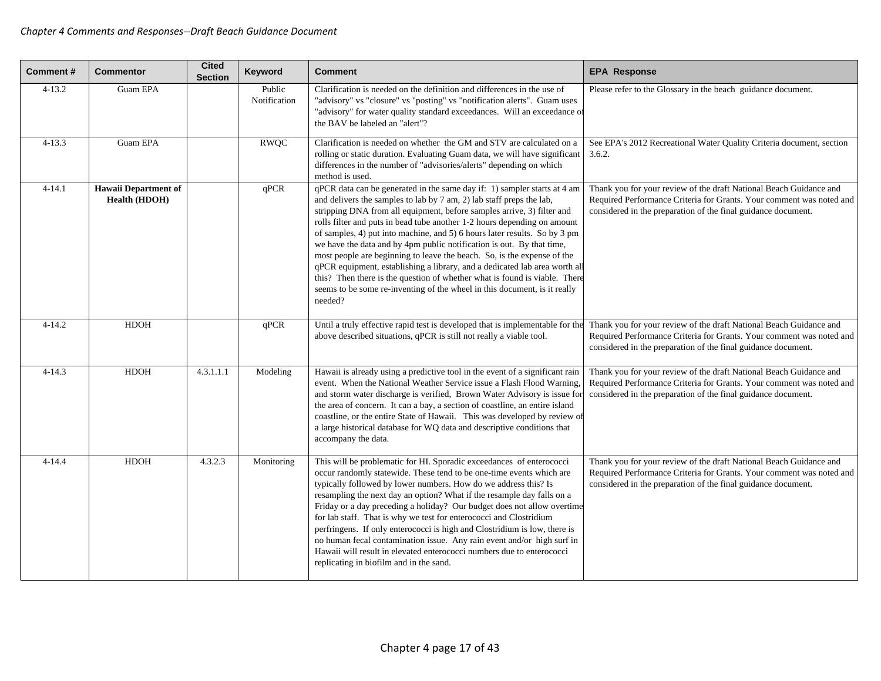| Comment # | Commentor | Cited Section | Keyword | Comment | EPA Response |
|---|---|---|---|---|---|
| 4-13.2 | Guam EPA | | Public Notification | Clarification is needed on the definition and differences in the use of "advisory" vs "closure" vs "posting" vs "notification alerts". Guam uses "advisory" for water quality standard exceedances. Will an exceedance of the BAV be labeled an "alert"? | Please refer to the Glossary in the beach guidance document. |
| 4-13.3 | Guam EPA | | RWQC | Clarification is needed on whether the GM and STV are calculated on a rolling or static duration. Evaluating Guam data, we will have significant differences in the number of "advisories/alerts" depending on which method is used. | See EPA's 2012 Recreational Water Quality Criteria document, section 3.6.2. |
| 4-14.1 | **Hawaii Department of Health (HDOH)** | | qPCR | qPCR data can be generated in the same day if: 1) sampler starts at 4 am and delivers the samples to lab by 7 am, 2) lab staff preps the lab, stripping DNA from all equipment, before samples arrive, 3) filter and rolls filter and puts in bead tube another 1-2 hours depending on amount of samples, 4) put into machine, and 5) 6 hours later results. So by 3 pm we have the data and by 4pm public notification is out. By that time, most people are beginning to leave the beach. So, is the expense of the qPCR equipment, establishing a library, and a dedicated lab area worth all this? Then there is the question of whether what is found is viable. There seems to be some re-inventing of the wheel in this document, is it really needed? | Thank you for your review of the draft National Beach Guidance and Required Performance Criteria for Grants. Your comment was noted and considered in the preparation of the final guidance document. |
| 4-14.2 | HDOH | | qPCR | Until a truly effective rapid test is developed that is implementable for the above described situations, qPCR is still not really a viable tool. | Thank you for your review of the draft National Beach Guidance and Required Performance Criteria for Grants. Your comment was noted and considered in the preparation of the final guidance document. |
| 4-14.3 | HDOH | 4.3.1.1.1 | Modeling | Hawaii is already using a predictive tool in the event of a significant rain event. When the National Weather Service issue a Flash Flood Warning, and storm water discharge is verified, Brown Water Advisory is issue for the area of concern. It can a bay, a section of coastline, an entire island coastline, or the entire State of Hawaii. This was developed by review of a large historical database for WQ data and descriptive conditions that accompany the data. | Thank you for your review of the draft National Beach Guidance and Required Performance Criteria for Grants. Your comment was noted and considered in the preparation of the final guidance document. |
| 4-14.4 | HDOH | 4.3.2.3 | Monitoring | This will be problematic for HI. Sporadic exceedances of enterococci occur randomly statewide. These tend to be one-time events which are typically followed by lower numbers. How do we address this? Is resampling the next day an option? What if the resample day falls on a Friday or a day preceding a holiday? Our budget does not allow overtime for lab staff. That is why we test for enterococci and Clostridium perfringens. If only enterococci is high and Clostridium is low, there is no human fecal contamination issue. Any rain event and/or high surf in Hawaii will result in elevated enterococci numbers due to enterococci replicating in biofilm and in the sand. | Thank you for your review of the draft National Beach Guidance and Required Performance Criteria for Grants. Your comment was noted and considered in the preparation of the final guidance document. |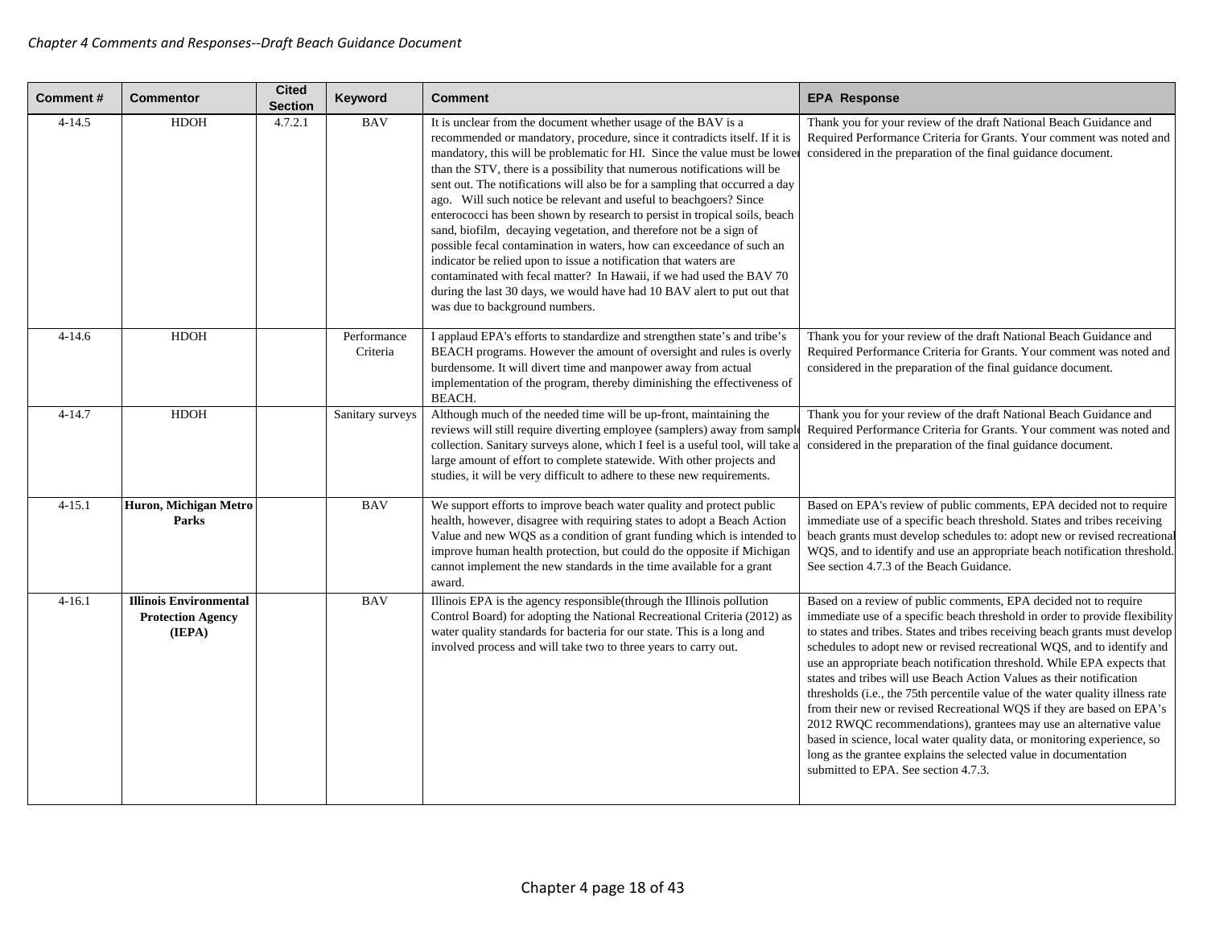| Comment # | Commentor | Cited Section | Keyword | Comment | EPA Response |
|---|---|---|---|---|---|
| 4-14.5 | HDOH | 4.7.2.1 | BAV | It is unclear from the document whether usage of the BAV is a recommended or mandatory, procedure, since it contradicts itself. If it is mandatory, this will be problematic for HI. Since the value must be lower than the STV, there is a possibility that numerous notifications will be sent out. The notifications will also be for a sampling that occurred a day ago. Will such notice be relevant and useful to beachgoers? Since enterococci has been shown by research to persist in tropical soils, beach sand, biofilm, decaying vegetation, and therefore not be a sign of possible fecal contamination in waters, how can exceedance of such an indicator be relied upon to issue a notification that waters are contaminated with fecal matter? In Hawaii, if we had used the BAV 70 during the last 30 days, we would have had 10 BAV alert to put out that was due to background numbers. | Thank you for your review of the draft National Beach Guidance and Required Performance Criteria for Grants. Your comment was noted and considered in the preparation of the final guidance document. |
| 4-14.6 | HDOH | | Performance Criteria | I applaud EPA's efforts to standardize and strengthen state's and tribe's BEACH programs. However the amount of oversight and rules is overly burdensome. It will divert time and manpower away from actual implementation of the program, thereby diminishing the effectiveness of BEACH. | Thank you for your review of the draft National Beach Guidance and Required Performance Criteria for Grants. Your comment was noted and considered in the preparation of the final guidance document. |
| 4-14.7 | HDOH | | Sanitary surveys | Although much of the needed time will be up-front, maintaining the reviews will still require diverting employee (samplers) away from sample collection. Sanitary surveys alone, which I feel is a useful tool, will take a large amount of effort to complete statewide. With other projects and studies, it will be very difficult to adhere to these new requirements. | Thank you for your review of the draft National Beach Guidance and Required Performance Criteria for Grants. Your comment was noted and considered in the preparation of the final guidance document. |
| 4-15.1 | **Huron, Michigan Metro Parks** | | BAV | We support efforts to improve beach water quality and protect public health, however, disagree with requiring states to adopt a Beach Action Value and new WQS as a condition of grant funding which is intended to improve human health protection, but could do the opposite if Michigan cannot implement the new standards in the time available for a grant award. | Based on EPA's review of public comments, EPA decided not to require immediate use of a specific beach threshold. States and tribes receiving beach grants must develop schedules to: adopt new or revised recreational WQS, and to identify and use an appropriate beach notification threshold. See section 4.7.3 of the Beach Guidance. |
| 4-16.1 | **Illinois Environmental Protection Agency (IEPA)** | | BAV | Illinois EPA is the agency responsible(through the Illinois pollution Control Board) for adopting the National Recreational Criteria (2012) as water quality standards for bacteria for our state. This is a long and involved process and will take two to three years to carry out. | Based on a review of public comments, EPA decided not to require immediate use of a specific beach threshold in order to provide flexibility to states and tribes. States and tribes receiving beach grants must develop schedules to adopt new or revised recreational WQS, and to identify and use an appropriate beach notification threshold. While EPA expects that states and tribes will use Beach Action Values as their notification thresholds (i.e., the 75th percentile value of the water quality illness rate from their new or revised Recreational WQS if they are based on EPA's 2012 RWQC recommendations), grantees may use an alternative value based in science, local water quality data, or monitoring experience, so long as the grantee explains the selected value in documentation submitted to EPA. See section 4.7.3. |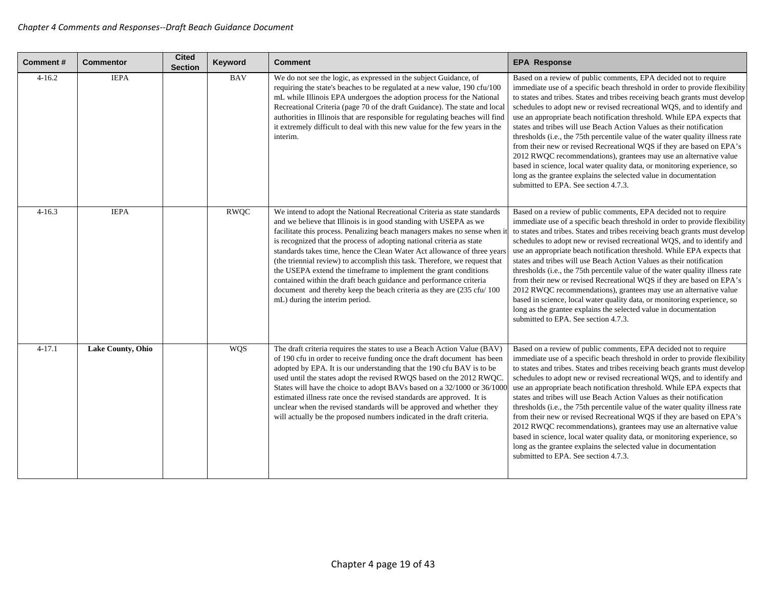| Comment # | Commentor | Cited Section | Keyword | Comment | EPA Response |
| --- | --- | --- | --- | --- | --- |
| 4-16.2 | IEPA | | BAV | We do not see the logic, as expressed in the subject Guidance, of requiring the state's beaches to be regulated at a new value, 190 cfu/100 mL while Illinois EPA undergoes the adoption process for the National Recreational Criteria (page 70 of the draft Guidance). The state and local authorities in Illinois that are responsible for regulating beaches will find it extremely difficult to deal with this new value for the few years in the interim. | Based on a review of public comments, EPA decided not to require immediate use of a specific beach threshold in order to provide flexibility to states and tribes. States and tribes receiving beach grants must develop schedules to adopt new or revised recreational WQS, and to identify and use an appropriate beach notification threshold. While EPA expects that states and tribes will use Beach Action Values as their notification thresholds (i.e., the 75th percentile value of the water quality illness rate from their new or revised Recreational WQS if they are based on EPA's 2012 RWQC recommendations), grantees may use an alternative value based in science, local water quality data, or monitoring experience, so long as the grantee explains the selected value in documentation submitted to EPA. See section 4.7.3. |
| 4-16.3 | IEPA | | RWQC | We intend to adopt the National Recreational Criteria as state standards and we believe that Illinois is in good standing with USEPA as we facilitate this process. Penalizing beach managers makes no sense when it is recognized that the process of adopting national criteria as state standards takes time, hence the Clean Water Act allowance of three years (the triennial review) to accomplish this task. Therefore, we request that the USEPA extend the timeframe to implement the grant conditions contained within the draft beach guidance and performance criteria document and thereby keep the beach criteria as they are (235 cfu/ 100 mL) during the interim period. | Based on a review of public comments, EPA decided not to require immediate use of a specific beach threshold in order to provide flexibility to states and tribes. States and tribes receiving beach grants must develop schedules to adopt new or revised recreational WQS, and to identify and use an appropriate beach notification threshold. While EPA expects that states and tribes will use Beach Action Values as their notification thresholds (i.e., the 75th percentile value of the water quality illness rate from their new or revised Recreational WQS if they are based on EPA's 2012 RWQC recommendations), grantees may use an alternative value based in science, local water quality data, or monitoring experience, so long as the grantee explains the selected value in documentation submitted to EPA. See section 4.7.3. |
| 4-17.1 | **Lake County, Ohio** | | WQS | The draft criteria requires the states to use a Beach Action Value (BAV) of 190 cfu in order to receive funding once the draft document has been adopted by EPA. It is our understanding that the 190 cfu BAV is to be used until the states adopt the revised RWQS based on the 2012 RWQC. States will have the choice to adopt BAVs based on a 32/1000 or 36/1000 estimated illness rate once the revised standards are approved. It is unclear when the revised standards will be approved and whether they will actually be the proposed numbers indicated in the draft criteria. | Based on a review of public comments, EPA decided not to require immediate use of a specific beach threshold in order to provide flexibility to states and tribes. States and tribes receiving beach grants must develop schedules to adopt new or revised recreational WQS, and to identify and use an appropriate beach notification threshold. While EPA expects that states and tribes will use Beach Action Values as their notification thresholds (i.e., the 75th percentile value of the water quality illness rate from their new or revised Recreational WQS if they are based on EPA's 2012 RWQC recommendations), grantees may use an alternative value based in science, local water quality data, or monitoring experience, so long as the grantee explains the selected value in documentation submitted to EPA. See section 4.7.3. |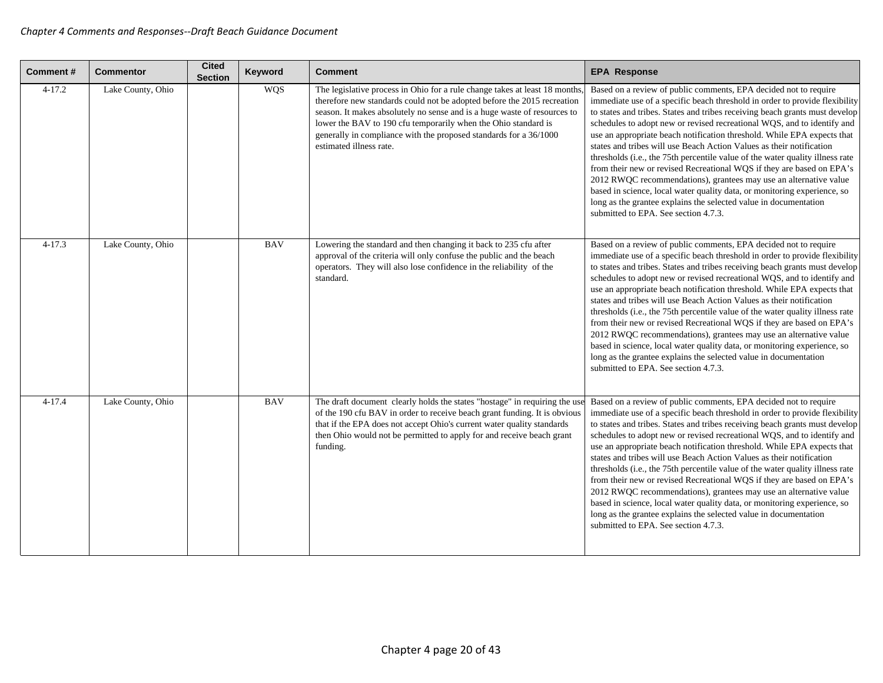| Comment # | Commentor | Cited Section | Keyword | Comment | EPA Response |
|---|---|---|---|---|---|
| 4-17.2 | Lake County, Ohio | | WQS | The legislative process in Ohio for a rule change takes at least 18 months, therefore new standards could not be adopted before the 2015 recreation season. It makes absolutely no sense and is a huge waste of resources to lower the BAV to 190 cfu temporarily when the Ohio standard is generally in compliance with the proposed standards for a 36/1000 estimated illness rate. | Based on a review of public comments, EPA decided not to require immediate use of a specific beach threshold in order to provide flexibility to states and tribes. States and tribes receiving beach grants must develop schedules to adopt new or revised recreational WQS, and to identify and use an appropriate beach notification threshold. While EPA expects that states and tribes will use Beach Action Values as their notification thresholds (i.e., the 75th percentile value of the water quality illness rate from their new or revised Recreational WQS if they are based on EPA's 2012 RWQC recommendations), grantees may use an alternative value based in science, local water quality data, or monitoring experience, so long as the grantee explains the selected value in documentation submitted to EPA. See section 4.7.3. |
| 4-17.3 | Lake County, Ohio | | BAV | Lowering the standard and then changing it back to 235 cfu after approval of the criteria will only confuse the public and the beach operators. They will also lose confidence in the reliability of the standard. | Based on a review of public comments, EPA decided not to require immediate use of a specific beach threshold in order to provide flexibility to states and tribes. States and tribes receiving beach grants must develop schedules to adopt new or revised recreational WQS, and to identify and use an appropriate beach notification threshold. While EPA expects that states and tribes will use Beach Action Values as their notification thresholds (i.e., the 75th percentile value of the water quality illness rate from their new or revised Recreational WQS if they are based on EPA's 2012 RWQC recommendations), grantees may use an alternative value based in science, local water quality data, or monitoring experience, so long as the grantee explains the selected value in documentation submitted to EPA. See section 4.7.3. |
| 4-17.4 | Lake County, Ohio | | BAV | The draft document clearly holds the states "hostage" in requiring the use of the 190 cfu BAV in order to receive beach grant funding. It is obvious that if the EPA does not accept Ohio's current water quality standards then Ohio would not be permitted to apply for and receive beach grant funding. | Based on a review of public comments, EPA decided not to require immediate use of a specific beach threshold in order to provide flexibility to states and tribes. States and tribes receiving beach grants must develop schedules to adopt new or revised recreational WQS, and to identify and use an appropriate beach notification threshold. While EPA expects that states and tribes will use Beach Action Values as their notification thresholds (i.e., the 75th percentile value of the water quality illness rate from their new or revised Recreational WQS if they are based on EPA's 2012 RWQC recommendations), grantees may use an alternative value based in science, local water quality data, or monitoring experience, so long as the grantee explains the selected value in documentation submitted to EPA. See section 4.7.3. |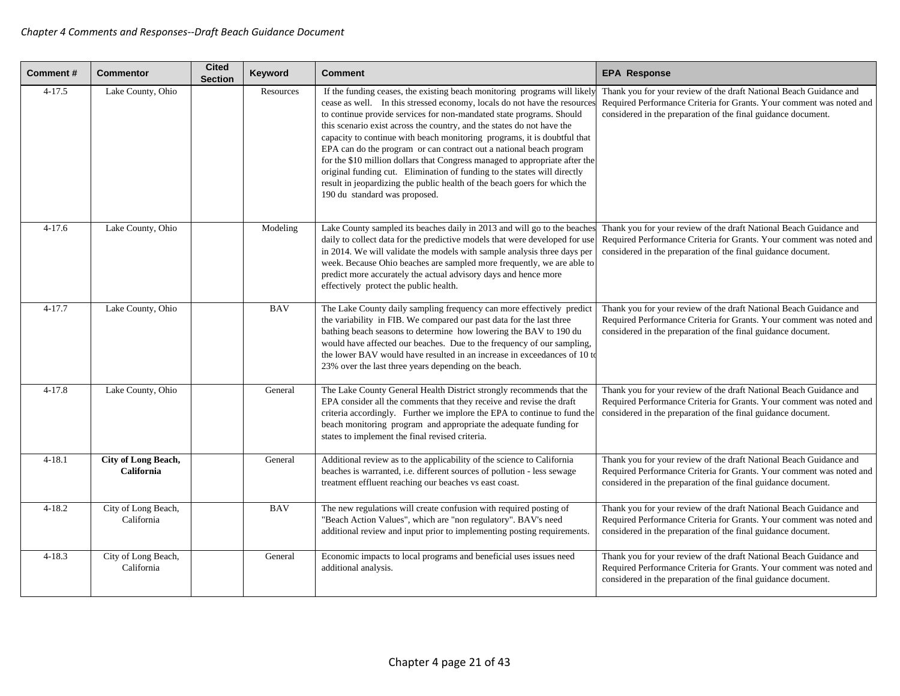| Comment # | Commentor | Cited Section | Keyword | Comment | EPA Response |
|---|---|---|---|---|---|
| 4-17.5 | Lake County, Ohio | | Resources | If the funding ceases, the existing beach monitoring programs will likely cease as well. In this stressed economy, locals do not have the resources to continue provide services for non-mandated state programs. Should this scenario exist across the country, and the states do not have the capacity to continue with beach monitoring programs, it is doubtful that EPA can do the program or can contract out a national beach program for the $10 million dollars that Congress managed to appropriate after the original funding cut. Elimination of funding to the states will directly result in jeopardizing the public health of the beach goers for which the 190 du standard was proposed. | Thank you for your review of the draft National Beach Guidance and Required Performance Criteria for Grants. Your comment was noted and considered in the preparation of the final guidance document. |
| 4-17.6 | Lake County, Ohio | | Modeling | Lake County sampled its beaches daily in 2013 and will go to the beaches daily to collect data for the predictive models that were developed for use in 2014. We will validate the models with sample analysis three days per week. Because Ohio beaches are sampled more frequently, we are able to predict more accurately the actual advisory days and hence more effectively protect the public health. | Thank you for your review of the draft National Beach Guidance and Required Performance Criteria for Grants. Your comment was noted and considered in the preparation of the final guidance document. |
| 4-17.7 | Lake County, Ohio | | BAV | The Lake County daily sampling frequency can more effectively predict the variability in FIB. We compared our past data for the last three bathing beach seasons to determine how lowering the BAV to 190 du would have affected our beaches. Due to the frequency of our sampling, the lower BAV would have resulted in an increase in exceedances of 10 to 23% over the last three years depending on the beach. | Thank you for your review of the draft National Beach Guidance and Required Performance Criteria for Grants. Your comment was noted and considered in the preparation of the final guidance document. |
| 4-17.8 | Lake County, Ohio | | General | The Lake County General Health District strongly recommends that the EPA consider all the comments that they receive and revise the draft criteria accordingly. Further we implore the EPA to continue to fund the beach monitoring program and appropriate the adequate funding for states to implement the final revised criteria. | Thank you for your review of the draft National Beach Guidance and Required Performance Criteria for Grants. Your comment was noted and considered in the preparation of the final guidance document. |
| 4-18.1 | **City of Long Beach, California** | | General | Additional review as to the applicability of the science to California beaches is warranted, i.e. different sources of pollution - less sewage treatment effluent reaching our beaches vs east coast. | Thank you for your review of the draft National Beach Guidance and Required Performance Criteria for Grants. Your comment was noted and considered in the preparation of the final guidance document. |
| 4-18.2 | City of Long Beach, California | | BAV | The new regulations will create confusion with required posting of "Beach Action Values", which are "non regulatory". BAV's need additional review and input prior to implementing posting requirements. | Thank you for your review of the draft National Beach Guidance and Required Performance Criteria for Grants. Your comment was noted and considered in the preparation of the final guidance document. |
| 4-18.3 | City of Long Beach, California | | General | Economic impacts to local programs and beneficial uses issues need additional analysis. | Thank you for your review of the draft National Beach Guidance and Required Performance Criteria for Grants. Your comment was noted and considered in the preparation of the final guidance document. |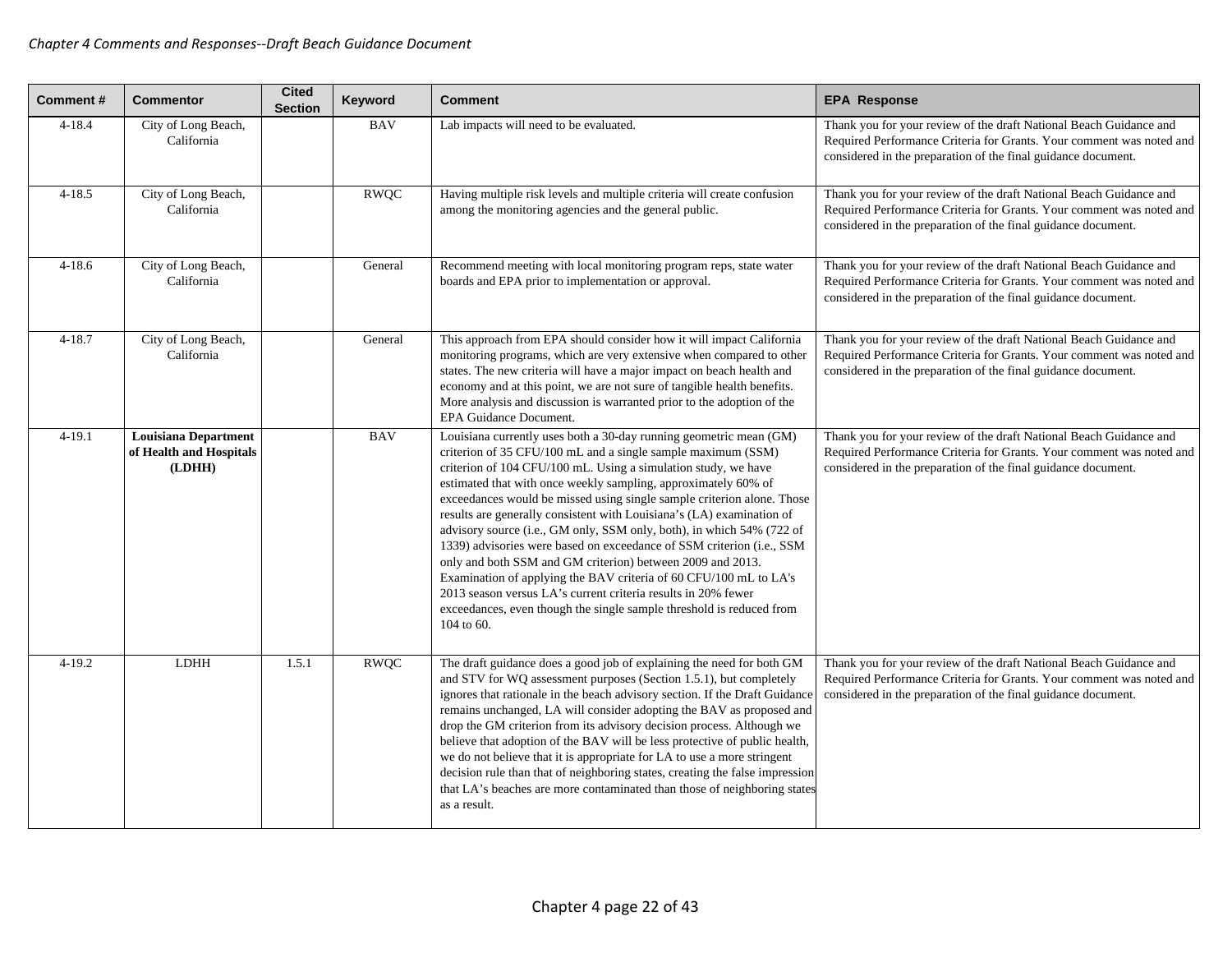| Comment # | Commentor | Cited Section | Keyword | Comment | EPA Response |
|---|---|---|---|---|---|
| 4-18.4 | City of Long Beach, California | | BAV | Lab impacts will need to be evaluated. | Thank you for your review of the draft National Beach Guidance and Required Performance Criteria for Grants. Your comment was noted and considered in the preparation of the final guidance document. |
| 4-18.5 | City of Long Beach, California | | RWQC | Having multiple risk levels and multiple criteria will create confusion among the monitoring agencies and the general public. | Thank you for your review of the draft National Beach Guidance and Required Performance Criteria for Grants. Your comment was noted and considered in the preparation of the final guidance document. |
| 4-18.6 | City of Long Beach, California | | General | Recommend meeting with local monitoring program reps, state water boards and EPA prior to implementation or approval. | Thank you for your review of the draft National Beach Guidance and Required Performance Criteria for Grants. Your comment was noted and considered in the preparation of the final guidance document. |
| 4-18.7 | City of Long Beach, California | | General | This approach from EPA should consider how it will impact California monitoring programs, which are very extensive when compared to other states. The new criteria will have a major impact on beach health and economy and at this point, we are not sure of tangible health benefits. More analysis and discussion is warranted prior to the adoption of the EPA Guidance Document. | Thank you for your review of the draft National Beach Guidance and Required Performance Criteria for Grants. Your comment was noted and considered in the preparation of the final guidance document. |
| 4-19.1 | **Louisiana Department of Health and Hospitals (LDHH)** | | BAV | Louisiana currently uses both a 30-day running geometric mean (GM) criterion of 35 CFU/100 mL and a single sample maximum (SSM) criterion of 104 CFU/100 mL. Using a simulation study, we have estimated that with once weekly sampling, approximately 60% of exceedances would be missed using single sample criterion alone. Those results are generally consistent with Louisiana's (LA) examination of advisory source (i.e., GM only, SSM only, both), in which 54% (722 of 1339) advisories were based on exceedance of SSM criterion (i.e., SSM only and both SSM and GM criterion) between 2009 and 2013. Examination of applying the BAV criteria of 60 CFU/100 mL to LA's 2013 season versus LA's current criteria results in 20% fewer exceedances, even though the single sample threshold is reduced from 104 to 60. | Thank you for your review of the draft National Beach Guidance and Required Performance Criteria for Grants. Your comment was noted and considered in the preparation of the final guidance document. |
| 4-19.2 | LDHH | 1.5.1 | RWQC | The draft guidance does a good job of explaining the need for both GM and STV for WQ assessment purposes (Section 1.5.1), but completely ignores that rationale in the beach advisory section. If the Draft Guidance remains unchanged, LA will consider adopting the BAV as proposed and drop the GM criterion from its advisory decision process. Although we believe that adoption of the BAV will be less protective of public health, we do not believe that it is appropriate for LA to use a more stringent decision rule than that of neighboring states, creating the false impression that LA's beaches are more contaminated than those of neighboring states as a result. | Thank you for your review of the draft National Beach Guidance and Required Performance Criteria for Grants. Your comment was noted and considered in the preparation of the final guidance document. |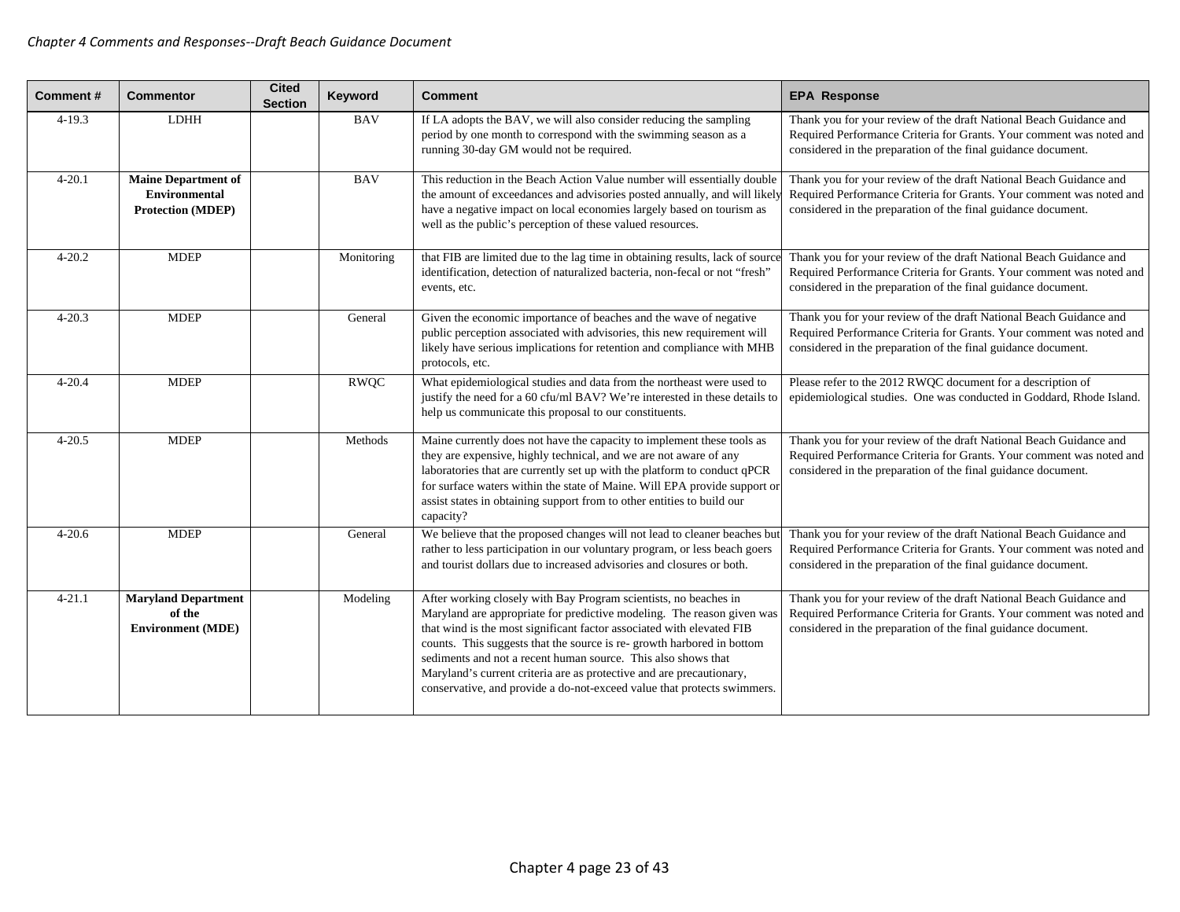| Comment # | Commentor | Cited Section | Keyword | Comment | EPA Response |
|---|---|---|---|---|---|
| 4-19.3 | LDHH | | BAV | If LA adopts the BAV, we will also consider reducing the sampling period by one month to correspond with the swimming season as a running 30-day GM would not be required. | Thank you for your review of the draft National Beach Guidance and Required Performance Criteria for Grants. Your comment was noted and considered in the preparation of the final guidance document. |
| 4-20.1 | **Maine Department of Environmental Protection (MDEP)** | | BAV | This reduction in the Beach Action Value number will essentially double the amount of exceedances and advisories posted annually, and will likely have a negative impact on local economies largely based on tourism as well as the public's perception of these valued resources. | Thank you for your review of the draft National Beach Guidance and Required Performance Criteria for Grants. Your comment was noted and considered in the preparation of the final guidance document. |
| 4-20.2 | MDEP | | Monitoring | that FIB are limited due to the lag time in obtaining results, lack of source identification, detection of naturalized bacteria, non-fecal or not "fresh" events, etc. | Thank you for your review of the draft National Beach Guidance and Required Performance Criteria for Grants. Your comment was noted and considered in the preparation of the final guidance document. |
| 4-20.3 | MDEP | | General | Given the economic importance of beaches and the wave of negative public perception associated with advisories, this new requirement will likely have serious implications for retention and compliance with MHB protocols, etc. | Thank you for your review of the draft National Beach Guidance and Required Performance Criteria for Grants. Your comment was noted and considered in the preparation of the final guidance document. |
| 4-20.4 | MDEP | | RWQC | What epidemiological studies and data from the northeast were used to justify the need for a 60 cfu/ml BAV? We're interested in these details to help us communicate this proposal to our constituents. | Please refer to the 2012 RWQC document for a description of epidemiological studies. One was conducted in Goddard, Rhode Island. |
| 4-20.5 | MDEP | | Methods | Maine currently does not have the capacity to implement these tools as they are expensive, highly technical, and we are not aware of any laboratories that are currently set up with the platform to conduct qPCR for surface waters within the state of Maine. Will EPA provide support or assist states in obtaining support from to other entities to build our capacity? | Thank you for your review of the draft National Beach Guidance and Required Performance Criteria for Grants. Your comment was noted and considered in the preparation of the final guidance document. |
| 4-20.6 | MDEP | | General | We believe that the proposed changes will not lead to cleaner beaches but rather to less participation in our voluntary program, or less beach goers and tourist dollars due to increased advisories and closures or both. | Thank you for your review of the draft National Beach Guidance and Required Performance Criteria for Grants. Your comment was noted and considered in the preparation of the final guidance document. |
| 4-21.1 | **Maryland Department of the Environment (MDE)** | | Modeling | After working closely with Bay Program scientists, no beaches in Maryland are appropriate for predictive modeling. The reason given was that wind is the most significant factor associated with elevated FIB counts. This suggests that the source is re- growth harbored in bottom sediments and not a recent human source. This also shows that Maryland's current criteria are as protective and are precautionary, conservative, and provide a do-not-exceed value that protects swimmers. | Thank you for your review of the draft National Beach Guidance and Required Performance Criteria for Grants. Your comment was noted and considered in the preparation of the final guidance document. |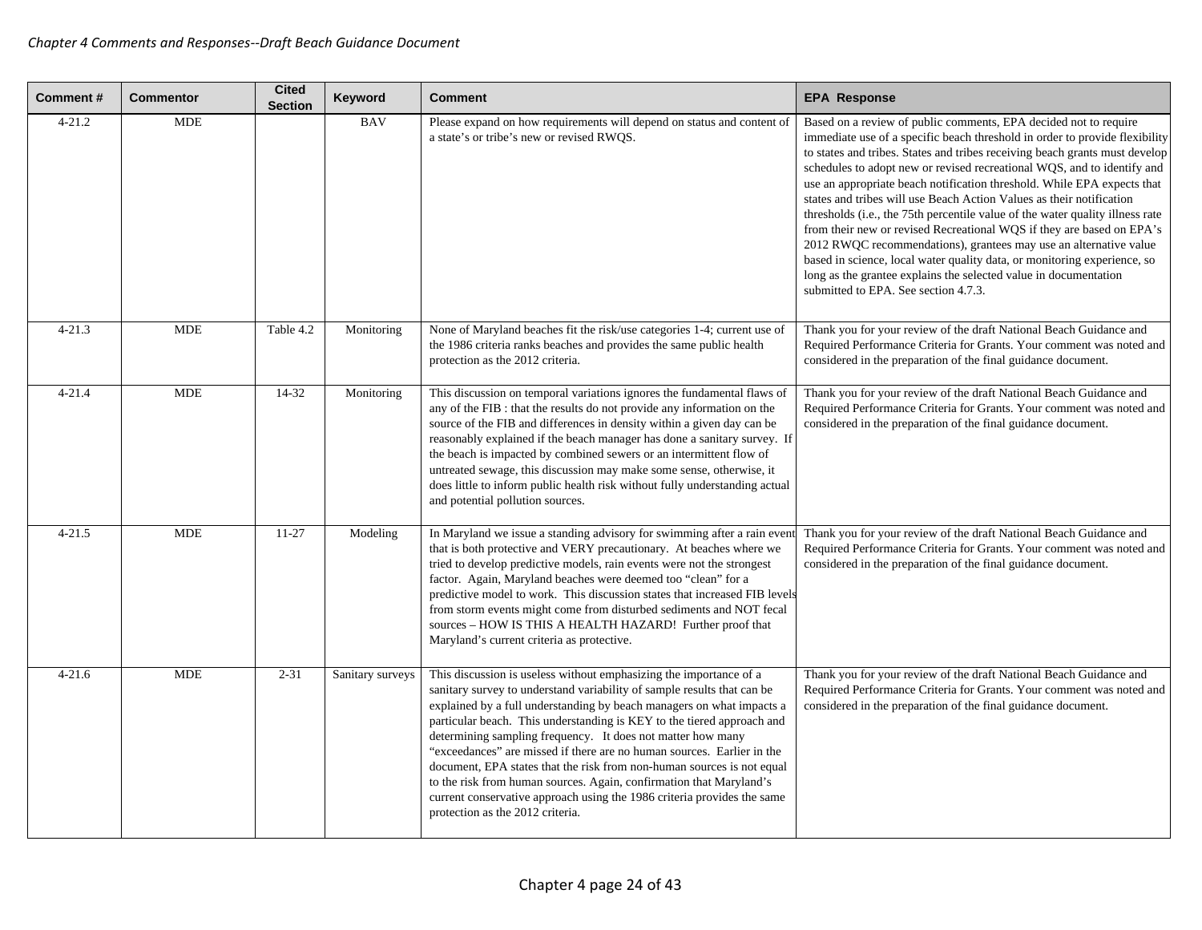| Comment # | Commentor | Cited Section | Keyword | Comment | EPA Response |
| --- | --- | --- | --- | --- | --- |
| 4-21.2 | MDE | | BAV | Please expand on how requirements will depend on status and content of a state's or tribe's new or revised RWQS. | Based on a review of public comments, EPA decided not to require immediate use of a specific beach threshold in order to provide flexibility to states and tribes. States and tribes receiving beach grants must develop schedules to adopt new or revised recreational WQS, and to identify and use an appropriate beach notification threshold. While EPA expects that states and tribes will use Beach Action Values as their notification thresholds (i.e., the 75th percentile value of the water quality illness rate from their new or revised Recreational WQS if they are based on EPA's 2012 RWQC recommendations), grantees may use an alternative value based in science, local water quality data, or monitoring experience, so long as the grantee explains the selected value in documentation submitted to EPA. See section 4.7.3. |
| 4-21.3 | MDE | Table 4.2 | Monitoring | None of Maryland beaches fit the risk/use categories 1-4; current use of the 1986 criteria ranks beaches and provides the same public health protection as the 2012 criteria. | Thank you for your review of the draft National Beach Guidance and Required Performance Criteria for Grants. Your comment was noted and considered in the preparation of the final guidance document. |
| 4-21.4 | MDE | 14-32 | Monitoring | This discussion on temporal variations ignores the fundamental flaws of any of the FIB : that the results do not provide any information on the source of the FIB and differences in density within a given day can be reasonably explained if the beach manager has done a sanitary survey. If the beach is impacted by combined sewers or an intermittent flow of untreated sewage, this discussion may make some sense, otherwise, it does little to inform public health risk without fully understanding actual and potential pollution sources. | Thank you for your review of the draft National Beach Guidance and Required Performance Criteria for Grants. Your comment was noted and considered in the preparation of the final guidance document. |
| 4-21.5 | MDE | 11-27 | Modeling | In Maryland we issue a standing advisory for swimming after a rain event that is both protective and VERY precautionary. At beaches where we tried to develop predictive models, rain events were not the strongest factor. Again, Maryland beaches were deemed too "clean" for a predictive model to work. This discussion states that increased FIB levels from storm events might come from disturbed sediments and NOT fecal sources – HOW IS THIS A HEALTH HAZARD! Further proof that Maryland's current criteria as protective. | Thank you for your review of the draft National Beach Guidance and Required Performance Criteria for Grants. Your comment was noted and considered in the preparation of the final guidance document. |
| 4-21.6 | MDE | 2-31 | Sanitary surveys | This discussion is useless without emphasizing the importance of a sanitary survey to understand variability of sample results that can be explained by a full understanding by beach managers on what impacts a particular beach. This understanding is KEY to the tiered approach and determining sampling frequency. It does not matter how many "exceedances" are missed if there are no human sources. Earlier in the document, EPA states that the risk from non-human sources is not equal to the risk from human sources. Again, confirmation that Maryland's current conservative approach using the 1986 criteria provides the same protection as the 2012 criteria. | Thank you for your review of the draft National Beach Guidance and Required Performance Criteria for Grants. Your comment was noted and considered in the preparation of the final guidance document. |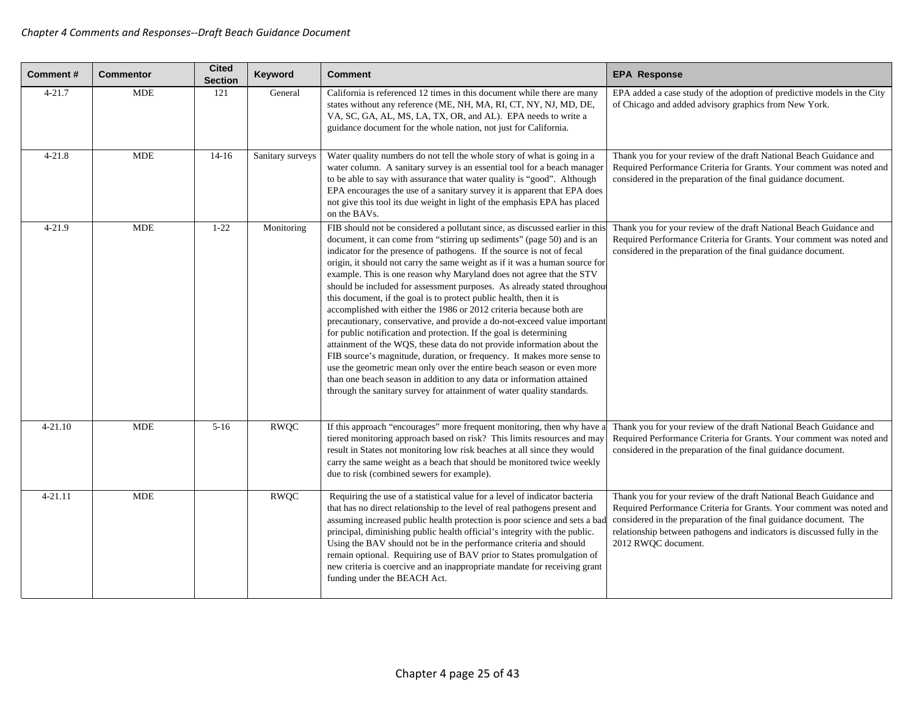| Comment # | Commentor | Cited Section | Keyword | Comment | EPA Response |
|---|---|---|---|---|---|
| 4-21.7 | MDE | 121 | General | California is referenced 12 times in this document while there are many states without any reference (ME, NH, MA, RI, CT, NY, NJ, MD, DE, VA, SC, GA, AL, MS, LA, TX, OR, and AL). EPA needs to write a guidance document for the whole nation, not just for California. | EPA added a case study of the adoption of predictive models in the City of Chicago and added advisory graphics from New York. |
| 4-21.8 | MDE | 14-16 | Sanitary surveys | Water quality numbers do not tell the whole story of what is going in a water column. A sanitary survey is an essential tool for a beach manager to be able to say with assurance that water quality is "good". Although EPA encourages the use of a sanitary survey it is apparent that EPA does not give this tool its due weight in light of the emphasis EPA has placed on the BAVs. | Thank you for your review of the draft National Beach Guidance and Required Performance Criteria for Grants. Your comment was noted and considered in the preparation of the final guidance document. |
| 4-21.9 | MDE | 1-22 | Monitoring | FIB should not be considered a pollutant since, as discussed earlier in this document, it can come from "stirring up sediments" (page 50) and is an indicator for the presence of pathogens. If the source is not of fecal origin, it should not carry the same weight as if it was a human source for example. This is one reason why Maryland does not agree that the STV should be included for assessment purposes. As already stated throughout this document, if the goal is to protect public health, then it is accomplished with either the 1986 or 2012 criteria because both are precautionary, conservative, and provide a do-not-exceed value important for public notification and protection. If the goal is determining attainment of the WQS, these data do not provide information about the FIB source's magnitude, duration, or frequency. It makes more sense to use the geometric mean only over the entire beach season or even more than one beach season in addition to any data or information attained through the sanitary survey for attainment of water quality standards. | Thank you for your review of the draft National Beach Guidance and Required Performance Criteria for Grants. Your comment was noted and considered in the preparation of the final guidance document. |
| 4-21.10 | MDE | 5-16 | RWQC | If this approach "encourages" more frequent monitoring, then why have a tiered monitoring approach based on risk? This limits resources and may result in States not monitoring low risk beaches at all since they would carry the same weight as a beach that should be monitored twice weekly due to risk (combined sewers for example). | Thank you for your review of the draft National Beach Guidance and Required Performance Criteria for Grants. Your comment was noted and considered in the preparation of the final guidance document. |
| 4-21.11 | MDE | | RWQC | Requiring the use of a statistical value for a level of indicator bacteria that has no direct relationship to the level of real pathogens present and assuming increased public health protection is poor science and sets a bad principal, diminishing public health official's integrity with the public. Using the BAV should not be in the performance criteria and should remain optional. Requiring use of BAV prior to States promulgation of new criteria is coercive and an inappropriate mandate for receiving grant funding under the BEACH Act. | Thank you for your review of the draft National Beach Guidance and Required Performance Criteria for Grants. Your comment was noted and considered in the preparation of the final guidance document. The relationship between pathogens and indicators is discussed fully in the 2012 RWQC document. |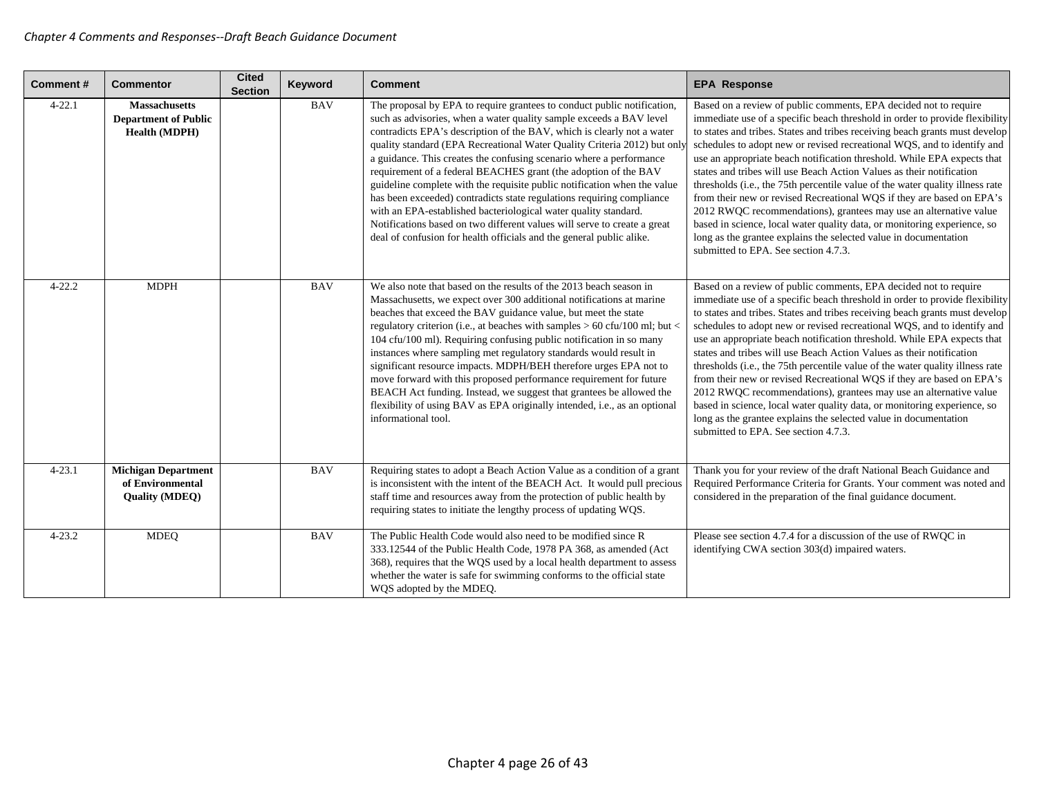| Comment # | Commentor | Cited Section | Keyword | Comment | EPA Response |
| --- | --- | --- | --- | --- | --- |
| 4-22.1 | **Massachusetts Department of Public Health (MDPH)** | | BAV | The proposal by EPA to require grantees to conduct public notification, such as advisories, when a water quality sample exceeds a BAV level contradicts EPA's description of the BAV, which is clearly not a water quality standard (EPA Recreational Water Quality Criteria 2012) but only a guidance. This creates the confusing scenario where a performance requirement of a federal BEACHES grant (the adoption of the BAV guideline complete with the requisite public notification when the value has been exceeded) contradicts state regulations requiring compliance with an EPA-established bacteriological water quality standard. Notifications based on two different values will serve to create a great deal of confusion for health officials and the general public alike. | Based on a review of public comments, EPA decided not to require immediate use of a specific beach threshold in order to provide flexibility to states and tribes. States and tribes receiving beach grants must develop schedules to adopt new or revised recreational WQS, and to identify and use an appropriate beach notification threshold. While EPA expects that states and tribes will use Beach Action Values as their notification thresholds (i.e., the 75th percentile value of the water quality illness rate from their new or revised Recreational WQS if they are based on EPA's 2012 RWQC recommendations), grantees may use an alternative value based in science, local water quality data, or monitoring experience, so long as the grantee explains the selected value in documentation submitted to EPA. See section 4.7.3. |
| 4-22.2 | MDPH | | BAV | We also note that based on the results of the 2013 beach season in Massachusetts, we expect over 300 additional notifications at marine beaches that exceed the BAV guidance value, but meet the state regulatory criterion (i.e., at beaches with samples > 60 cfu/100 ml; but < 104 cfu/100 ml). Requiring confusing public notification in so many instances where sampling met regulatory standards would result in significant resource impacts. MDPH/BEH therefore urges EPA not to move forward with this proposed performance requirement for future BEACH Act funding. Instead, we suggest that grantees be allowed the flexibility of using BAV as EPA originally intended, i.e., as an optional informational tool. | Based on a review of public comments, EPA decided not to require immediate use of a specific beach threshold in order to provide flexibility to states and tribes. States and tribes receiving beach grants must develop schedules to adopt new or revised recreational WQS, and to identify and use an appropriate beach notification threshold. While EPA expects that states and tribes will use Beach Action Values as their notification thresholds (i.e., the 75th percentile value of the water quality illness rate from their new or revised Recreational WQS if they are based on EPA's 2012 RWQC recommendations), grantees may use an alternative value based in science, local water quality data, or monitoring experience, so long as the grantee explains the selected value in documentation submitted to EPA. See section 4.7.3. |
| 4-23.1 | **Michigan Department of Environmental Quality (MDEQ)** | | BAV | Requiring states to adopt a Beach Action Value as a condition of a grant is inconsistent with the intent of the BEACH Act. It would pull precious staff time and resources away from the protection of public health by requiring states to initiate the lengthy process of updating WQS. | Thank you for your review of the draft National Beach Guidance and Required Performance Criteria for Grants. Your comment was noted and considered in the preparation of the final guidance document. |
| 4-23.2 | MDEQ | | BAV | The Public Health Code would also need to be modified since R 333.12544 of the Public Health Code, 1978 PA 368, as amended (Act 368), requires that the WQS used by a local health department to assess whether the water is safe for swimming conforms to the official state WQS adopted by the MDEQ. | Please see section 4.7.4 for a discussion of the use of RWQC in identifying CWA section 303(d) impaired waters. |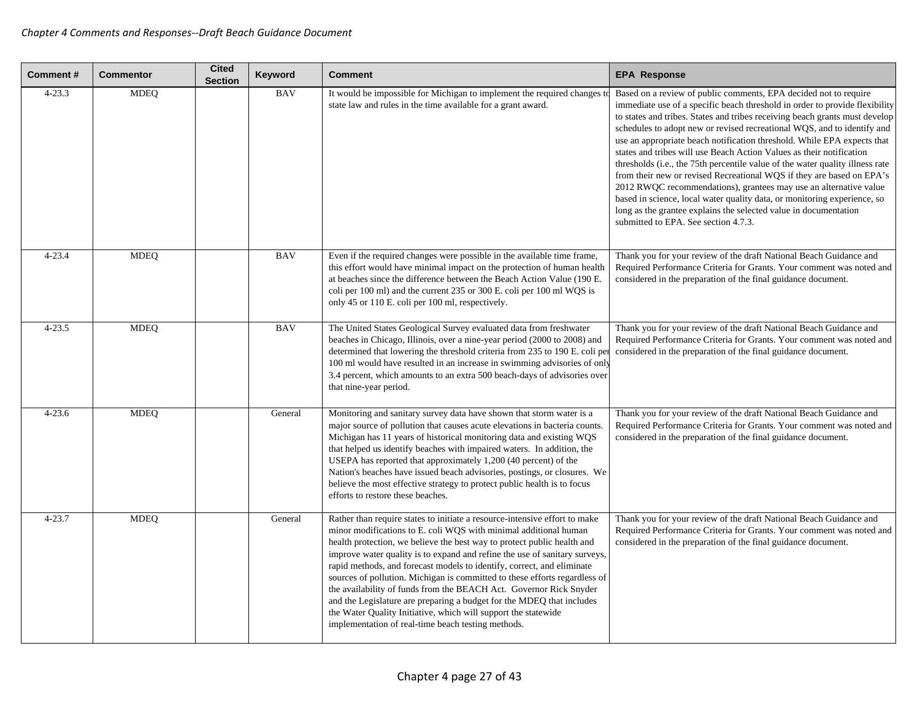| Comment # | Commentor | Cited Section | Keyword | Comment | EPA Response |
|---|---|---|---|---|---|
| 4-23.3 | MDEQ | | BAV | It would be impossible for Michigan to implement the required changes to state law and rules in the time available for a grant award. | Based on a review of public comments, EPA decided not to require immediate use of a specific beach threshold in order to provide flexibility to states and tribes. States and tribes receiving beach grants must develop schedules to adopt new or revised recreational WQS, and to identify and use an appropriate beach notification threshold. While EPA expects that states and tribes will use Beach Action Values as their notification thresholds (i.e., the 75th percentile value of the water quality illness rate from their new or revised Recreational WQS if they are based on EPA's 2012 RWQC recommendations), grantees may use an alternative value based in science, local water quality data, or monitoring experience, so long as the grantee explains the selected value in documentation submitted to EPA. See section 4.7.3. |
| 4-23.4 | MDEQ | | BAV | Even if the required changes were possible in the available time frame, this effort would have minimal impact on the protection of human health at beaches since the difference between the Beach Action Value (190 E. coli per 100 ml) and the current 235 or 300 E. coli per 100 ml WQS is only 45 or 110 E. coli per 100 ml, respectively. | Thank you for your review of the draft National Beach Guidance and Required Performance Criteria for Grants. Your comment was noted and considered in the preparation of the final guidance document. |
| 4-23.5 | MDEQ | | BAV | The United States Geological Survey evaluated data from freshwater beaches in Chicago, Illinois, over a nine-year period (2000 to 2008) and determined that lowering the threshold criteria from 235 to 190 E. coli per 100 ml would have resulted in an increase in swimming advisories of only 3.4 percent, which amounts to an extra 500 beach-days of advisories over that nine-year period. | Thank you for your review of the draft National Beach Guidance and Required Performance Criteria for Grants. Your comment was noted and considered in the preparation of the final guidance document. |
| 4-23.6 | MDEQ | | General | Monitoring and sanitary survey data have shown that storm water is a major source of pollution that causes acute elevations in bacteria counts. Michigan has 11 years of historical monitoring data and existing WQS that helped us identify beaches with impaired waters. In addition, the USEPA has reported that approximately 1,200 (40 percent) of the Nation's beaches have issued beach advisories, postings, or closures. We believe the most effective strategy to protect public health is to focus efforts to restore these beaches. | Thank you for your review of the draft National Beach Guidance and Required Performance Criteria for Grants. Your comment was noted and considered in the preparation of the final guidance document. |
| 4-23.7 | MDEQ | | General | Rather than require states to initiate a resource-intensive effort to make minor modifications to E. coli WQS with minimal additional human health protection, we believe the best way to protect public health and improve water quality is to expand and refine the use of sanitary surveys, rapid methods, and forecast models to identify, correct, and eliminate sources of pollution. Michigan is committed to these efforts regardless of the availability of funds from the BEACH Act. Governor Rick Snyder and the Legislature are preparing a budget for the MDEQ that includes the Water Quality Initiative, which will support the statewide implementation of real-time beach testing methods. | Thank you for your review of the draft National Beach Guidance and Required Performance Criteria for Grants. Your comment was noted and considered in the preparation of the final guidance document. |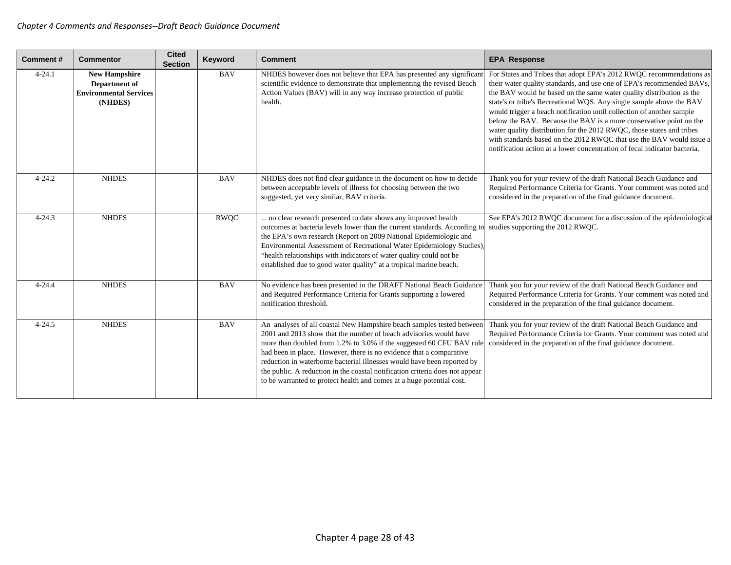| Comment # | Commentor | Cited Section | Keyword | Comment | EPA Response |
|---|---|---|---|---|---|
| 4-24.1 | **New Hampshire Department of Environmental Services (NHDES)** | | BAV | NHDES however does not believe that EPA has presented any significant scientific evidence to demonstrate that implementing the revised Beach Action Values (BAV) will in any way increase protection of public health. | For States and Tribes that adopt EPA's 2012 RWQC recommendations as their water quality standards, and use one of EPA's recommended BAVs, the BAV would be based on the same water quality distribution as the state's or tribe's Recreational WQS. Any single sample above the BAV would trigger a beach notification until collection of another sample below the BAV. Because the BAV is a more conservative point on the water quality distribution for the 2012 RWQC, those states and tribes with standards based on the 2012 RWQC that use the BAV would issue a notification action at a lower concentration of fecal indicator bacteria. |
| 4-24.2 | NHDES | | BAV | NHDES does not find clear guidance in the document on how to decide between acceptable levels of illness for choosing between the two suggested, yet very similar, BAV criteria. | Thank you for your review of the draft National Beach Guidance and Required Performance Criteria for Grants. Your comment was noted and considered in the preparation of the final guidance document. |
| 4-24.3 | NHDES | | RWQC | ... no clear research presented to date shows any improved health outcomes at bacteria levels lower than the current standards. According to the EPA's own research (Report on 2009 National Epidemiologic and Environmental Assessment of Recreational Water Epidemiology Studies), "health relationships with indicators of water quality could not be established due to good water quality" at a tropical marine beach. | See EPA's 2012 RWQC document for a discussion of the epidemiological studies supporting the 2012 RWQC. |
| 4-24.4 | NHDES | | BAV | No evidence has been presented in the DRAFT National Beach Guidance and Required Performance Criteria for Grants supporting a lowered notification threshold. | Thank you for your review of the draft National Beach Guidance and Required Performance Criteria for Grants. Your comment was noted and considered in the preparation of the final guidance document. |
| 4-24.5 | NHDES | | BAV | An analyses of all coastal New Hampshire beach samples tested between 2001 and 2013 show that the number of beach advisories would have more than doubled from 1.2% to 3.0% if the suggested 60 CFU BAV rule had been in place. However, there is no evidence that a comparative reduction in waterborne bacterial illnesses would have been reported by the public. A reduction in the coastal notification criteria does not appear to be warranted to protect health and comes at a huge potential cost. | Thank you for your review of the draft National Beach Guidance and Required Performance Criteria for Grants. Your comment was noted and considered in the preparation of the final guidance document. |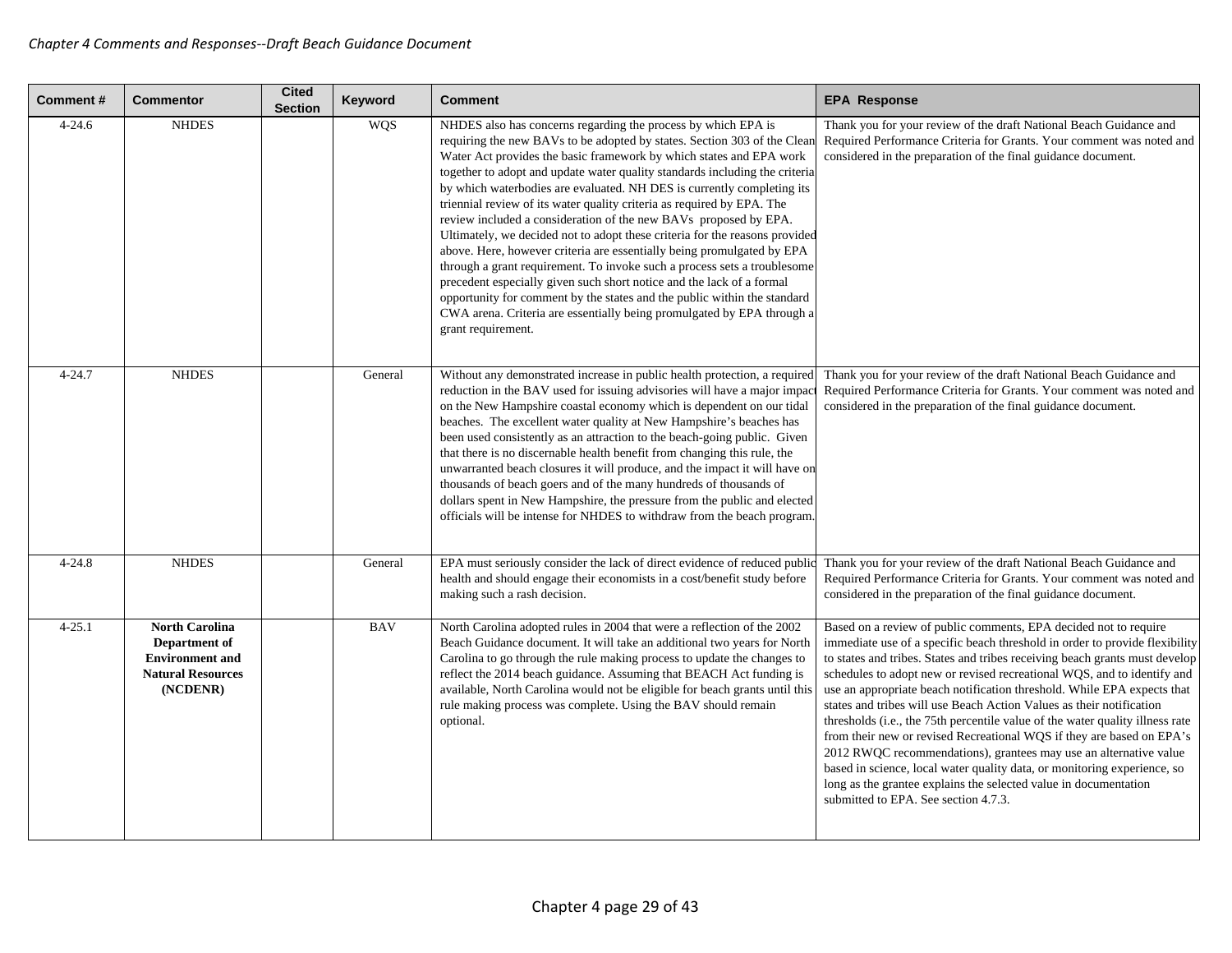| Comment # | Commentor | Cited Section | Keyword | Comment | EPA Response |
|---|---|---|---|---|---|
| 4-24.6 | NHDES | | WQS | NHDES also has concerns regarding the process by which EPA is requiring the new BAVs to be adopted by states. Section 303 of the Clean Water Act provides the basic framework by which states and EPA work together to adopt and update water quality standards including the criteria by which waterbodies are evaluated. NH DES is currently completing its triennial review of its water quality criteria as required by EPA. The review included a consideration of the new BAVs proposed by EPA. Ultimately, we decided not to adopt these criteria for the reasons provided above. Here, however criteria are essentially being promulgated by EPA through a grant requirement. To invoke such a process sets a troublesome precedent especially given such short notice and the lack of a formal opportunity for comment by the states and the public within the standard CWA arena. Criteria are essentially being promulgated by EPA through a grant requirement. | Thank you for your review of the draft National Beach Guidance and Required Performance Criteria for Grants. Your comment was noted and considered in the preparation of the final guidance document. |
| 4-24.7 | NHDES | | General | Without any demonstrated increase in public health protection, a required reduction in the BAV used for issuing advisories will have a major impact on the New Hampshire coastal economy which is dependent on our tidal beaches. The excellent water quality at New Hampshire's beaches has been used consistently as an attraction to the beach-going public. Given that there is no discernable health benefit from changing this rule, the unwarranted beach closures it will produce, and the impact it will have on thousands of beach goers and of the many hundreds of thousands of dollars spent in New Hampshire, the pressure from the public and elected officials will be intense for NHDES to withdraw from the beach program. | Thank you for your review of the draft National Beach Guidance and Required Performance Criteria for Grants. Your comment was noted and considered in the preparation of the final guidance document. |
| 4-24.8 | NHDES | | General | EPA must seriously consider the lack of direct evidence of reduced public health and should engage their economists in a cost/benefit study before making such a rash decision. | Thank you for your review of the draft National Beach Guidance and Required Performance Criteria for Grants. Your comment was noted and considered in the preparation of the final guidance document. |
| 4-25.1 | **North Carolina Department of Environment and Natural Resources (NCDENR)** | | BAV | North Carolina adopted rules in 2004 that were a reflection of the 2002 Beach Guidance document. It will take an additional two years for North Carolina to go through the rule making process to update the changes to reflect the 2014 beach guidance. Assuming that BEACH Act funding is available, North Carolina would not be eligible for beach grants until this rule making process was complete. Using the BAV should remain optional. | Based on a review of public comments, EPA decided not to require immediate use of a specific beach threshold in order to provide flexibility to states and tribes. States and tribes receiving beach grants must develop schedules to adopt new or revised recreational WQS, and to identify and use an appropriate beach notification threshold. While EPA expects that states and tribes will use Beach Action Values as their notification thresholds (i.e., the 75th percentile value of the water quality illness rate from their new or revised Recreational WQS if they are based on EPA's 2012 RWQC recommendations), grantees may use an alternative value based in science, local water quality data, or monitoring experience, so long as the grantee explains the selected value in documentation submitted to EPA. See section 4.7.3. |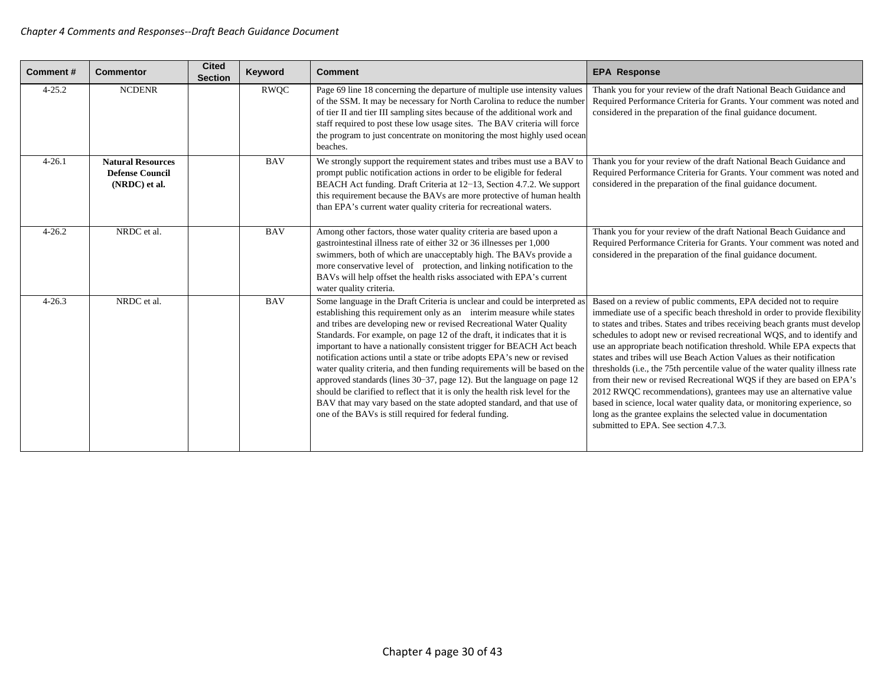| Comment # | Commentor | Cited Section | Keyword | Comment | EPA Response |
|---|---|---|---|---|---|
| 4-25.2 | NCDENR | | RWQC | Page 69 line 18 concerning the departure of multiple use intensity values of the SSM. It may be necessary for North Carolina to reduce the number of tier II and tier III sampling sites because of the additional work and staff required to post these low usage sites. The BAV criteria will force the program to just concentrate on monitoring the most highly used ocean beaches. | Thank you for your review of the draft National Beach Guidance and Required Performance Criteria for Grants. Your comment was noted and considered in the preparation of the final guidance document. |
| 4-26.1 | **Natural Resources Defense Council (NRDC) et al.** | | BAV | We strongly support the requirement states and tribes must use a BAV to prompt public notification actions in order to be eligible for federal BEACH Act funding. Draft Criteria at 12−13, Section 4.7.2. We support this requirement because the BAVs are more protective of human health than EPA's current water quality criteria for recreational waters. | Thank you for your review of the draft National Beach Guidance and Required Performance Criteria for Grants. Your comment was noted and considered in the preparation of the final guidance document. |
| 4-26.2 | NRDC et al. | | BAV | Among other factors, those water quality criteria are based upon a gastrointestinal illness rate of either 32 or 36 illnesses per 1,000 swimmers, both of which are unacceptably high. The BAVs provide a more conservative level of protection, and linking notification to the BAVs will help offset the health risks associated with EPA's current water quality criteria. | Thank you for your review of the draft National Beach Guidance and Required Performance Criteria for Grants. Your comment was noted and considered in the preparation of the final guidance document. |
| 4-26.3 | NRDC et al. | | BAV | Some language in the Draft Criteria is unclear and could be interpreted as establishing this requirement only as an interim measure while states and tribes are developing new or revised Recreational Water Quality Standards. For example, on page 12 of the draft, it indicates that it is important to have a nationally consistent trigger for BEACH Act beach notification actions until a state or tribe adopts EPA's new or revised water quality criteria, and then funding requirements will be based on the approved standards (lines 30−37, page 12). But the language on page 12 should be clarified to reflect that it is only the health risk level for the BAV that may vary based on the state adopted standard, and that use of one of the BAVs is still required for federal funding. | Based on a review of public comments, EPA decided not to require immediate use of a specific beach threshold in order to provide flexibility to states and tribes. States and tribes receiving beach grants must develop schedules to adopt new or revised recreational WQS, and to identify and use an appropriate beach notification threshold. While EPA expects that states and tribes will use Beach Action Values as their notification thresholds (i.e., the 75th percentile value of the water quality illness rate from their new or revised Recreational WQS if they are based on EPA's 2012 RWQC recommendations), grantees may use an alternative value based in science, local water quality data, or monitoring experience, so long as the grantee explains the selected value in documentation submitted to EPA. See section 4.7.3. |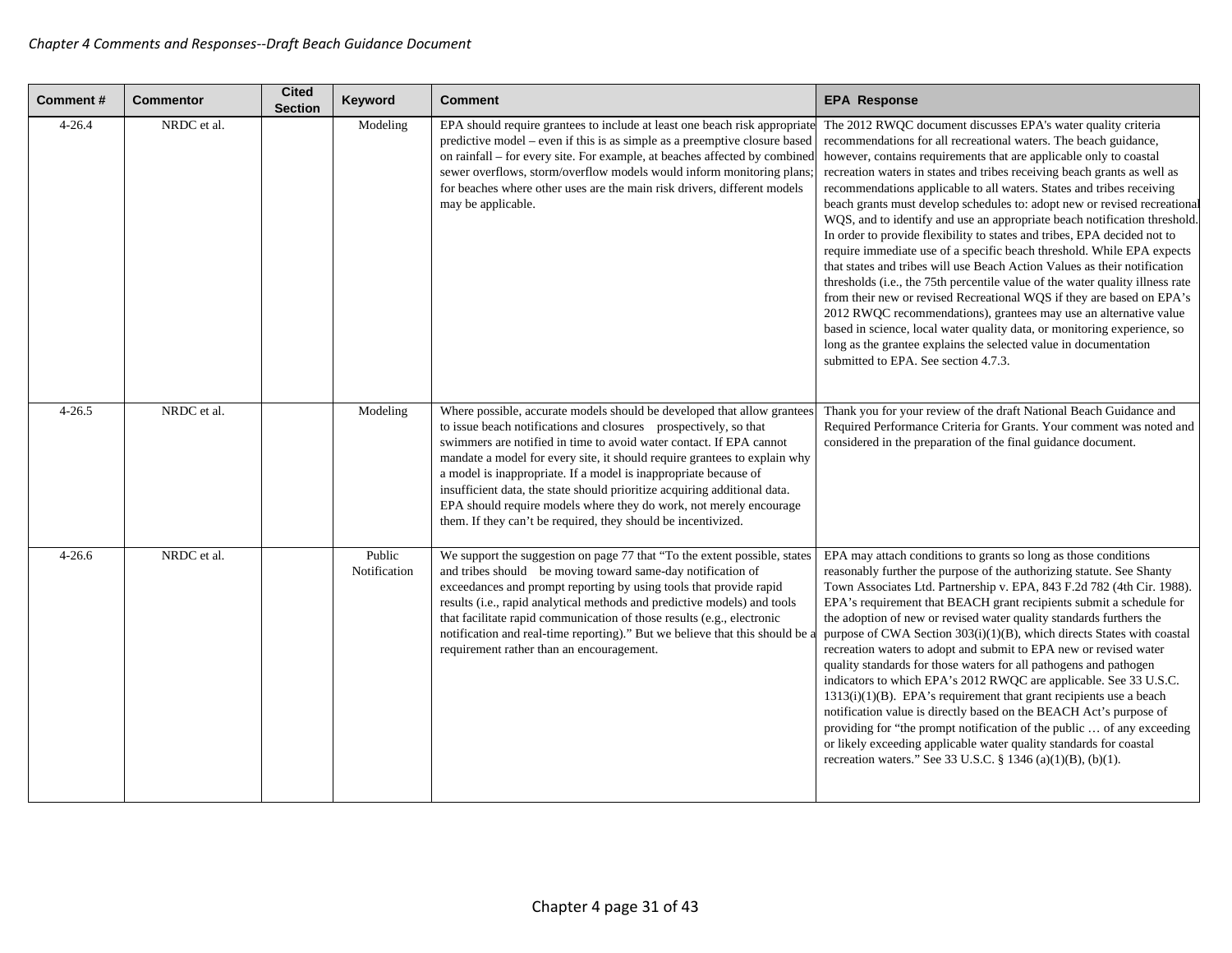| Comment # | Commentor | Cited Section | Keyword | Comment | EPA Response |
|---|---|---|---|---|---|
| 4-26.4 | NRDC et al. | | Modeling | EPA should require grantees to include at least one beach risk appropriate predictive model – even if this is as simple as a preemptive closure based on rainfall – for every site. For example, at beaches affected by combined sewer overflows, storm/overflow models would inform monitoring plans; for beaches where other uses are the main risk drivers, different models may be applicable. | The 2012 RWQC document discusses EPA's water quality criteria recommendations for all recreational waters. The beach guidance, however, contains requirements that are applicable only to coastal recreation waters in states and tribes receiving beach grants as well as recommendations applicable to all waters. States and tribes receiving beach grants must develop schedules to: adopt new or revised recreational WQS, and to identify and use an appropriate beach notification threshold. In order to provide flexibility to states and tribes, EPA decided not to require immediate use of a specific beach threshold. While EPA expects that states and tribes will use Beach Action Values as their notification thresholds (i.e., the 75th percentile value of the water quality illness rate from their new or revised Recreational WQS if they are based on EPA's 2012 RWQC recommendations), grantees may use an alternative value based in science, local water quality data, or monitoring experience, so long as the grantee explains the selected value in documentation submitted to EPA. See section 4.7.3. |
| 4-26.5 | NRDC et al. | | Modeling | Where possible, accurate models should be developed that allow grantees to issue beach notifications and closures prospectively, so that swimmers are notified in time to avoid water contact. If EPA cannot mandate a model for every site, it should require grantees to explain why a model is inappropriate. If a model is inappropriate because of insufficient data, the state should prioritize acquiring additional data. EPA should require models where they do work, not merely encourage them. If they can't be required, they should be incentivized. | Thank you for your review of the draft National Beach Guidance and Required Performance Criteria for Grants. Your comment was noted and considered in the preparation of the final guidance document. |
| 4-26.6 | NRDC et al. | | Public Notification | We support the suggestion on page 77 that "To the extent possible, states and tribes should be moving toward same-day notification of exceedances and prompt reporting by using tools that provide rapid results (i.e., rapid analytical methods and predictive models) and tools that facilitate rapid communication of those results (e.g., electronic notification and real-time reporting)." But we believe that this should be a requirement rather than an encouragement. | EPA may attach conditions to grants so long as those conditions reasonably further the purpose of the authorizing statute. See Shanty Town Associates Ltd. Partnership v. EPA, 843 F.2d 782 (4th Cir. 1988). EPA's requirement that BEACH grant recipients submit a schedule for the adoption of new or revised water quality standards furthers the purpose of CWA Section 303(i)(1)(B), which directs States with coastal recreation waters to adopt and submit to EPA new or revised water quality standards for those waters for all pathogens and pathogen indicators to which EPA's 2012 RWQC are applicable. See 33 U.S.C. 1313(i)(1)(B). EPA's requirement that grant recipients use a beach notification value is directly based on the BEACH Act's purpose of providing for "the prompt notification of the public … of any exceeding or likely exceeding applicable water quality standards for coastal recreation waters." See 33 U.S.C. § 1346 (a)(1)(B), (b)(1). |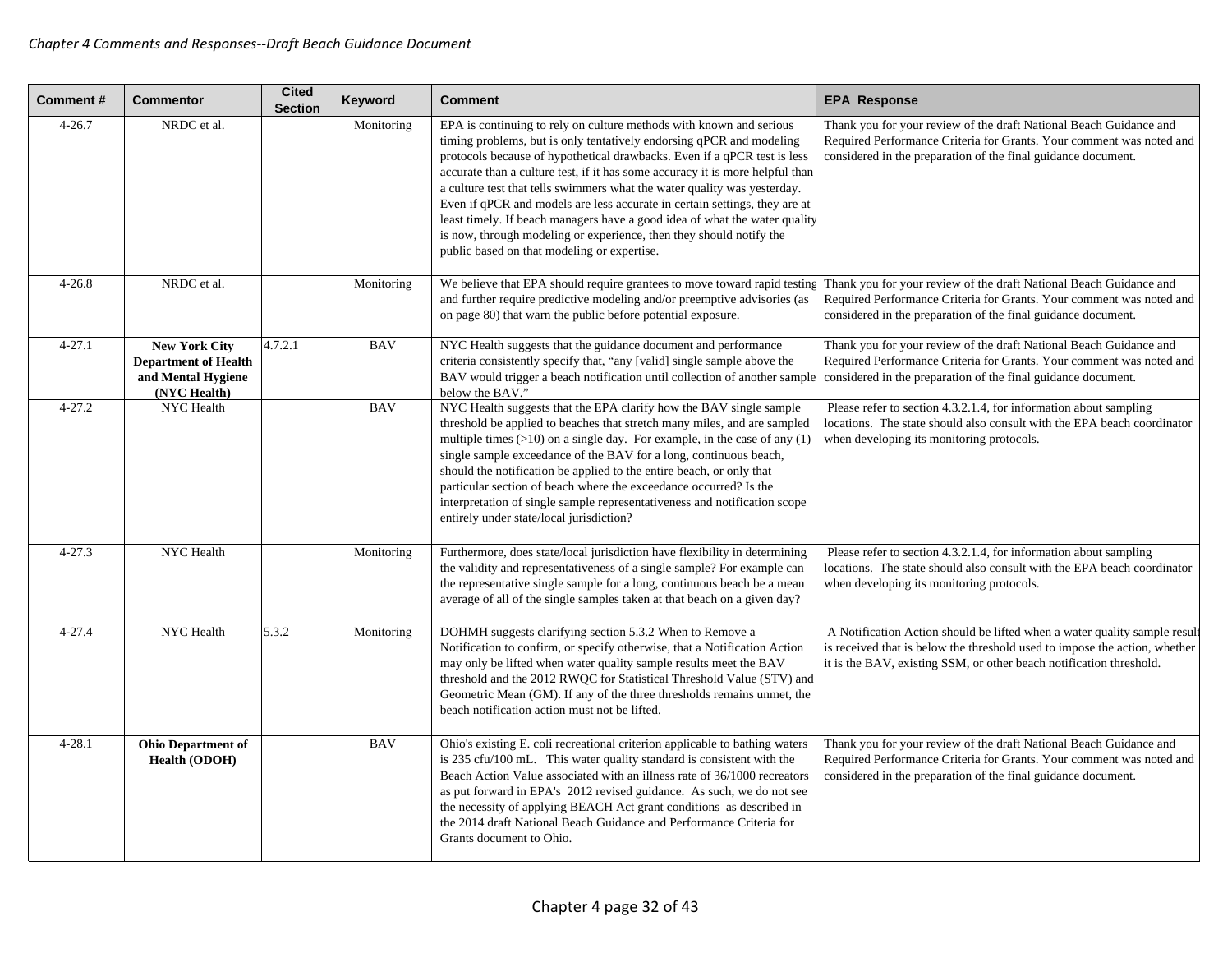| Comment # | Commentor | Cited Section | Keyword | Comment | EPA Response |
|---|---|---|---|---|---|
| 4-26.7 | NRDC et al. | | Monitoring | EPA is continuing to rely on culture methods with known and serious timing problems, but is only tentatively endorsing qPCR and modeling protocols because of hypothetical drawbacks. Even if a qPCR test is less accurate than a culture test, if it has some accuracy it is more helpful than a culture test that tells swimmers what the water quality was yesterday. Even if qPCR and models are less accurate in certain settings, they are at least timely. If beach managers have a good idea of what the water quality is now, through modeling or experience, then they should notify the public based on that modeling or expertise. | Thank you for your review of the draft National Beach Guidance and Required Performance Criteria for Grants. Your comment was noted and considered in the preparation of the final guidance document. |
| 4-26.8 | NRDC et al. | | Monitoring | We believe that EPA should require grantees to move toward rapid testing and further require predictive modeling and/or preemptive advisories (as on page 80) that warn the public before potential exposure. | Thank you for your review of the draft National Beach Guidance and Required Performance Criteria for Grants. Your comment was noted and considered in the preparation of the final guidance document. |
| 4-27.1 | **New York City Department of Health and Mental Hygiene (NYC Health)** | 4.7.2.1 | BAV | NYC Health suggests that the guidance document and performance criteria consistently specify that, "any [valid] single sample above the BAV would trigger a beach notification until collection of another sample below the BAV." | Thank you for your review of the draft National Beach Guidance and Required Performance Criteria for Grants. Your comment was noted and considered in the preparation of the final guidance document. |
| 4-27.2 | NYC Health | | BAV | NYC Health suggests that the EPA clarify how the BAV single sample threshold be applied to beaches that stretch many miles, and are sampled multiple times (>10) on a single day. For example, in the case of any (1) single sample exceedance of the BAV for a long, continuous beach, should the notification be applied to the entire beach, or only that particular section of beach where the exceedance occurred? Is the interpretation of single sample representativeness and notification scope entirely under state/local jurisdiction? | Please refer to section 4.3.2.1.4, for information about sampling locations. The state should also consult with the EPA beach coordinator when developing its monitoring protocols. |
| 4-27.3 | NYC Health | | Monitoring | Furthermore, does state/local jurisdiction have flexibility in determining the validity and representativeness of a single sample? For example can the representative single sample for a long, continuous beach be a mean average of all of the single samples taken at that beach on a given day? | Please refer to section 4.3.2.1.4, for information about sampling locations. The state should also consult with the EPA beach coordinator when developing its monitoring protocols. |
| 4-27.4 | NYC Health | 5.3.2 | Monitoring | DOHMH suggests clarifying section 5.3.2 When to Remove a Notification to confirm, or specify otherwise, that a Notification Action may only be lifted when water quality sample results meet the BAV threshold and the 2012 RWQC for Statistical Threshold Value (STV) and Geometric Mean (GM). If any of the three thresholds remains unmet, the beach notification action must not be lifted. | A Notification Action should be lifted when a water quality sample result is received that is below the threshold used to impose the action, whether it is the BAV, existing SSM, or other beach notification threshold. |
| 4-28.1 | **Ohio Department of Health (ODOH)** | | BAV | Ohio's existing E. coli recreational criterion applicable to bathing waters is 235 cfu/100 mL. This water quality standard is consistent with the Beach Action Value associated with an illness rate of 36/1000 recreators as put forward in EPA's 2012 revised guidance. As such, we do not see the necessity of applying BEACH Act grant conditions as described in the 2014 draft National Beach Guidance and Performance Criteria for Grants document to Ohio. | Thank you for your review of the draft National Beach Guidance and Required Performance Criteria for Grants. Your comment was noted and considered in the preparation of the final guidance document. |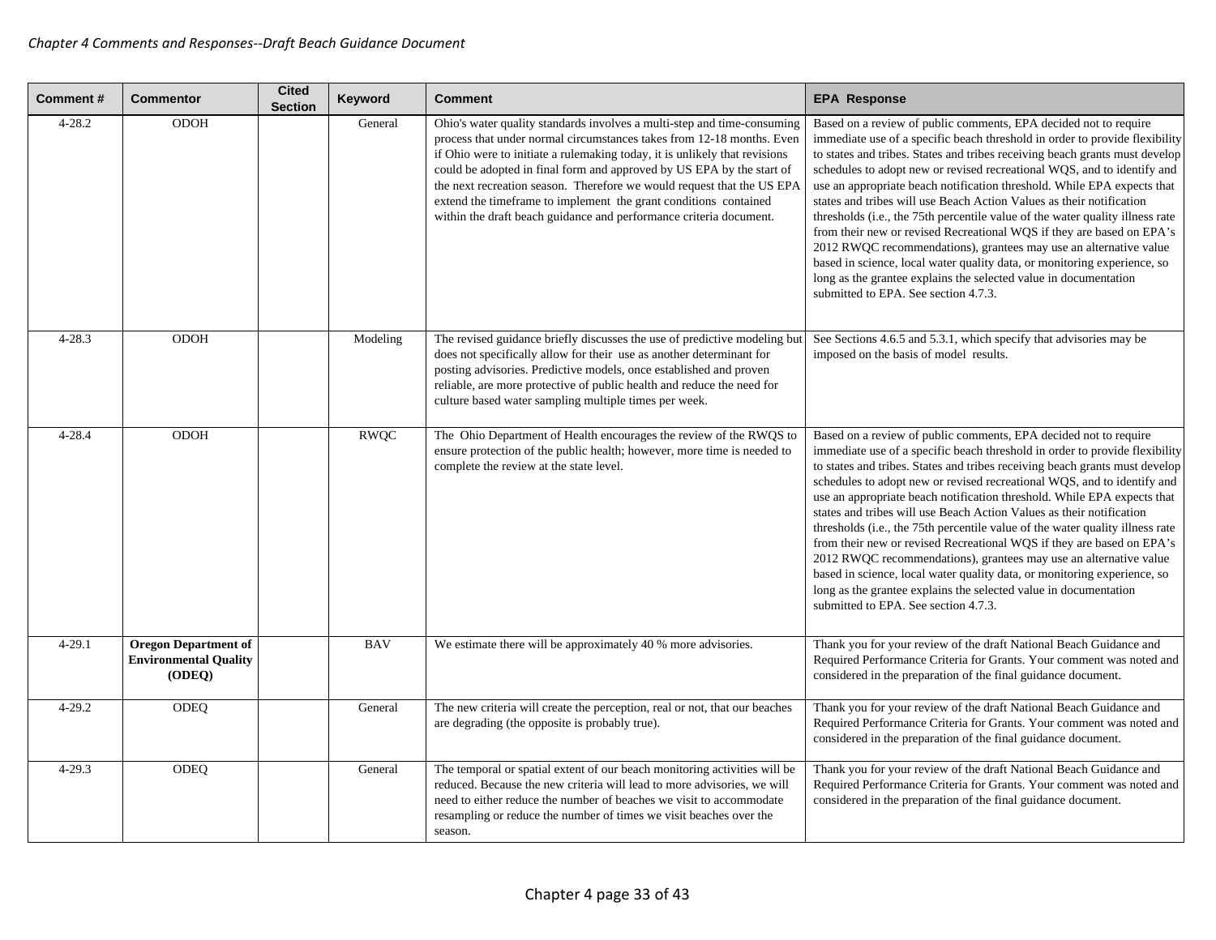| Comment # | Commentor | Cited Section | Keyword | Comment | EPA Response |
|---|---|---|---|---|---|
| 4-28.2 | ODOH | | General | Ohio's water quality standards involves a multi-step and time-consuming process that under normal circumstances takes from 12-18 months. Even if Ohio were to initiate a rulemaking today, it is unlikely that revisions could be adopted in final form and approved by US EPA by the start of the next recreation season. Therefore we would request that the US EPA extend the timeframe to implement the grant conditions contained within the draft beach guidance and performance criteria document. | Based on a review of public comments, EPA decided not to require immediate use of a specific beach threshold in order to provide flexibility to states and tribes. States and tribes receiving beach grants must develop schedules to adopt new or revised recreational WQS, and to identify and use an appropriate beach notification threshold. While EPA expects that states and tribes will use Beach Action Values as their notification thresholds (i.e., the 75th percentile value of the water quality illness rate from their new or revised Recreational WQS if they are based on EPA's 2012 RWQC recommendations), grantees may use an alternative value based in science, local water quality data, or monitoring experience, so long as the grantee explains the selected value in documentation submitted to EPA. See section 4.7.3. |
| 4-28.3 | ODOH | | Modeling | The revised guidance briefly discusses the use of predictive modeling but does not specifically allow for their use as another determinant for posting advisories. Predictive models, once established and proven reliable, are more protective of public health and reduce the need for culture based water sampling multiple times per week. | See Sections 4.6.5 and 5.3.1, which specify that advisories may be imposed on the basis of model results. |
| 4-28.4 | ODOH | | RWQC | The Ohio Department of Health encourages the review of the RWQS to ensure protection of the public health; however, more time is needed to complete the review at the state level. | Based on a review of public comments, EPA decided not to require immediate use of a specific beach threshold in order to provide flexibility to states and tribes. States and tribes receiving beach grants must develop schedules to adopt new or revised recreational WQS, and to identify and use an appropriate beach notification threshold. While EPA expects that states and tribes will use Beach Action Values as their notification thresholds (i.e., the 75th percentile value of the water quality illness rate from their new or revised Recreational WQS if they are based on EPA's 2012 RWQC recommendations), grantees may use an alternative value based in science, local water quality data, or monitoring experience, so long as the grantee explains the selected value in documentation submitted to EPA. See section 4.7.3. |
| 4-29.1 | **Oregon Department of Environmental Quality (ODEQ)** | | BAV | We estimate there will be approximately 40 % more advisories. | Thank you for your review of the draft National Beach Guidance and Required Performance Criteria for Grants. Your comment was noted and considered in the preparation of the final guidance document. |
| 4-29.2 | ODEQ | | General | The new criteria will create the perception, real or not, that our beaches are degrading (the opposite is probably true). | Thank you for your review of the draft National Beach Guidance and Required Performance Criteria for Grants. Your comment was noted and considered in the preparation of the final guidance document. |
| 4-29.3 | ODEQ | | General | The temporal or spatial extent of our beach monitoring activities will be reduced. Because the new criteria will lead to more advisories, we will need to either reduce the number of beaches we visit to accommodate resampling or reduce the number of times we visit beaches over the season. | Thank you for your review of the draft National Beach Guidance and Required Performance Criteria for Grants. Your comment was noted and considered in the preparation of the final guidance document. |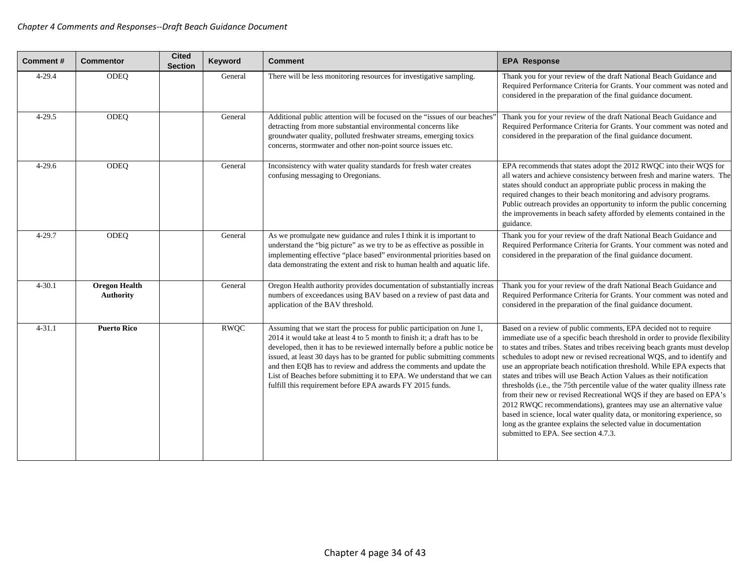| Comment # | Commentor | Cited Section | Keyword | Comment | EPA Response |
|---|---|---|---|---|---|
| 4-29.4 | ODEQ | | General | There will be less monitoring resources for investigative sampling. | Thank you for your review of the draft National Beach Guidance and Required Performance Criteria for Grants. Your comment was noted and considered in the preparation of the final guidance document. |
| 4-29.5 | ODEQ | | General | Additional public attention will be focused on the "issues of our beaches" detracting from more substantial environmental concerns like groundwater quality, polluted freshwater streams, emerging toxics concerns, stormwater and other non-point source issues etc. | Thank you for your review of the draft National Beach Guidance and Required Performance Criteria for Grants. Your comment was noted and considered in the preparation of the final guidance document. |
| 4-29.6 | ODEQ | | General | Inconsistency with water quality standards for fresh water creates confusing messaging to Oregonians. | EPA recommends that states adopt the 2012 RWQC into their WQS for all waters and achieve consistency between fresh and marine waters. The states should conduct an appropriate public process in making the required changes to their beach monitoring and advisory programs. Public outreach provides an opportunity to inform the public concerning the improvements in beach safety afforded by elements contained in the guidance. |
| 4-29.7 | ODEQ | | General | As we promulgate new guidance and rules I think it is important to understand the "big picture" as we try to be as effective as possible in implementing effective "place based" environmental priorities based on data demonstrating the extent and risk to human health and aquatic life. | Thank you for your review of the draft National Beach Guidance and Required Performance Criteria for Grants. Your comment was noted and considered in the preparation of the final guidance document. |
| 4-30.1 | **Oregon Health Authority** | | General | Oregon Health authority provides documentation of substantially increas numbers of exceedances using BAV based on a review of past data and application of the BAV threshold. | Thank you for your review of the draft National Beach Guidance and Required Performance Criteria for Grants. Your comment was noted and considered in the preparation of the final guidance document. |
| 4-31.1 | **Puerto Rico** | | RWQC | Assuming that we start the process for public participation on June 1, 2014 it would take at least 4 to 5 month to finish it; a draft has to be developed, then it has to be reviewed internally before a public notice be issued, at least 30 days has to be granted for public submitting comments and then EQB has to review and address the comments and update the List of Beaches before submitting it to EPA. We understand that we can fulfill this requirement before EPA awards FY 2015 funds. | Based on a review of public comments, EPA decided not to require immediate use of a specific beach threshold in order to provide flexibility to states and tribes. States and tribes receiving beach grants must develop schedules to adopt new or revised recreational WQS, and to identify and use an appropriate beach notification threshold. While EPA expects that states and tribes will use Beach Action Values as their notification thresholds (i.e., the 75th percentile value of the water quality illness rate from their new or revised Recreational WQS if they are based on EPA's 2012 RWQC recommendations), grantees may use an alternative value based in science, local water quality data, or monitoring experience, so long as the grantee explains the selected value in documentation submitted to EPA. See section 4.7.3. |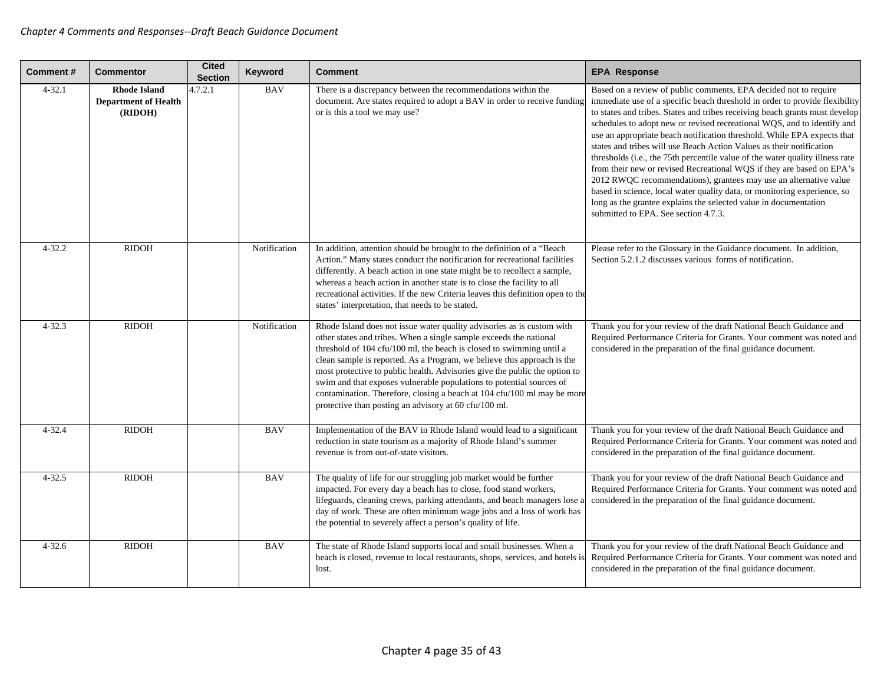| Comment # | Commentor | Cited Section | Keyword | Comment | EPA Response |
|---|---|---|---|---|---|
| 4-32.1 | **Rhode Island Department of Health (RIDOH)** | 4.7.2.1 | BAV | There is a discrepancy between the recommendations within the document. Are states required to adopt a BAV in order to receive funding or is this a tool we may use? | Based on a review of public comments, EPA decided not to require immediate use of a specific beach threshold in order to provide flexibility to states and tribes. States and tribes receiving beach grants must develop schedules to adopt new or revised recreational WQS, and to identify and use an appropriate beach notification threshold. While EPA expects that states and tribes will use Beach Action Values as their notification thresholds (i.e., the 75th percentile value of the water quality illness rate from their new or revised Recreational WQS if they are based on EPA's 2012 RWQC recommendations), grantees may use an alternative value based in science, local water quality data, or monitoring experience, so long as the grantee explains the selected value in documentation submitted to EPA. See section 4.7.3. |
| 4-32.2 | RIDOH | | Notification | In addition, attention should be brought to the definition of a "Beach Action." Many states conduct the notification for recreational facilities differently. A beach action in one state might be to recollect a sample, whereas a beach action in another state is to close the facility to all recreational activities. If the new Criteria leaves this definition open to the states' interpretation, that needs to be stated. | Please refer to the Glossary in the Guidance document. In addition, Section 5.2.1.2 discusses various forms of notification. |
| 4-32.3 | RIDOH | | Notification | Rhode Island does not issue water quality advisories as is custom with other states and tribes. When a single sample exceeds the national threshold of 104 cfu/100 ml, the beach is closed to swimming until a clean sample is reported. As a Program, we believe this approach is the most protective to public health. Advisories give the public the option to swim and that exposes vulnerable populations to potential sources of contamination. Therefore, closing a beach at 104 cfu/100 ml may be more protective than posting an advisory at 60 cfu/100 ml. | Thank you for your review of the draft National Beach Guidance and Required Performance Criteria for Grants. Your comment was noted and considered in the preparation of the final guidance document. |
| 4-32.4 | RIDOH | | BAV | Implementation of the BAV in Rhode Island would lead to a significant reduction in state tourism as a majority of Rhode Island's summer revenue is from out-of-state visitors. | Thank you for your review of the draft National Beach Guidance and Required Performance Criteria for Grants. Your comment was noted and considered in the preparation of the final guidance document. |
| 4-32.5 | RIDOH | | BAV | The quality of life for our struggling job market would be further impacted. For every day a beach has to close, food stand workers, lifeguards, cleaning crews, parking attendants, and beach managers lose a day of work. These are often minimum wage jobs and a loss of work has the potential to severely affect a person's quality of life. | Thank you for your review of the draft National Beach Guidance and Required Performance Criteria for Grants. Your comment was noted and considered in the preparation of the final guidance document. |
| 4-32.6 | RIDOH | | BAV | The state of Rhode Island supports local and small businesses. When a beach is closed, revenue to local restaurants, shops, services, and hotels is lost. | Thank you for your review of the draft National Beach Guidance and Required Performance Criteria for Grants. Your comment was noted and considered in the preparation of the final guidance document. |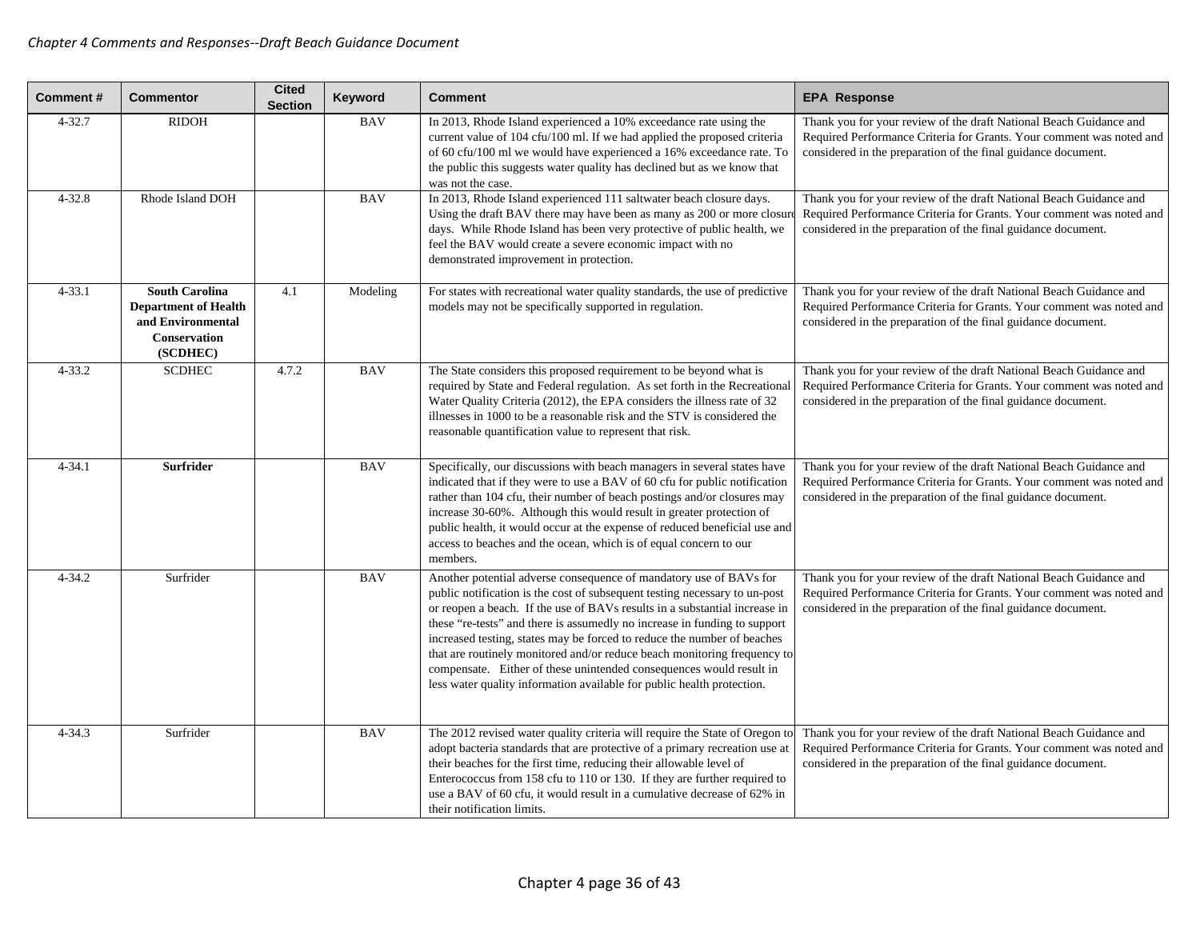| Comment # | Commentor | Cited Section | Keyword | Comment | EPA Response |
|---|---|---|---|---|---|
| 4-32.7 | RIDOH | | BAV | In 2013, Rhode Island experienced a 10% exceedance rate using the current value of 104 cfu/100 ml. If we had applied the proposed criteria of 60 cfu/100 ml we would have experienced a 16% exceedance rate. To the public this suggests water quality has declined but as we know that was not the case. | Thank you for your review of the draft National Beach Guidance and Required Performance Criteria for Grants. Your comment was noted and considered in the preparation of the final guidance document. |
| 4-32.8 | Rhode Island DOH | | BAV | In 2013, Rhode Island experienced 111 saltwater beach closure days. Using the draft BAV there may have been as many as 200 or more closure days. While Rhode Island has been very protective of public health, we feel the BAV would create a severe economic impact with no demonstrated improvement in protection. | Thank you for your review of the draft National Beach Guidance and Required Performance Criteria for Grants. Your comment was noted and considered in the preparation of the final guidance document. |
| 4-33.1 | **South Carolina Department of Health and Environmental Conservation (SCDHEC)** | 4.1 | Modeling | For states with recreational water quality standards, the use of predictive models may not be specifically supported in regulation. | Thank you for your review of the draft National Beach Guidance and Required Performance Criteria for Grants. Your comment was noted and considered in the preparation of the final guidance document. |
| 4-33.2 | SCDHEC | 4.7.2 | BAV | The State considers this proposed requirement to be beyond what is required by State and Federal regulation. As set forth in the Recreational Water Quality Criteria (2012), the EPA considers the illness rate of 32 illnesses in 1000 to be a reasonable risk and the STV is considered the reasonable quantification value to represent that risk. | Thank you for your review of the draft National Beach Guidance and Required Performance Criteria for Grants. Your comment was noted and considered in the preparation of the final guidance document. |
| 4-34.1 | **Surfrider** | | BAV | Specifically, our discussions with beach managers in several states have indicated that if they were to use a BAV of 60 cfu for public notification rather than 104 cfu, their number of beach postings and/or closures may increase 30-60%. Although this would result in greater protection of public health, it would occur at the expense of reduced beneficial use and access to beaches and the ocean, which is of equal concern to our members. | Thank you for your review of the draft National Beach Guidance and Required Performance Criteria for Grants. Your comment was noted and considered in the preparation of the final guidance document. |
| 4-34.2 | Surfrider | | BAV | Another potential adverse consequence of mandatory use of BAVs for public notification is the cost of subsequent testing necessary to un-post or reopen a beach. If the use of BAVs results in a substantial increase in these "re-tests" and there is assumedly no increase in funding to support increased testing, states may be forced to reduce the number of beaches that are routinely monitored and/or reduce beach monitoring frequency to compensate. Either of these unintended consequences would result in less water quality information available for public health protection. | Thank you for your review of the draft National Beach Guidance and Required Performance Criteria for Grants. Your comment was noted and considered in the preparation of the final guidance document. |
| 4-34.3 | Surfrider | | BAV | The 2012 revised water quality criteria will require the State of Oregon to adopt bacteria standards that are protective of a primary recreation use at their beaches for the first time, reducing their allowable level of Enterococcus from 158 cfu to 110 or 130. If they are further required to use a BAV of 60 cfu, it would result in a cumulative decrease of 62% in their notification limits. | Thank you for your review of the draft National Beach Guidance and Required Performance Criteria for Grants. Your comment was noted and considered in the preparation of the final guidance document. |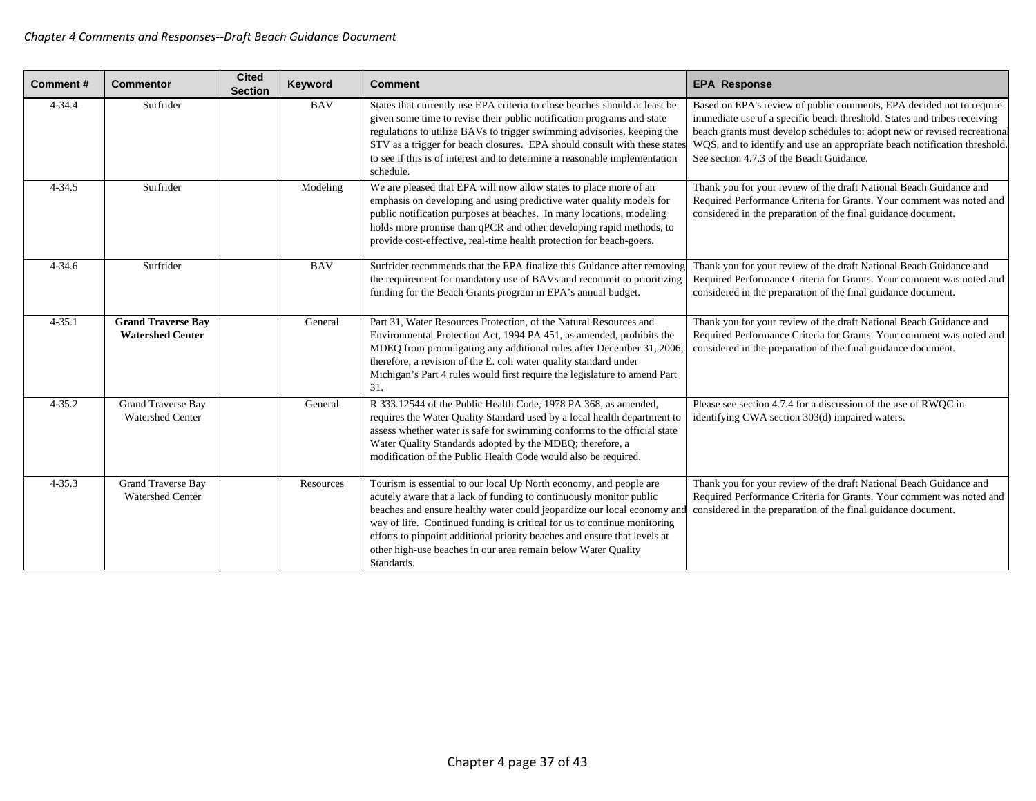| Comment # | Commentor | Cited Section | Keyword | Comment | EPA Response |
|---|---|---|---|---|---|
| 4-34.4 | Surfrider | | BAV | States that currently use EPA criteria to close beaches should at least be given some time to revise their public notification programs and state regulations to utilize BAVs to trigger swimming advisories, keeping the STV as a trigger for beach closures. EPA should consult with these states to see if this is of interest and to determine a reasonable implementation schedule. | Based on EPA's review of public comments, EPA decided not to require immediate use of a specific beach threshold. States and tribes receiving beach grants must develop schedules to: adopt new or revised recreational WQS, and to identify and use an appropriate beach notification threshold. See section 4.7.3 of the Beach Guidance. |
| 4-34.5 | Surfrider | | Modeling | We are pleased that EPA will now allow states to place more of an emphasis on developing and using predictive water quality models for public notification purposes at beaches. In many locations, modeling holds more promise than qPCR and other developing rapid methods, to provide cost-effective, real-time health protection for beach-goers. | Thank you for your review of the draft National Beach Guidance and Required Performance Criteria for Grants. Your comment was noted and considered in the preparation of the final guidance document. |
| 4-34.6 | Surfrider | | BAV | Surfrider recommends that the EPA finalize this Guidance after removing the requirement for mandatory use of BAVs and recommit to prioritizing funding for the Beach Grants program in EPA's annual budget. | Thank you for your review of the draft National Beach Guidance and Required Performance Criteria for Grants. Your comment was noted and considered in the preparation of the final guidance document. |
| 4-35.1 | **Grand Traverse Bay Watershed Center** | | General | Part 31, Water Resources Protection, of the Natural Resources and Environmental Protection Act, 1994 PA 451, as amended, prohibits the MDEQ from promulgating any additional rules after December 31, 2006; therefore, a revision of the E. coli water quality standard under Michigan's Part 4 rules would first require the legislature to amend Part 31. | Thank you for your review of the draft National Beach Guidance and Required Performance Criteria for Grants. Your comment was noted and considered in the preparation of the final guidance document. |
| 4-35.2 | Grand Traverse Bay Watershed Center | | General | R 333.12544 of the Public Health Code, 1978 PA 368, as amended, requires the Water Quality Standard used by a local health department to assess whether water is safe for swimming conforms to the official state Water Quality Standards adopted by the MDEQ; therefore, a modification of the Public Health Code would also be required. | Please see section 4.7.4 for a discussion of the use of RWQC in identifying CWA section 303(d) impaired waters. |
| 4-35.3 | Grand Traverse Bay Watershed Center | | Resources | Tourism is essential to our local Up North economy, and people are acutely aware that a lack of funding to continuously monitor public beaches and ensure healthy water could jeopardize our local economy and way of life. Continued funding is critical for us to continue monitoring efforts to pinpoint additional priority beaches and ensure that levels at other high-use beaches in our area remain below Water Quality Standards. | Thank you for your review of the draft National Beach Guidance and Required Performance Criteria for Grants. Your comment was noted and considered in the preparation of the final guidance document. |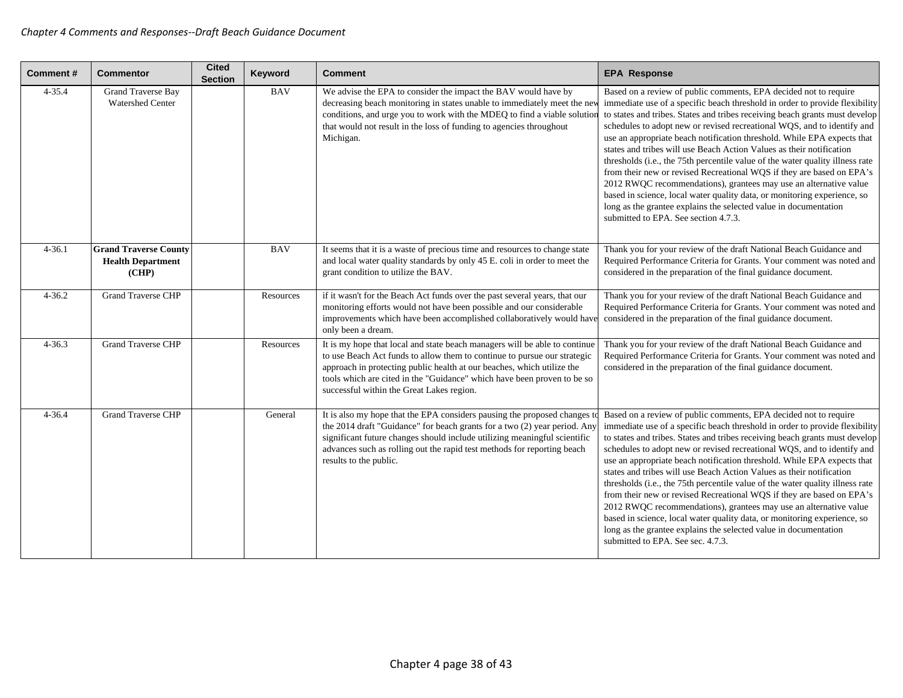| Comment # | Commentor | Cited Section | Keyword | Comment | EPA Response |
|---|---|---|---|---|---|
| 4-35.4 | Grand Traverse Bay Watershed Center | | BAV | We advise the EPA to consider the impact the BAV would have by decreasing beach monitoring in states unable to immediately meet the new conditions, and urge you to work with the MDEQ to find a viable solution that would not result in the loss of funding to agencies throughout Michigan. | Based on a review of public comments, EPA decided not to require immediate use of a specific beach threshold in order to provide flexibility to states and tribes. States and tribes receiving beach grants must develop schedules to adopt new or revised recreational WQS, and to identify and use an appropriate beach notification threshold. While EPA expects that states and tribes will use Beach Action Values as their notification thresholds (i.e., the 75th percentile value of the water quality illness rate from their new or revised Recreational WQS if they are based on EPA's 2012 RWQC recommendations), grantees may use an alternative value based in science, local water quality data, or monitoring experience, so long as the grantee explains the selected value in documentation submitted to EPA. See section 4.7.3. |
| 4-36.1 | **Grand Traverse County Health Department (CHP)** | | BAV | It seems that it is a waste of precious time and resources to change state and local water quality standards by only 45 E. coli in order to meet the grant condition to utilize the BAV. | Thank you for your review of the draft National Beach Guidance and Required Performance Criteria for Grants. Your comment was noted and considered in the preparation of the final guidance document. |
| 4-36.2 | Grand Traverse CHP | | Resources | if it wasn't for the Beach Act funds over the past several years, that our monitoring efforts would not have been possible and our considerable improvements which have been accomplished collaboratively would have only been a dream. | Thank you for your review of the draft National Beach Guidance and Required Performance Criteria for Grants. Your comment was noted and considered in the preparation of the final guidance document. |
| 4-36.3 | Grand Traverse CHP | | Resources | It is my hope that local and state beach managers will be able to continue to use Beach Act funds to allow them to continue to pursue our strategic approach in protecting public health at our beaches, which utilize the tools which are cited in the "Guidance" which have been proven to be so successful within the Great Lakes region. | Thank you for your review of the draft National Beach Guidance and Required Performance Criteria for Grants. Your comment was noted and considered in the preparation of the final guidance document. |
| 4-36.4 | Grand Traverse CHP | | General | It is also my hope that the EPA considers pausing the proposed changes to the 2014 draft "Guidance" for beach grants for a two (2) year period. Any significant future changes should include utilizing meaningful scientific advances such as rolling out the rapid test methods for reporting beach results to the public. | Based on a review of public comments, EPA decided not to require immediate use of a specific beach threshold in order to provide flexibility to states and tribes. States and tribes receiving beach grants must develop schedules to adopt new or revised recreational WQS, and to identify and use an appropriate beach notification threshold. While EPA expects that states and tribes will use Beach Action Values as their notification thresholds (i.e., the 75th percentile value of the water quality illness rate from their new or revised Recreational WQS if they are based on EPA's 2012 RWQC recommendations), grantees may use an alternative value based in science, local water quality data, or monitoring experience, so long as the grantee explains the selected value in documentation submitted to EPA. See sec. 4.7.3. |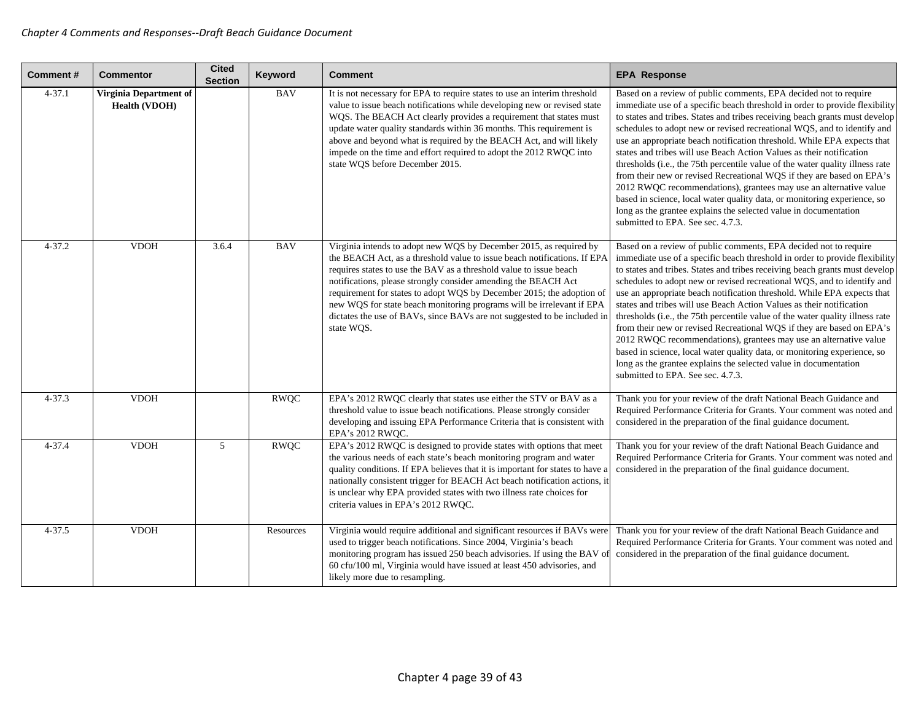| Comment # | Commentor | Cited Section | Keyword | Comment | EPA Response |
|---|---|---|---|---|---|
| 4-37.1 | **Virginia Department of Health (VDOH)** | | BAV | It is not necessary for EPA to require states to use an interim threshold value to issue beach notifications while developing new or revised state WQS. The BEACH Act clearly provides a requirement that states must update water quality standards within 36 months. This requirement is above and beyond what is required by the BEACH Act, and will likely impede on the time and effort required to adopt the 2012 RWQC into state WQS before December 2015. | Based on a review of public comments, EPA decided not to require immediate use of a specific beach threshold in order to provide flexibility to states and tribes. States and tribes receiving beach grants must develop schedules to adopt new or revised recreational WQS, and to identify and use an appropriate beach notification threshold. While EPA expects that states and tribes will use Beach Action Values as their notification thresholds (i.e., the 75th percentile value of the water quality illness rate from their new or revised Recreational WQS if they are based on EPA's 2012 RWQC recommendations), grantees may use an alternative value based in science, local water quality data, or monitoring experience, so long as the grantee explains the selected value in documentation submitted to EPA. See sec. 4.7.3. |
| 4-37.2 | VDOH | 3.6.4 | BAV | Virginia intends to adopt new WQS by December 2015, as required by the BEACH Act, as a threshold value to issue beach notifications. If EPA requires states to use the BAV as a threshold value to issue beach notifications, please strongly consider amending the BEACH Act requirement for states to adopt WQS by December 2015; the adoption of new WQS for state beach monitoring programs will be irrelevant if EPA dictates the use of BAVs, since BAVs are not suggested to be included in state WQS. | Based on a review of public comments, EPA decided not to require immediate use of a specific beach threshold in order to provide flexibility to states and tribes. States and tribes receiving beach grants must develop schedules to adopt new or revised recreational WQS, and to identify and use an appropriate beach notification threshold. While EPA expects that states and tribes will use Beach Action Values as their notification thresholds (i.e., the 75th percentile value of the water quality illness rate from their new or revised Recreational WQS if they are based on EPA's 2012 RWQC recommendations), grantees may use an alternative value based in science, local water quality data, or monitoring experience, so long as the grantee explains the selected value in documentation submitted to EPA. See sec. 4.7.3. |
| 4-37.3 | VDOH | | RWQC | EPA's 2012 RWQC clearly that states use either the STV or BAV as a threshold value to issue beach notifications. Please strongly consider developing and issuing EPA Performance Criteria that is consistent with EPA's 2012 RWQC. | Thank you for your review of the draft National Beach Guidance and Required Performance Criteria for Grants. Your comment was noted and considered in the preparation of the final guidance document. |
| 4-37.4 | VDOH | 5 | RWQC | EPA's 2012 RWQC is designed to provide states with options that meet the various needs of each state's beach monitoring program and water quality conditions. If EPA believes that it is important for states to have a nationally consistent trigger for BEACH Act beach notification actions, it is unclear why EPA provided states with two illness rate choices for criteria values in EPA's 2012 RWQC. | Thank you for your review of the draft National Beach Guidance and Required Performance Criteria for Grants. Your comment was noted and considered in the preparation of the final guidance document. |
| 4-37.5 | VDOH | | Resources | Virginia would require additional and significant resources if BAVs were used to trigger beach notifications. Since 2004, Virginia's beach monitoring program has issued 250 beach advisories. If using the BAV of 60 cfu/100 ml, Virginia would have issued at least 450 advisories, and likely more due to resampling. | Thank you for your review of the draft National Beach Guidance and Required Performance Criteria for Grants. Your comment was noted and considered in the preparation of the final guidance document. |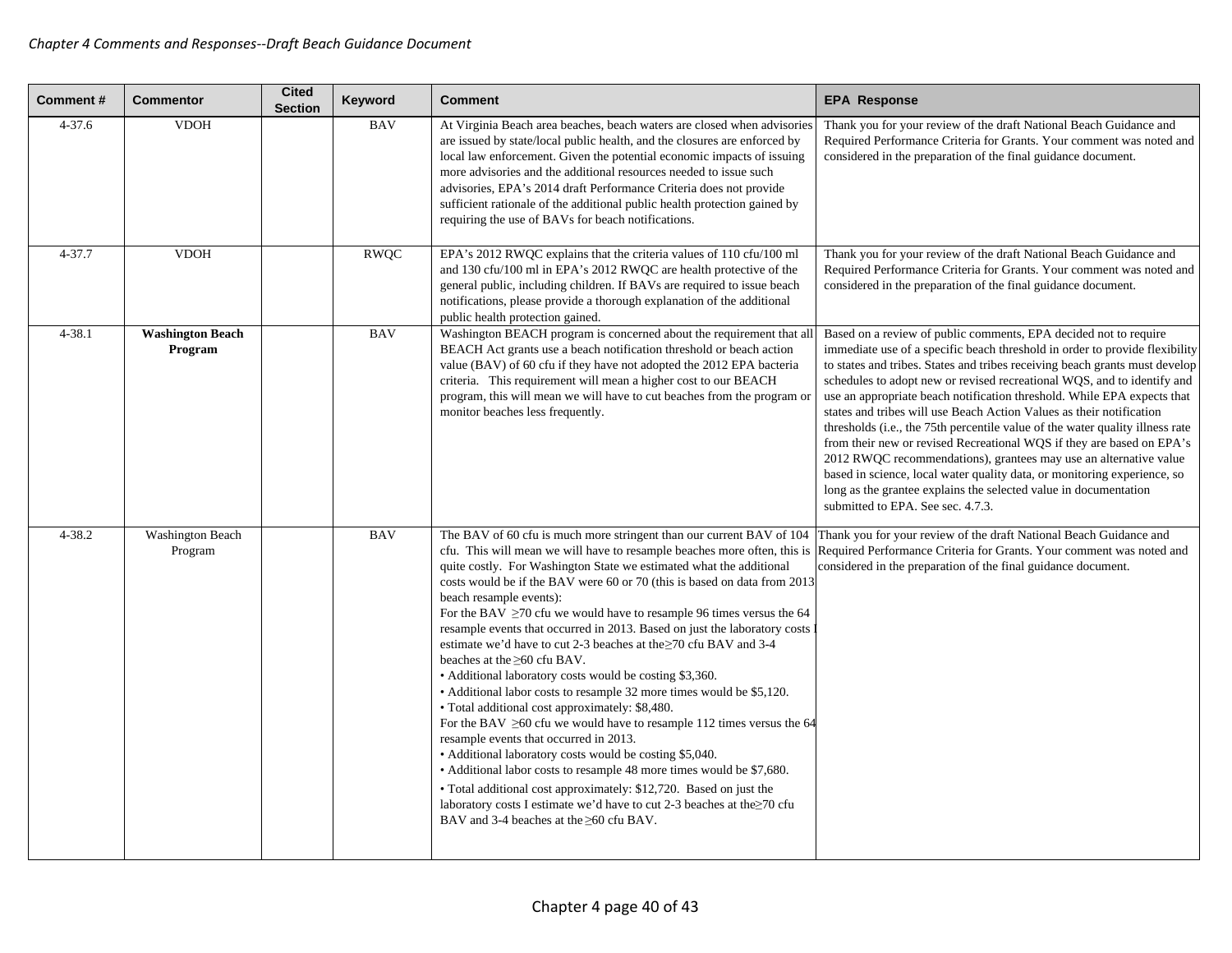| Comment # | Commentor | Cited Section | Keyword | Comment | EPA Response |
|---|---|---|---|---|---|
| 4-37.6 | VDOH | | BAV | At Virginia Beach area beaches, beach waters are closed when advisories are issued by state/local public health, and the closures are enforced by local law enforcement. Given the potential economic impacts of issuing more advisories and the additional resources needed to issue such advisories, EPA's 2014 draft Performance Criteria does not provide sufficient rationale of the additional public health protection gained by requiring the use of BAVs for beach notifications. | Thank you for your review of the draft National Beach Guidance and Required Performance Criteria for Grants. Your comment was noted and considered in the preparation of the final guidance document. |
| 4-37.7 | VDOH | | RWQC | EPA's 2012 RWQC explains that the criteria values of 110 cfu/100 ml and 130 cfu/100 ml in EPA's 2012 RWQC are health protective of the general public, including children. If BAVs are required to issue beach notifications, please provide a thorough explanation of the additional public health protection gained. | Thank you for your review of the draft National Beach Guidance and Required Performance Criteria for Grants. Your comment was noted and considered in the preparation of the final guidance document. |
| 4-38.1 | **Washington Beach Program** | | BAV | Washington BEACH program is concerned about the requirement that all BEACH Act grants use a beach notification threshold or beach action value (BAV) of 60 cfu if they have not adopted the 2012 EPA bacteria criteria. This requirement will mean a higher cost to our BEACH program, this will mean we will have to cut beaches from the program or monitor beaches less frequently. | Based on a review of public comments, EPA decided not to require immediate use of a specific beach threshold in order to provide flexibility to states and tribes. States and tribes receiving beach grants must develop schedules to adopt new or revised recreational WQS, and to identify and use an appropriate beach notification threshold. While EPA expects that states and tribes will use Beach Action Values as their notification thresholds (i.e., the 75th percentile value of the water quality illness rate from their new or revised Recreational WQS if they are based on EPA's 2012 RWQC recommendations), grantees may use an alternative value based in science, local water quality data, or monitoring experience, so long as the grantee explains the selected value in documentation submitted to EPA. See sec. 4.7.3. |
| 4-38.2 | Washington Beach Program | | BAV | The BAV of 60 cfu is much more stringent than our current BAV of 104 cfu. This will mean we will have to resample beaches more often, this is quite costly. For Washington State we estimated what the additional costs would be if the BAV were 60 or 70 (this is based on data from 2013 beach resample events):<br>For the BAV ≥70 cfu we would have to resample 96 times versus the 64 resample events that occurred in 2013. Based on just the laboratory costs I estimate we'd have to cut 2-3 beaches at the≥70 cfu BAV and 3-4 beaches at the ≥60 cfu BAV.<br>• Additional laboratory costs would be costing $3,360.<br>• Additional labor costs to resample 32 more times would be $5,120.<br>• Total additional cost approximately: $8,480.<br>For the BAV ≥60 cfu we would have to resample 112 times versus the 64 resample events that occurred in 2013.<br>• Additional laboratory costs would be costing $5,040.<br>• Additional labor costs to resample 48 more times would be $7,680.<br>• Total additional cost approximately: $12,720. Based on just the laboratory costs I estimate we'd have to cut 2-3 beaches at the≥70 cfu BAV and 3-4 beaches at the ≥60 cfu BAV. | Thank you for your review of the draft National Beach Guidance and Required Performance Criteria for Grants. Your comment was noted and considered in the preparation of the final guidance document. |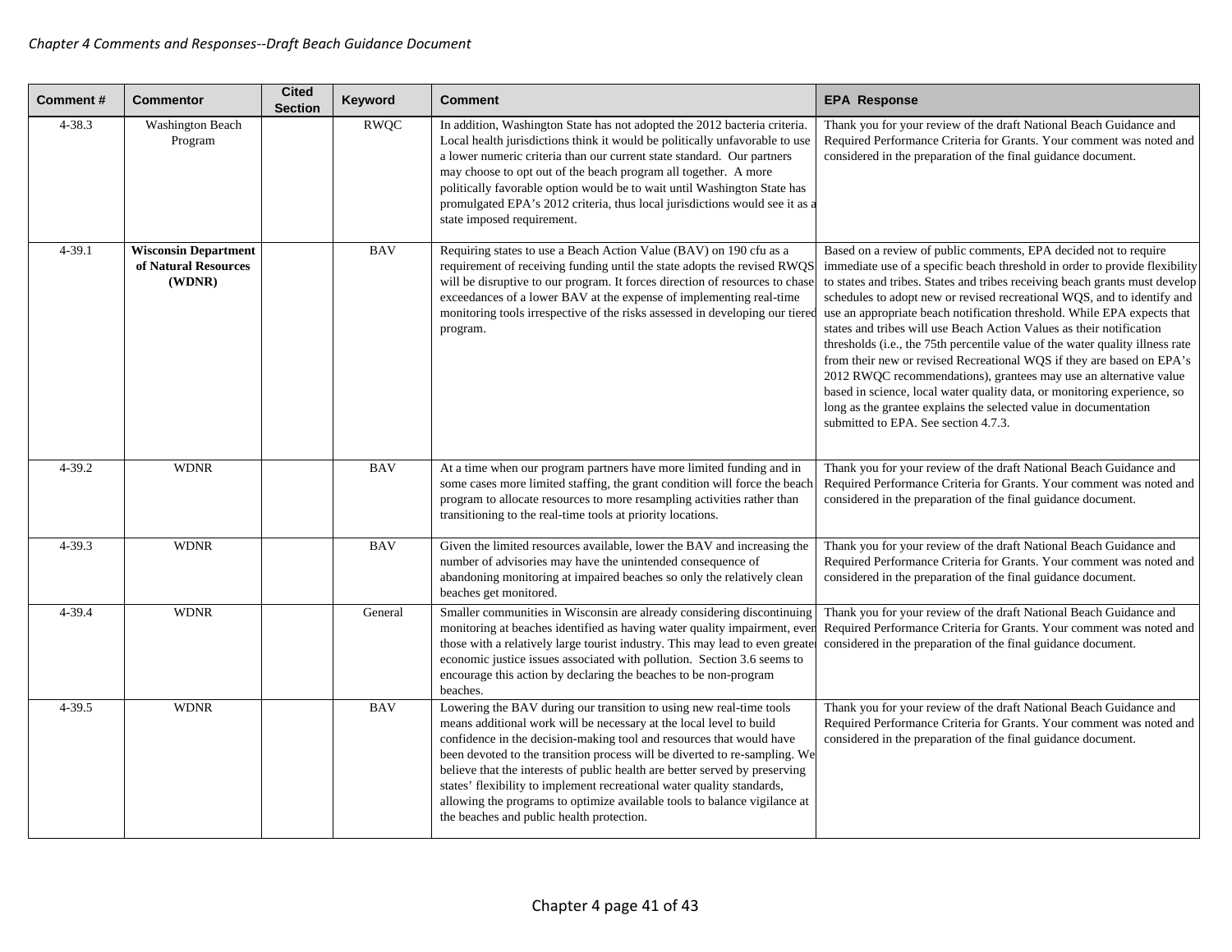*Chapter 4 Comments and Responses--Draft Beach Guidance Document*

| Comment # | Commentor | Cited Section | Keyword | Comment | EPA Response |
|---|---|---|---|---|---|
| 4-38.3 | Washington Beach Program | | RWQC | In addition, Washington State has not adopted the 2012 bacteria criteria. Local health jurisdictions think it would be politically unfavorable to use a lower numeric criteria than our current state standard. Our partners may choose to opt out of the beach program all together. A more politically favorable option would be to wait until Washington State has promulgated EPA's 2012 criteria, thus local jurisdictions would see it as a state imposed requirement. | Thank you for your review of the draft National Beach Guidance and Required Performance Criteria for Grants. Your comment was noted and considered in the preparation of the final guidance document. |
| 4-39.1 | **Wisconsin Department of Natural Resources (WDNR)** | | BAV | Requiring states to use a Beach Action Value (BAV) on 190 cfu as a requirement of receiving funding until the state adopts the revised RWQS will be disruptive to our program. It forces direction of resources to chase exceedances of a lower BAV at the expense of implementing real-time monitoring tools irrespective of the risks assessed in developing our tiered program. | Based on a review of public comments, EPA decided not to require immediate use of a specific beach threshold in order to provide flexibility to states and tribes. States and tribes receiving beach grants must develop schedules to adopt new or revised recreational WQS, and to identify and use an appropriate beach notification threshold. While EPA expects that states and tribes will use Beach Action Values as their notification thresholds (i.e., the 75th percentile value of the water quality illness rate from their new or revised Recreational WQS if they are based on EPA's 2012 RWQC recommendations), grantees may use an alternative value based in science, local water quality data, or monitoring experience, so long as the grantee explains the selected value in documentation submitted to EPA. See section 4.7.3. |
| 4-39.2 | WDNR | | BAV | At a time when our program partners have more limited funding and in some cases more limited staffing, the grant condition will force the beach program to allocate resources to more resampling activities rather than transitioning to the real-time tools at priority locations. | Thank you for your review of the draft National Beach Guidance and Required Performance Criteria for Grants. Your comment was noted and considered in the preparation of the final guidance document. |
| 4-39.3 | WDNR | | BAV | Given the limited resources available, lower the BAV and increasing the number of advisories may have the unintended consequence of abandoning monitoring at impaired beaches so only the relatively clean beaches get monitored. | Thank you for your review of the draft National Beach Guidance and Required Performance Criteria for Grants. Your comment was noted and considered in the preparation of the final guidance document. |
| 4-39.4 | WDNR | | General | Smaller communities in Wisconsin are already considering discontinuing monitoring at beaches identified as having water quality impairment, even those with a relatively large tourist industry. This may lead to even greater economic justice issues associated with pollution. Section 3.6 seems to encourage this action by declaring the beaches to be non-program beaches. | Thank you for your review of the draft National Beach Guidance and Required Performance Criteria for Grants. Your comment was noted and considered in the preparation of the final guidance document. |
| 4-39.5 | WDNR | | BAV | Lowering the BAV during our transition to using new real-time tools means additional work will be necessary at the local level to build confidence in the decision-making tool and resources that would have been devoted to the transition process will be diverted to re-sampling. We believe that the interests of public health are better served by preserving states' flexibility to implement recreational water quality standards, allowing the programs to optimize available tools to balance vigilance at the beaches and public health protection. | Thank you for your review of the draft National Beach Guidance and Required Performance Criteria for Grants. Your comment was noted and considered in the preparation of the final guidance document. |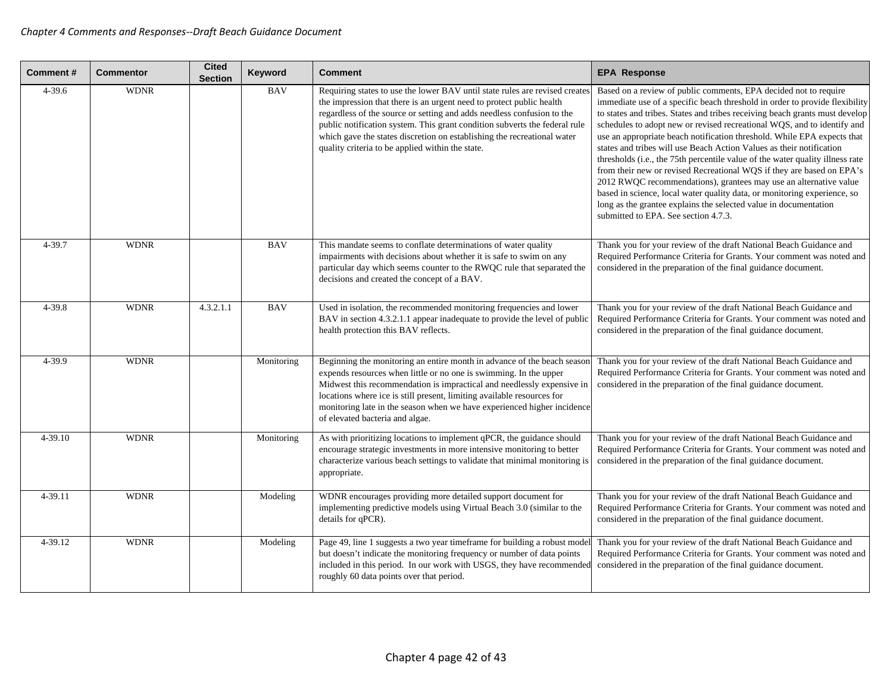| Comment # | Commentor | Cited Section | Keyword | Comment | EPA Response |
|---|---|---|---|---|---|
| 4-39.6 | WDNR | | BAV | Requiring states to use the lower BAV until state rules are revised creates the impression that there is an urgent need to protect public health regardless of the source or setting and adds needless confusion to the public notification system. This grant condition subverts the federal rule which gave the states discretion on establishing the recreational water quality criteria to be applied within the state. | Based on a review of public comments, EPA decided not to require immediate use of a specific beach threshold in order to provide flexibility to states and tribes. States and tribes receiving beach grants must develop schedules to adopt new or revised recreational WQS, and to identify and use an appropriate beach notification threshold. While EPA expects that states and tribes will use Beach Action Values as their notification thresholds (i.e., the 75th percentile value of the water quality illness rate from their new or revised Recreational WQS if they are based on EPA's 2012 RWQC recommendations), grantees may use an alternative value based in science, local water quality data, or monitoring experience, so long as the grantee explains the selected value in documentation submitted to EPA. See section 4.7.3. |
| 4-39.7 | WDNR | | BAV | This mandate seems to conflate determinations of water quality impairments with decisions about whether it is safe to swim on any particular day which seems counter to the RWQC rule that separated the decisions and created the concept of a BAV. | Thank you for your review of the draft National Beach Guidance and Required Performance Criteria for Grants. Your comment was noted and considered in the preparation of the final guidance document. |
| 4-39.8 | WDNR | 4.3.2.1.1 | BAV | Used in isolation, the recommended monitoring frequencies and lower BAV in section 4.3.2.1.1 appear inadequate to provide the level of public health protection this BAV reflects. | Thank you for your review of the draft National Beach Guidance and Required Performance Criteria for Grants. Your comment was noted and considered in the preparation of the final guidance document. |
| 4-39.9 | WDNR | | Monitoring | Beginning the monitoring an entire month in advance of the beach season expends resources when little or no one is swimming. In the upper Midwest this recommendation is impractical and needlessly expensive in locations where ice is still present, limiting available resources for monitoring late in the season when we have experienced higher incidence of elevated bacteria and algae. | Thank you for your review of the draft National Beach Guidance and Required Performance Criteria for Grants. Your comment was noted and considered in the preparation of the final guidance document. |
| 4-39.10 | WDNR | | Monitoring | As with prioritizing locations to implement qPCR, the guidance should encourage strategic investments in more intensive monitoring to better characterize various beach settings to validate that minimal monitoring is appropriate. | Thank you for your review of the draft National Beach Guidance and Required Performance Criteria for Grants. Your comment was noted and considered in the preparation of the final guidance document. |
| 4-39.11 | WDNR | | Modeling | WDNR encourages providing more detailed support document for implementing predictive models using Virtual Beach 3.0 (similar to the details for qPCR). | Thank you for your review of the draft National Beach Guidance and Required Performance Criteria for Grants. Your comment was noted and considered in the preparation of the final guidance document. |
| 4-39.12 | WDNR | | Modeling | Page 49, line 1 suggests a two year timeframe for building a robust model but doesn't indicate the monitoring frequency or number of data points included in this period. In our work with USGS, they have recommended roughly 60 data points over that period. | Thank you for your review of the draft National Beach Guidance and Required Performance Criteria for Grants. Your comment was noted and considered in the preparation of the final guidance document. |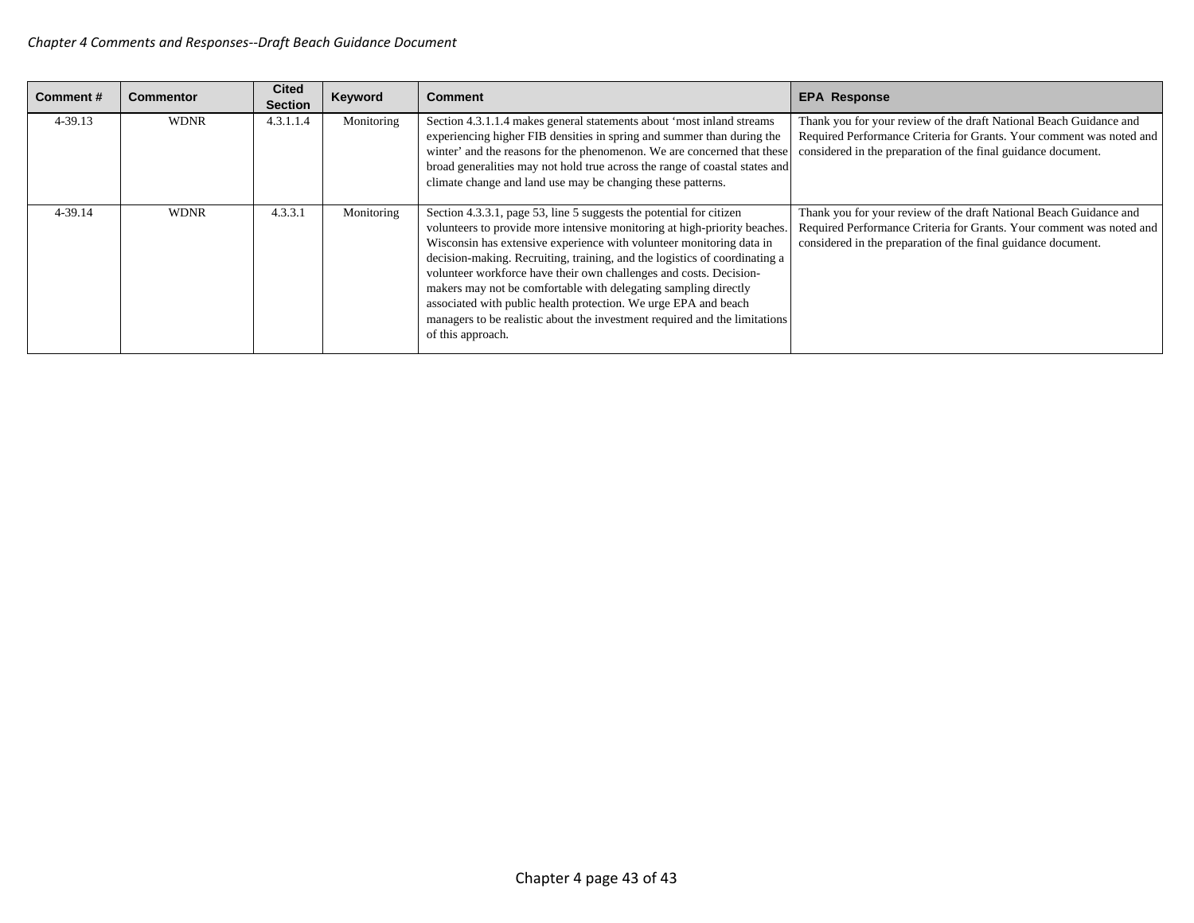| Comment # | Commentor | Cited Section | Keyword | Comment | EPA Response |
|---|---|---|---|---|---|
| 4-39.13 | WDNR | 4.3.1.1.4 | Monitoring | Section 4.3.1.1.4 makes general statements about 'most inland streams experiencing higher FIB densities in spring and summer than during the winter' and the reasons for the phenomenon. We are concerned that these broad generalities may not hold true across the range of coastal states and climate change and land use may be changing these patterns. | Thank you for your review of the draft National Beach Guidance and Required Performance Criteria for Grants. Your comment was noted and considered in the preparation of the final guidance document. |
| 4-39.14 | WDNR | 4.3.3.1 | Monitoring | Section 4.3.3.1, page 53, line 5 suggests the potential for citizen volunteers to provide more intensive monitoring at high-priority beaches. Wisconsin has extensive experience with volunteer monitoring data in decision-making. Recruiting, training, and the logistics of coordinating a volunteer workforce have their own challenges and costs. Decision-makers may not be comfortable with delegating sampling directly associated with public health protection. We urge EPA and beach managers to be realistic about the investment required and the limitations of this approach. | Thank you for your review of the draft National Beach Guidance and Required Performance Criteria for Grants. Your comment was noted and considered in the preparation of the final guidance document. |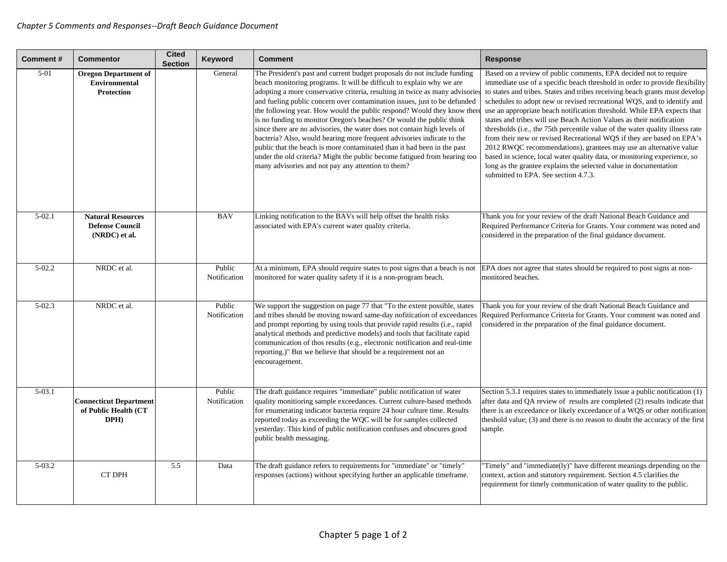*Chapter 5 Comments and Responses--Draft Beach Guidance Document*

| Comment # | Commentor | Cited Section | Keyword | Comment | Response |
|---|---|---|---|---|---|
| 5-01 | **Oregon Department of Environmental Protection** | | General | The President's past and current budget proposals do not include funding beach monitoring programs. It will be difficult to explain why we are adopting a more conservative criteria, resulting in twice as many advisories and fueling public concern over contamination issues, just to be defunded the following year. How would the public respond? Would they know there is no funding to monitor Oregon's beaches? Or would the public think since there are no advisories, the water does not contain high levels of bacteria? Also, would hearing more frequent advisories indicate to the public that the beach is more contaminated than it had been in the past under the old criteria? Might the public become fatigued from hearing too many advisories and not pay any attention to them? | Based on a review of public comments, EPA decided not to require immediate use of a specific beach threshold in order to provide flexibility to states and tribes. States and tribes receiving beach grants must develop schedules to adopt new or revised recreational WQS, and to identify and use an appropriate beach notification threshold. While EPA expects that states and tribes will use Beach Action Values as their notification thresholds (i.e., the 75th percentile value of the water quality illness rate from their new or revised Recreational WQS if they are based on EPA's 2012 RWQC recommendations), grantees may use an alternative value based in science, local water quality data, or monitoring experience, so long as the grantee explains the selected value in documentation submitted to EPA. See section 4.7.3. |
| 5-02.1 | **Natural Resources Defense Council (NRDC) et al.** | | BAV | Linking notification to the BAVs will help offset the health risks associated with EPA's current water quality criteria. | Thank you for your review of the draft National Beach Guidance and Required Performance Criteria for Grants. Your comment was noted and considered in the preparation of the final guidance document. |
| 5-02.2 | NRDC et al. | | Public Notification | At a minimum, EPA should require states to post signs that a beach is not monitored for water quality safety if it is a non-program beach. | EPA does not agree that states should be required to post signs at non-monitored beaches. |
| 5-02.3 | NRDC et al. | | Public Notification | We support the suggestion on page 77 that "To the extent possible, states and tribes should be moving toward same-day nofitication of exceedances and prompt reporting by using tools that provide rapid results (i.e., rapid analytical methods and predictive models) and tools that facilitate rapid communication of thos results (e.g., electronic notification and real-time reporting.)" But we believe that should be a requirement not an encouragement. | Thank you for your review of the draft National Beach Guidance and Required Performance Criteria for Grants. Your comment was noted and considered in the preparation of the final guidance document. |
| 5-03.1 | **Connecticut Department of Public Health (CT DPH)** | | Public Notification | The draft guidance requires "immediate" public notification of water quality monitioring sample exceedances. Current culture-based methods for enumerating indicator bacteria require 24 hour culture time. Results reported today as exceeding the WQC will be for samples collected yesterday. This kind of public notification confuses and obscures good public health messaging. | Section 5.3.1 requires states to immediately issue a public notification (1) after data and QA review of results are completed (2) results indicate that there is an exceedance or likely exceedance of a WQS or other notification theshold value; (3) and there is no reason to doubt the accuracy of the first sample. |
| 5-03.2 | CT DPH | 5.5 | Data | The draft guidance refers to requirements for "immediate" or "timely" responses (actions) without specifying further an applicable timeframe. | "Timely" and "immediate(ly)" have different meanings depending on the context, action and statutory requirement. Section 4.5 clarifies the requirement for timely communication of water quality to the public. |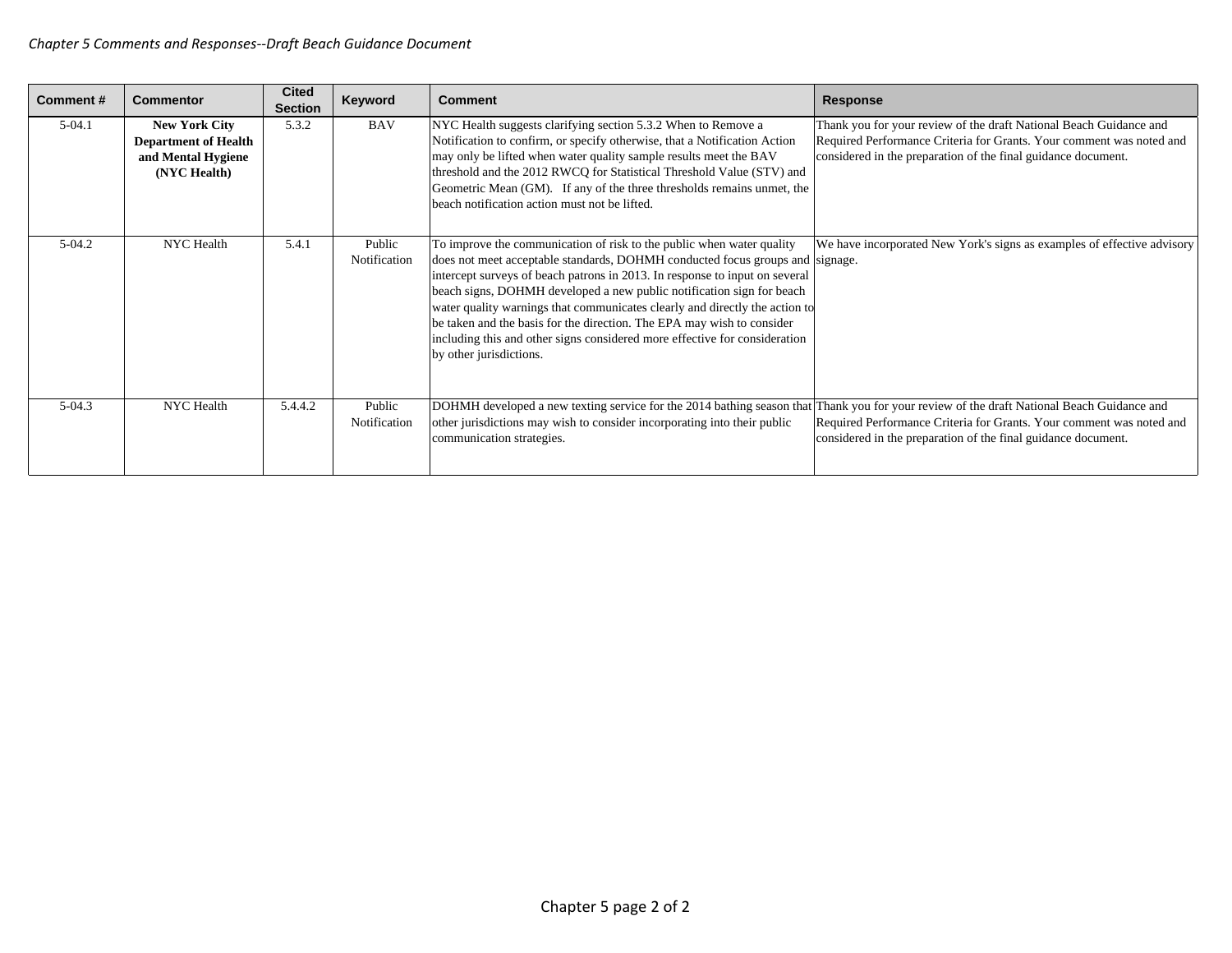*Chapter 5 Comments and Responses--Draft Beach Guidance Document*

| Comment # | Commentor | Cited Section | Keyword | Comment | Response |
|---|---|---|---|---|---|
| 5-04.1 | **New York City Department of Health and Mental Hygiene (NYC Health)** | 5.3.2 | BAV | NYC Health suggests clarifying section 5.3.2 When to Remove a Notification to confirm, or specify otherwise, that a Notification Action may only be lifted when water quality sample results meet the BAV threshold and the 2012 RWCQ for Statistical Threshold Value (STV) and Geometric Mean (GM). If any of the three thresholds remains unmet, the beach notification action must not be lifted. | Thank you for your review of the draft National Beach Guidance and Required Performance Criteria for Grants. Your comment was noted and considered in the preparation of the final guidance document. |
| 5-04.2 | NYC Health | 5.4.1 | Public Notification | To improve the communication of risk to the public when water quality does not meet acceptable standards, DOHMH conducted focus groups and intercept surveys of beach patrons in 2013. In response to input on several beach signs, DOHMH developed a new public notification sign for beach water quality warnings that communicates clearly and directly the action to be taken and the basis for the direction. The EPA may wish to consider including this and other signs considered more effective for consideration by other jurisdictions. | We have incorporated New York's signs as examples of effective advisory signage. |
| 5-04.3 | NYC Health | 5.4.4.2 | Public Notification | DOHMH developed a new texting service for the 2014 bathing season that other jurisdictions may wish to consider incorporating into their public communication strategies. | Thank you for your review of the draft National Beach Guidance and Required Performance Criteria for Grants. Your comment was noted and considered in the preparation of the final guidance document. |